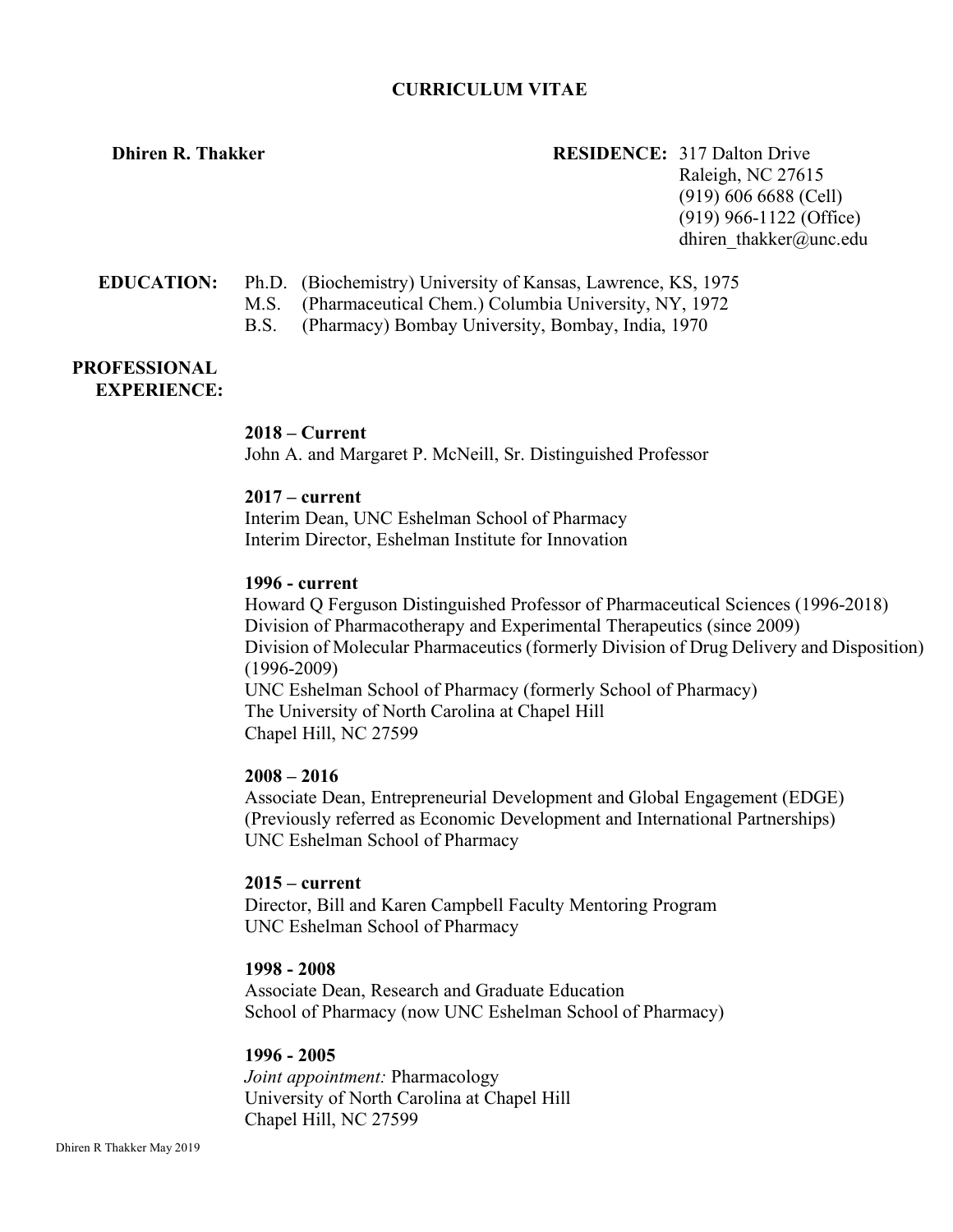# CURRICULUM VITAE

**Dhiren R. Thakker**

**RESIDENCE:** 317 Dalton Drive
Raleigh, NC 27615
(919) 606 6688 (Cell)
(919) 966-1122 (Office)
dhiren_thakker@unc.edu

**EDUCATION:**

Ph.D. (Biochemistry) University of Kansas, Lawrence, KS, 1975
M.S. (Pharmaceutical Chem.) Columbia University, NY, 1972
B.S. (Pharmacy) Bombay University, Bombay, India, 1970

**PROFESSIONAL EXPERIENCE:**

**2018 – Current**
John A. and Margaret P. McNeill, Sr. Distinguished Professor

**2017 – current**
Interim Dean, UNC Eshelman School of Pharmacy
Interim Director, Eshelman Institute for Innovation

**1996 - current**
Howard Q Ferguson Distinguished Professor of Pharmaceutical Sciences (1996-2018)
Division of Pharmacotherapy and Experimental Therapeutics (since 2009)
Division of Molecular Pharmaceutics (formerly Division of Drug Delivery and Disposition) (1996-2009)
UNC Eshelman School of Pharmacy (formerly School of Pharmacy)
The University of North Carolina at Chapel Hill
Chapel Hill, NC 27599

**2008 – 2016**
Associate Dean, Entrepreneurial Development and Global Engagement (EDGE)
(Previously referred as Economic Development and International Partnerships)
UNC Eshelman School of Pharmacy

**2015 – current**
Director, Bill and Karen Campbell Faculty Mentoring Program
UNC Eshelman School of Pharmacy

**1998 - 2008**
Associate Dean, Research and Graduate Education
School of Pharmacy (now UNC Eshelman School of Pharmacy)

**1996 - 2005**
*Joint appointment:* Pharmacology
University of North Carolina at Chapel Hill
Chapel Hill, NC 27599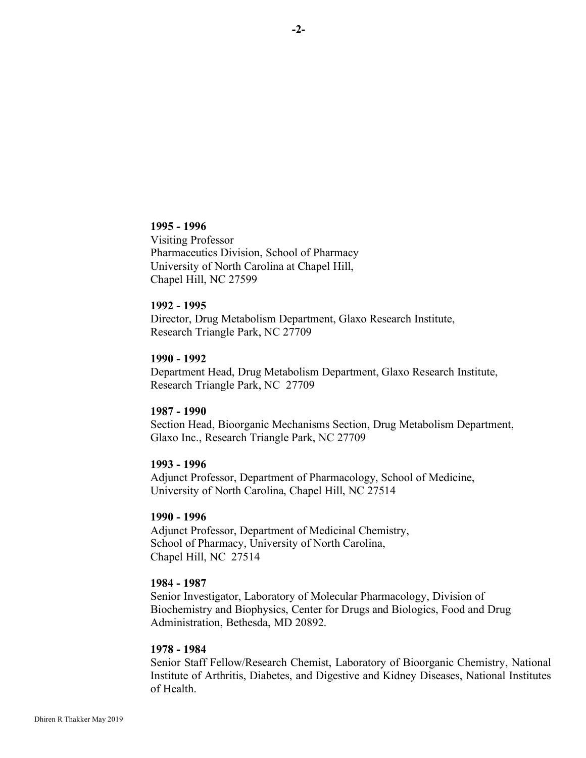**1995 - 1996**
Visiting Professor
Pharmaceutics Division, School of Pharmacy
University of North Carolina at Chapel Hill,
Chapel Hill, NC 27599

**1992 - 1995**
Director, Drug Metabolism Department, Glaxo Research Institute,
Research Triangle Park, NC 27709

**1990 - 1992**
Department Head, Drug Metabolism Department, Glaxo Research Institute,
Research Triangle Park, NC 27709

**1987 - 1990**
Section Head, Bioorganic Mechanisms Section, Drug Metabolism Department,
Glaxo Inc., Research Triangle Park, NC 27709

**1993 - 1996**
Adjunct Professor, Department of Pharmacology, School of Medicine,
University of North Carolina, Chapel Hill, NC 27514

**1990 - 1996**
Adjunct Professor, Department of Medicinal Chemistry,
School of Pharmacy, University of North Carolina,
Chapel Hill, NC 27514

**1984 - 1987**
Senior Investigator, Laboratory of Molecular Pharmacology, Division of Biochemistry and Biophysics, Center for Drugs and Biologics, Food and Drug Administration, Bethesda, MD 20892.

**1978 - 1984**
Senior Staff Fellow/Research Chemist, Laboratory of Bioorganic Chemistry, National Institute of Arthritis, Diabetes, and Digestive and Kidney Diseases, National Institutes of Health.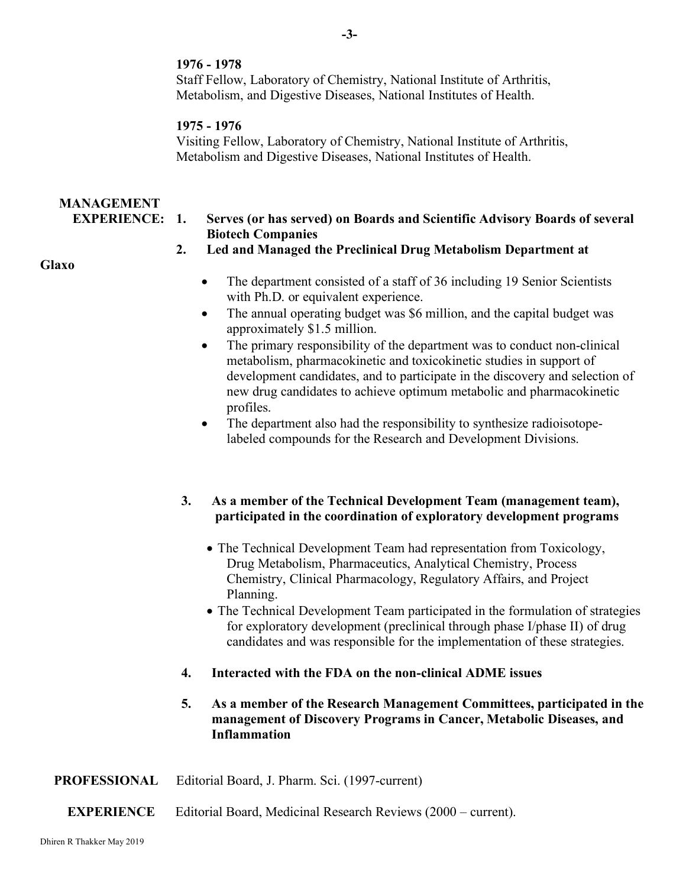**1976 - 1978**
Staff Fellow, Laboratory of Chemistry, National Institute of Arthritis, Metabolism, and Digestive Diseases, National Institutes of Health.

**1975 - 1976**
Visiting Fellow, Laboratory of Chemistry, National Institute of Arthritis, Metabolism and Digestive Diseases, National Institutes of Health.

## MANAGEMENT EXPERIENCE:

1. **Serves (or has served) on Boards and Scientific Advisory Boards of several Biotech Companies**
2. **Led and Managed the Preclinical Drug Metabolism Department at Glaxo**
   - The department consisted of a staff of 36 including 19 Senior Scientists with Ph.D. or equivalent experience.
   - The annual operating budget was $6 million, and the capital budget was approximately $1.5 million.
   - The primary responsibility of the department was to conduct non-clinical metabolism, pharmacokinetic and toxicokinetic studies in support of development candidates, and to participate in the discovery and selection of new drug candidates to achieve optimum metabolic and pharmacokinetic profiles.
   - The department also had the responsibility to synthesize radioisotope-labeled compounds for the Research and Development Divisions.
3. **As a member of the Technical Development Team (management team), participated in the coordination of exploratory development programs**
   - The Technical Development Team had representation from Toxicology, Drug Metabolism, Pharmaceutics, Analytical Chemistry, Process Chemistry, Clinical Pharmacology, Regulatory Affairs, and Project Planning.
   - The Technical Development Team participated in the formulation of strategies for exploratory development (preclinical through phase I/phase II) of drug candidates and was responsible for the implementation of these strategies.
4. **Interacted with the FDA on the non-clinical ADME issues**
5. **As a member of the Research Management Committees, participated in the management of Discovery Programs in Cancer, Metabolic Diseases, and Inflammation**

## PROFESSIONAL EXPERIENCE

Editorial Board, J. Pharm. Sci. (1997-current)

Editorial Board, Medicinal Research Reviews (2000 – current).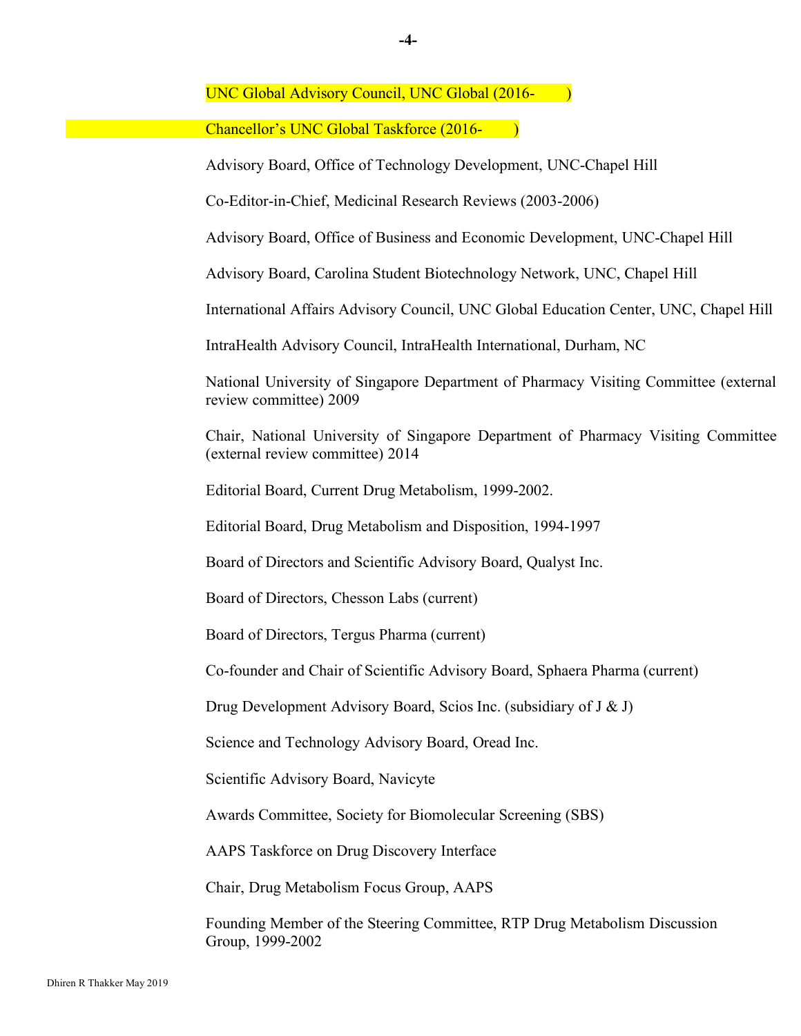UNC Global Advisory Council, UNC Global (2016-      )

Chancellor's UNC Global Taskforce (2016-      )

Advisory Board, Office of Technology Development, UNC-Chapel Hill

Co-Editor-in-Chief, Medicinal Research Reviews (2003-2006)

Advisory Board, Office of Business and Economic Development, UNC-Chapel Hill

Advisory Board, Carolina Student Biotechnology Network, UNC, Chapel Hill

International Affairs Advisory Council, UNC Global Education Center, UNC, Chapel Hill

IntraHealth Advisory Council, IntraHealth International, Durham, NC

National University of Singapore Department of Pharmacy Visiting Committee (external review committee) 2009

Chair, National University of Singapore Department of Pharmacy Visiting Committee (external review committee) 2014

Editorial Board, Current Drug Metabolism, 1999-2002.

Editorial Board, Drug Metabolism and Disposition, 1994-1997

Board of Directors and Scientific Advisory Board, Qualyst Inc.

Board of Directors, Chesson Labs (current)

Board of Directors, Tergus Pharma (current)

Co-founder and Chair of Scientific Advisory Board, Sphaera Pharma (current)

Drug Development Advisory Board, Scios Inc. (subsidiary of J & J)

Science and Technology Advisory Board, Oread Inc.

Scientific Advisory Board, Navicyte

Awards Committee, Society for Biomolecular Screening (SBS)

AAPS Taskforce on Drug Discovery Interface

Chair, Drug Metabolism Focus Group, AAPS

Founding Member of the Steering Committee, RTP Drug Metabolism Discussion Group, 1999-2002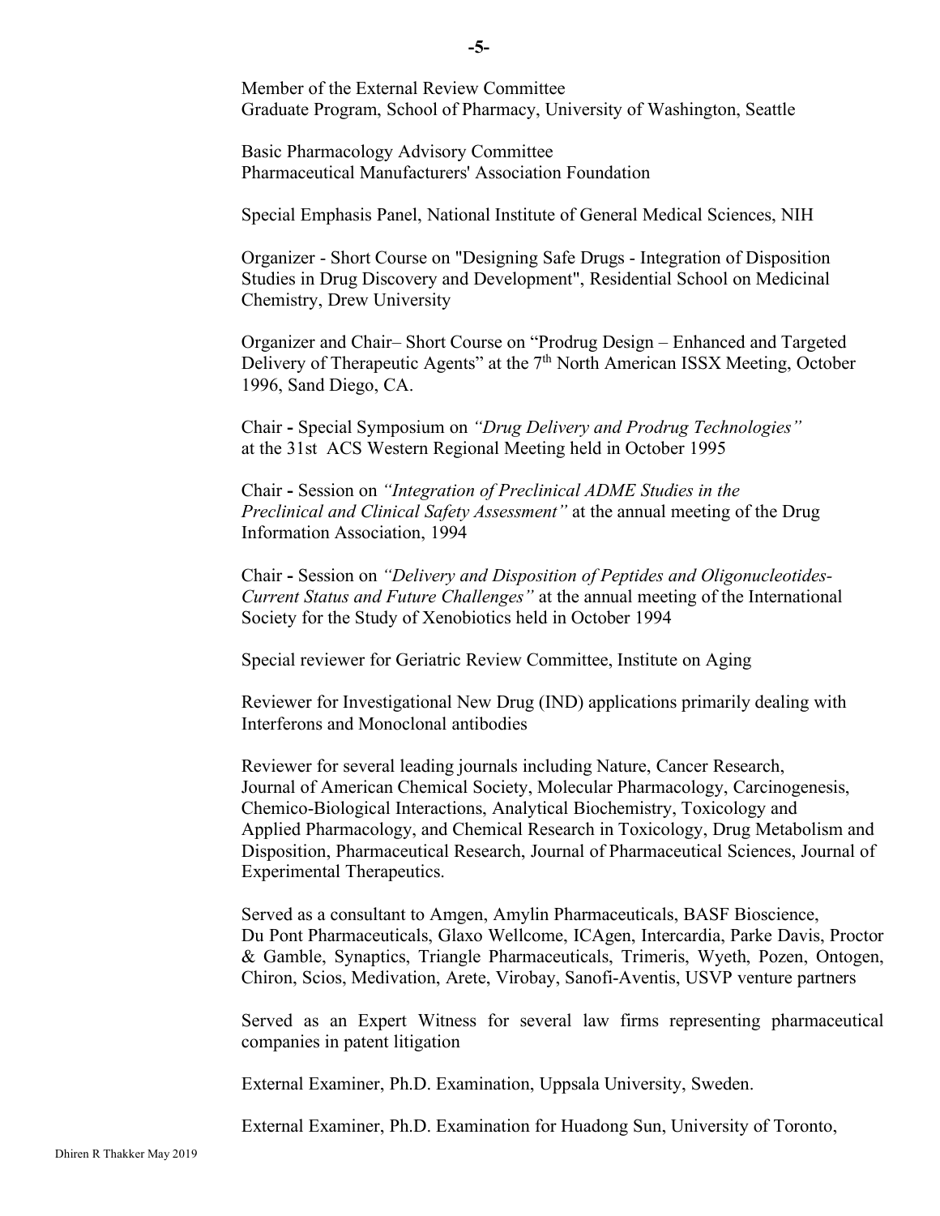Member of the External Review Committee
Graduate Program, School of Pharmacy, University of Washington, Seattle

Basic Pharmacology Advisory Committee
Pharmaceutical Manufacturers' Association Foundation

Special Emphasis Panel, National Institute of General Medical Sciences, NIH

Organizer - Short Course on "Designing Safe Drugs - Integration of Disposition Studies in Drug Discovery and Development", Residential School on Medicinal Chemistry, Drew University

Organizer and Chair– Short Course on "Prodrug Design – Enhanced and Targeted Delivery of Therapeutic Agents" at the 7th North American ISSX Meeting, October 1996, Sand Diego, CA.

Chair **-** Special Symposium on *"Drug Delivery and Prodrug Technologies"* at the 31st ACS Western Regional Meeting held in October 1995

Chair **-** Session on *"Integration of Preclinical ADME Studies in the Preclinical and Clinical Safety Assessment"* at the annual meeting of the Drug Information Association, 1994

Chair **-** Session on *"Delivery and Disposition of Peptides and Oligonucleotides-Current Status and Future Challenges"* at the annual meeting of the International Society for the Study of Xenobiotics held in October 1994

Special reviewer for Geriatric Review Committee, Institute on Aging

Reviewer for Investigational New Drug (IND) applications primarily dealing with Interferons and Monoclonal antibodies

Reviewer for several leading journals including Nature, Cancer Research, Journal of American Chemical Society, Molecular Pharmacology, Carcinogenesis, Chemico-Biological Interactions, Analytical Biochemistry, Toxicology and Applied Pharmacology, and Chemical Research in Toxicology, Drug Metabolism and Disposition, Pharmaceutical Research, Journal of Pharmaceutical Sciences, Journal of Experimental Therapeutics.

Served as a consultant to Amgen, Amylin Pharmaceuticals, BASF Bioscience, Du Pont Pharmaceuticals, Glaxo Wellcome, ICAgen, Intercardia, Parke Davis, Proctor & Gamble, Synaptics, Triangle Pharmaceuticals, Trimeris, Wyeth, Pozen, Ontogen, Chiron, Scios, Medivation, Arete, Virobay, Sanofi-Aventis, USVP venture partners

Served as an Expert Witness for several law firms representing pharmaceutical companies in patent litigation

External Examiner, Ph.D. Examination, Uppsala University, Sweden.

External Examiner, Ph.D. Examination for Huadong Sun, University of Toronto,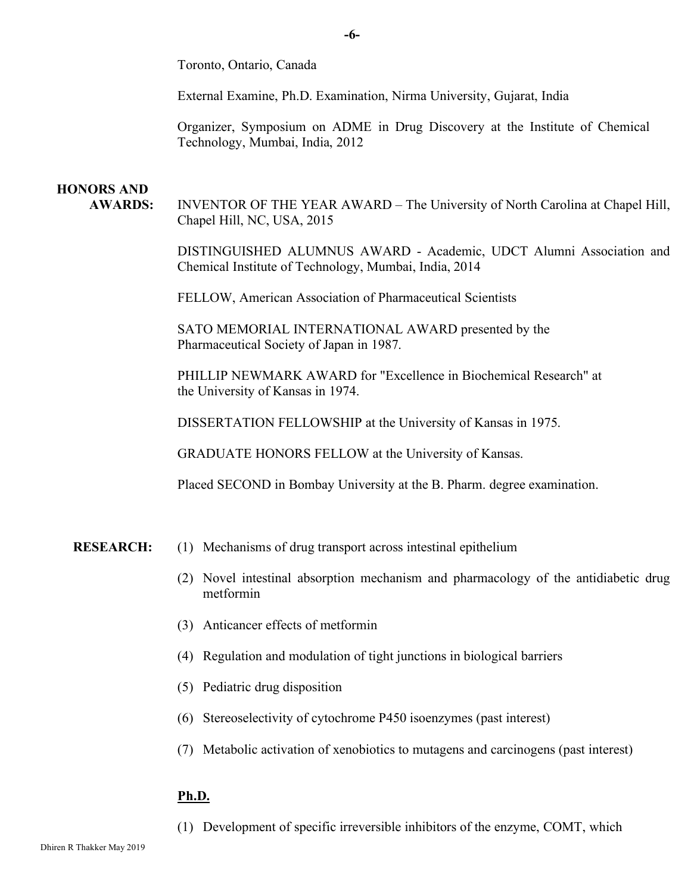Toronto, Ontario, Canada

External Examine, Ph.D. Examination, Nirma University, Gujarat, India

Organizer, Symposium on ADME in Drug Discovery at the Institute of Chemical Technology, Mumbai, India, 2012

**HONORS AND AWARDS:**

INVENTOR OF THE YEAR AWARD – The University of North Carolina at Chapel Hill, Chapel Hill, NC, USA, 2015

DISTINGUISHED ALUMNUS AWARD - Academic, UDCT Alumni Association and Chemical Institute of Technology, Mumbai, India, 2014

FELLOW, American Association of Pharmaceutical Scientists

SATO MEMORIAL INTERNATIONAL AWARD presented by the Pharmaceutical Society of Japan in 1987.

PHILLIP NEWMARK AWARD for "Excellence in Biochemical Research" at the University of Kansas in 1974.

DISSERTATION FELLOWSHIP at the University of Kansas in 1975.

GRADUATE HONORS FELLOW at the University of Kansas.

Placed SECOND in Bombay University at the B. Pharm. degree examination.

**RESEARCH:**

(1) Mechanisms of drug transport across intestinal epithelium

(2) Novel intestinal absorption mechanism and pharmacology of the antidiabetic drug metformin

(3) Anticancer effects of metformin

(4) Regulation and modulation of tight junctions in biological barriers

(5) Pediatric drug disposition

(6) Stereoselectivity of cytochrome P450 isoenzymes (past interest)

(7) Metabolic activation of xenobiotics to mutagens and carcinogens (past interest)

**Ph.D.**

(1) Development of specific irreversible inhibitors of the enzyme, COMT, which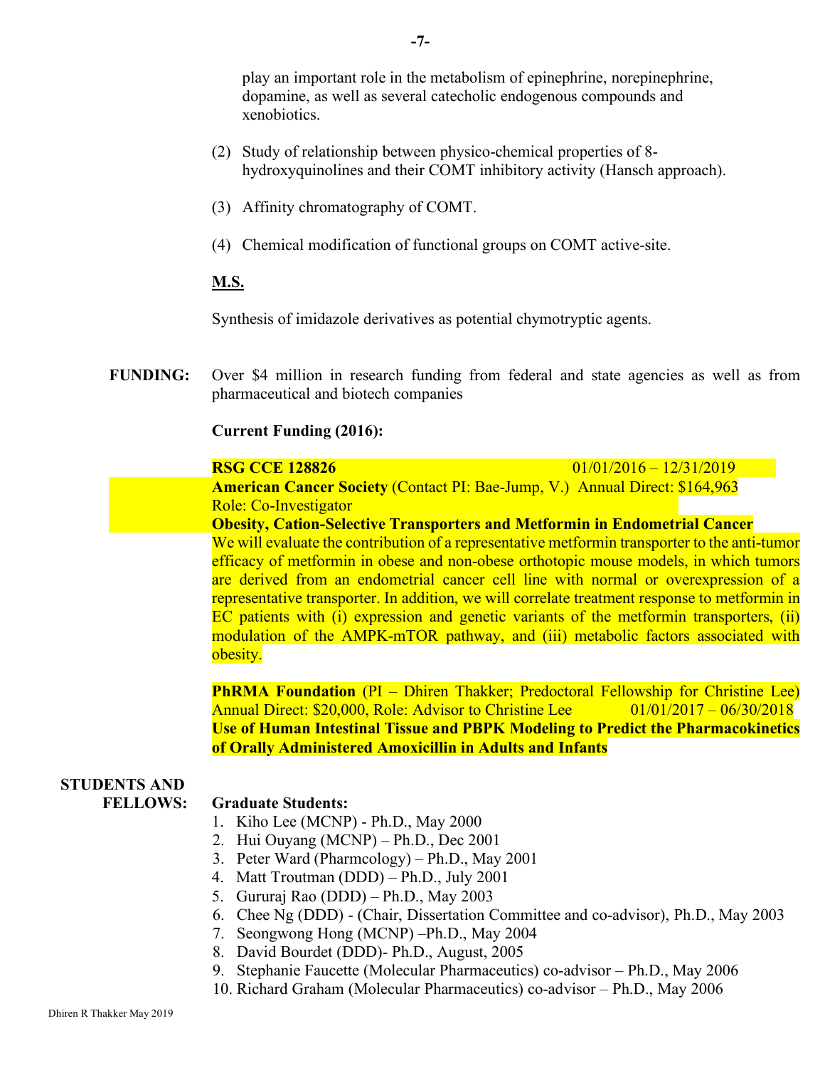play an important role in the metabolism of epinephrine, norepinephrine, dopamine, as well as several catecholic endogenous compounds and xenobiotics.

(2) Study of relationship between physico-chemical properties of 8-hydroxyquinolines and their COMT inhibitory activity (Hansch approach).

(3) Affinity chromatography of COMT.

(4) Chemical modification of functional groups on COMT active-site.

**M.S.**

Synthesis of imidazole derivatives as potential chymotryptic agents.

**FUNDING:** Over $4 million in research funding from federal and state agencies as well as from pharmaceutical and biotech companies

**Current Funding (2016):**

**RSG CCE 128826** 01/01/2016 – 12/31/2019
**American Cancer Society** (Contact PI: Bae-Jump, V.) Annual Direct: $164,963
Role: Co-Investigator
**Obesity, Cation-Selective Transporters and Metformin in Endometrial Cancer**
We will evaluate the contribution of a representative metformin transporter to the anti-tumor efficacy of metformin in obese and non-obese orthotopic mouse models, in which tumors are derived from an endometrial cancer cell line with normal or overexpression of a representative transporter. In addition, we will correlate treatment response to metformin in EC patients with (i) expression and genetic variants of the metformin transporters, (ii) modulation of the AMPK-mTOR pathway, and (iii) metabolic factors associated with obesity.

**PhRMA Foundation** (PI – Dhiren Thakker; Predoctoral Fellowship for Christine Lee) Annual Direct: $20,000, Role: Advisor to Christine Lee 01/01/2017 – 06/30/2018
**Use of Human Intestinal Tissue and PBPK Modeling to Predict the Pharmacokinetics of Orally Administered Amoxicillin in Adults and Infants**

**STUDENTS AND FELLOWS:**

**Graduate Students:**

1. Kiho Lee (MCNP) - Ph.D., May 2000
2. Hui Ouyang (MCNP) – Ph.D., Dec 2001
3. Peter Ward (Pharmcology) – Ph.D., May 2001
4. Matt Troutman (DDD) – Ph.D., July 2001
5. Gururaj Rao (DDD) – Ph.D., May 2003
6. Chee Ng (DDD) - (Chair, Dissertation Committee and co-advisor), Ph.D., May 2003
7. Seongwong Hong (MCNP) –Ph.D., May 2004
8. David Bourdet (DDD)- Ph.D., August, 2005
9. Stephanie Faucette (Molecular Pharmaceutics) co-advisor – Ph.D., May 2006
10. Richard Graham (Molecular Pharmaceutics) co-advisor – Ph.D., May 2006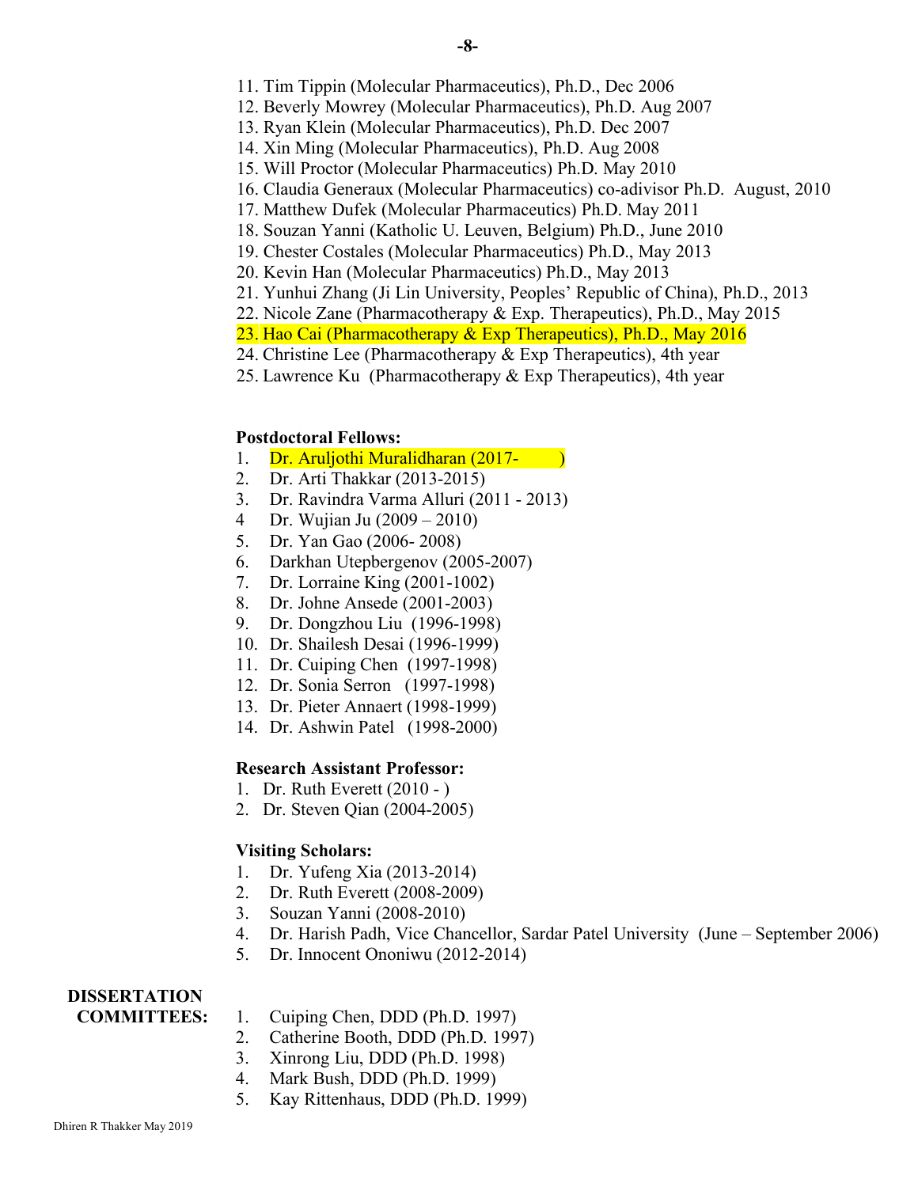11. Tim Tippin (Molecular Pharmaceutics), Ph.D., Dec 2006
12. Beverly Mowrey (Molecular Pharmaceutics), Ph.D. Aug 2007
13. Ryan Klein (Molecular Pharmaceutics), Ph.D. Dec 2007
14. Xin Ming (Molecular Pharmaceutics), Ph.D. Aug 2008
15. Will Proctor (Molecular Pharmaceutics) Ph.D. May 2010
16. Claudia Generaux (Molecular Pharmaceutics) co-adivisor Ph.D. August, 2010
17. Matthew Dufek (Molecular Pharmaceutics) Ph.D. May 2011
18. Souzan Yanni (Katholic U. Leuven, Belgium) Ph.D., June 2010
19. Chester Costales (Molecular Pharmaceutics) Ph.D., May 2013
20. Kevin Han (Molecular Pharmaceutics) Ph.D., May 2013
21. Yunhui Zhang (Ji Lin University, Peoples' Republic of China), Ph.D., 2013
22. Nicole Zane (Pharmacotherapy & Exp. Therapeutics), Ph.D., May 2015
23. Hao Cai (Pharmacotherapy & Exp Therapeutics), Ph.D., May 2016
24. Christine Lee (Pharmacotherapy & Exp Therapeutics), 4th year
25. Lawrence Ku (Pharmacotherapy & Exp Therapeutics), 4th year

**Postdoctoral Fellows:**

1. Dr. Aruljothi Muralidharan (2017- )
2. Dr. Arti Thakkar (2013-2015)
3. Dr. Ravindra Varma Alluri (2011 - 2013)
4. Dr. Wujian Ju (2009 – 2010)
5. Dr. Yan Gao (2006- 2008)
6. Darkhan Utepbergenov (2005-2007)
7. Dr. Lorraine King (2001-1002)
8. Dr. Johne Ansede (2001-2003)
9. Dr. Dongzhou Liu (1996-1998)
10. Dr. Shailesh Desai (1996-1999)
11. Dr. Cuiping Chen (1997-1998)
12. Dr. Sonia Serron (1997-1998)
13. Dr. Pieter Annaert (1998-1999)
14. Dr. Ashwin Patel (1998-2000)

**Research Assistant Professor:**

1. Dr. Ruth Everett (2010 - )
2. Dr. Steven Qian (2004-2005)

**Visiting Scholars:**

1. Dr. Yufeng Xia (2013-2014)
2. Dr. Ruth Everett (2008-2009)
3. Souzan Yanni (2008-2010)
4. Dr. Harish Padh, Vice Chancellor, Sardar Patel University (June – September 2006)
5. Dr. Innocent Ononiwu (2012-2014)

**DISSERTATION COMMITTEES:**

1. Cuiping Chen, DDD (Ph.D. 1997)
2. Catherine Booth, DDD (Ph.D. 1997)
3. Xinrong Liu, DDD (Ph.D. 1998)
4. Mark Bush, DDD (Ph.D. 1999)
5. Kay Rittenhaus, DDD (Ph.D. 1999)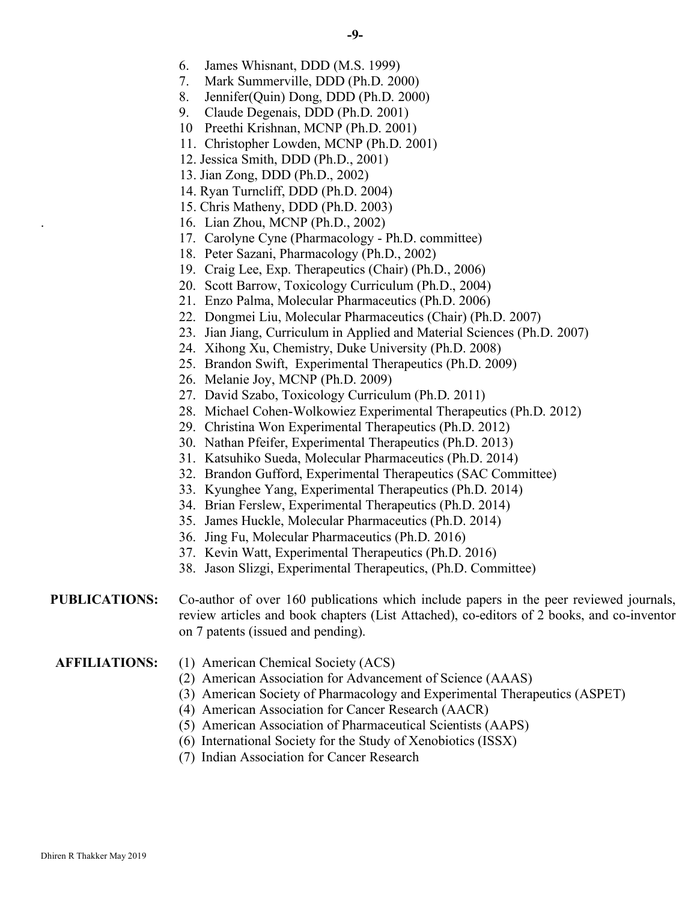6. James Whisnant, DDD (M.S. 1999)
7. Mark Summerville, DDD (Ph.D. 2000)
8. Jennifer(Quin) Dong, DDD (Ph.D. 2000)
9. Claude Degenais, DDD (Ph.D. 2001)
10 Preethi Krishnan, MCNP (Ph.D. 2001)
11. Christopher Lowden, MCNP (Ph.D. 2001)
12. Jessica Smith, DDD (Ph.D., 2001)
13. Jian Zong, DDD (Ph.D., 2002)
14. Ryan Turncliff, DDD (Ph.D. 2004)
15. Chris Matheny, DDD (Ph.D. 2003)
16. Lian Zhou, MCNP (Ph.D., 2002)
17. Carolyne Cyne (Pharmacology - Ph.D. committee)
18. Peter Sazani, Pharmacology (Ph.D., 2002)
19. Craig Lee, Exp. Therapeutics (Chair) (Ph.D., 2006)
20. Scott Barrow, Toxicology Curriculum (Ph.D., 2004)
21. Enzo Palma, Molecular Pharmaceutics (Ph.D. 2006)
22. Dongmei Liu, Molecular Pharmaceutics (Chair) (Ph.D. 2007)
23. Jian Jiang, Curriculum in Applied and Material Sciences (Ph.D. 2007)
24. Xihong Xu, Chemistry, Duke University (Ph.D. 2008)
25. Brandon Swift, Experimental Therapeutics (Ph.D. 2009)
26. Melanie Joy, MCNP (Ph.D. 2009)
27. David Szabo, Toxicology Curriculum (Ph.D. 2011)
28. Michael Cohen-Wolkowiez Experimental Therapeutics (Ph.D. 2012)
29. Christina Won Experimental Therapeutics (Ph.D. 2012)
30. Nathan Pfeifer, Experimental Therapeutics (Ph.D. 2013)
31. Katsuhiko Sueda, Molecular Pharmaceutics (Ph.D. 2014)
32. Brandon Gufford, Experimental Therapeutics (SAC Committee)
33. Kyunghee Yang, Experimental Therapeutics (Ph.D. 2014)
34. Brian Ferslew, Experimental Therapeutics (Ph.D. 2014)
35. James Huckle, Molecular Pharmaceutics (Ph.D. 2014)
36. Jing Fu, Molecular Pharmaceutics (Ph.D. 2016)
37. Kevin Watt, Experimental Therapeutics (Ph.D. 2016)
38. Jason Slizgi, Experimental Therapeutics, (Ph.D. Committee)

**PUBLICATIONS:** Co-author of over 160 publications which include papers in the peer reviewed journals, review articles and book chapters (List Attached), co-editors of 2 books, and co-inventor on 7 patents (issued and pending).

**AFFILIATIONS:**

(1) American Chemical Society (ACS)
(2) American Association for Advancement of Science (AAAS)
(3) American Society of Pharmacology and Experimental Therapeutics (ASPET)
(4) American Association for Cancer Research (AACR)
(5) American Association of Pharmaceutical Scientists (AAPS)
(6) International Society for the Study of Xenobiotics (ISSX)
(7) Indian Association for Cancer Research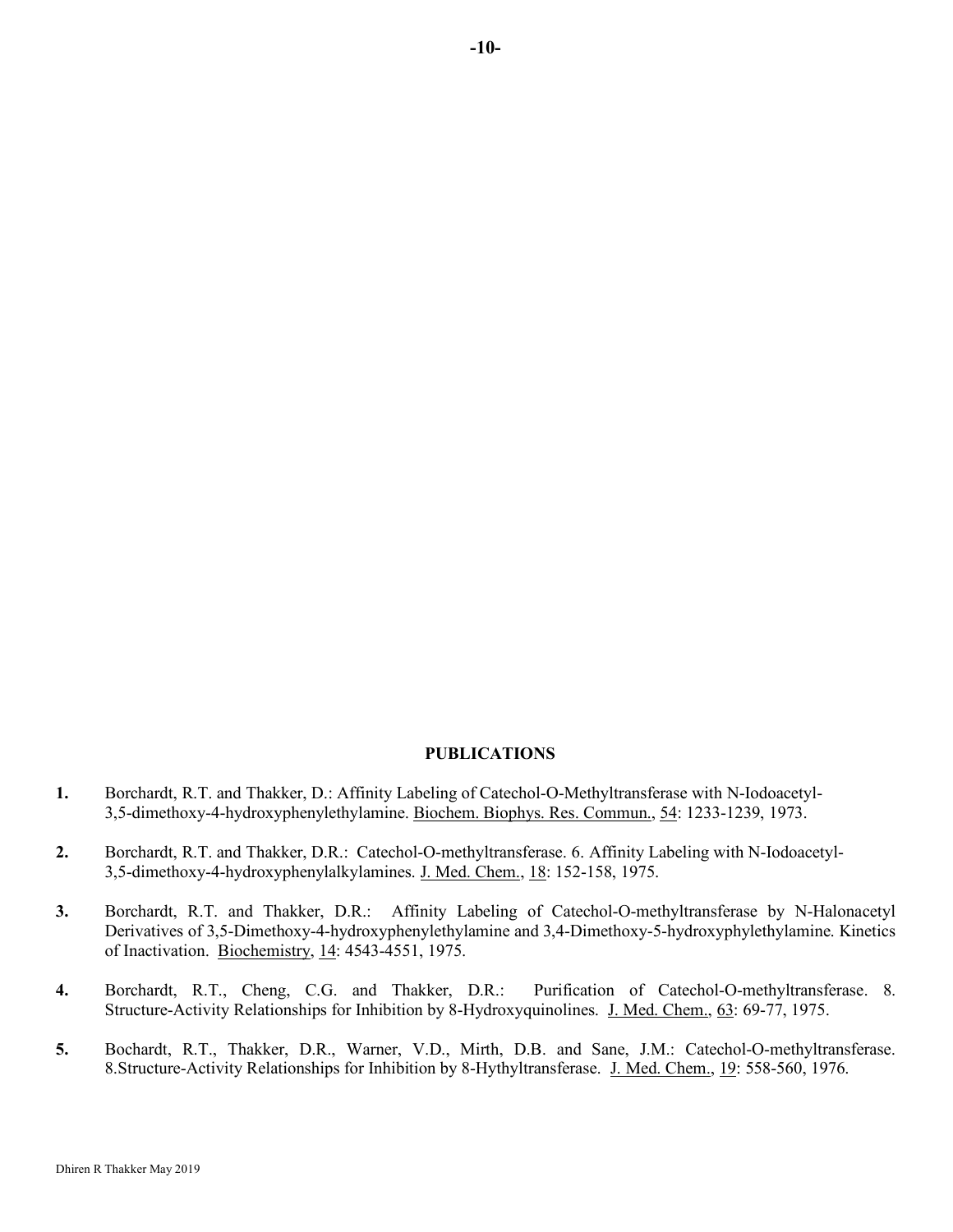## PUBLICATIONS

**1.** Borchardt, R.T. and Thakker, D.: Affinity Labeling of Catechol-O-Methyltransferase with N-Iodoacetyl-3,5-dimethoxy-4-hydroxyphenylethylamine. Biochem. Biophys. Res. Commun., 54: 1233-1239, 1973.

**2.** Borchardt, R.T. and Thakker, D.R.: Catechol-O-methyltransferase. 6. Affinity Labeling with N-Iodoacetyl-3,5-dimethoxy-4-hydroxyphenylalkylamines. J. Med. Chem., 18: 152-158, 1975.

**3.** Borchardt, R.T. and Thakker, D.R.: Affinity Labeling of Catechol-O-methyltransferase by N-Halonacetyl Derivatives of 3,5-Dimethoxy-4-hydroxyphenylethylamine and 3,4-Dimethoxy-5-hydroxyphylethylamine. Kinetics of Inactivation. Biochemistry, 14: 4543-4551, 1975.

**4.** Borchardt, R.T., Cheng, C.G. and Thakker, D.R.: Purification of Catechol-O-methyltransferase. 8. Structure-Activity Relationships for Inhibition by 8-Hydroxyquinolines. J. Med. Chem., 63: 69-77, 1975.

**5.** Bochardt, R.T., Thakker, D.R., Warner, V.D., Mirth, D.B. and Sane, J.M.: Catechol-O-methyltransferase. 8.Structure-Activity Relationships for Inhibition by 8-Hythyltransferase. J. Med. Chem., 19: 558-560, 1976.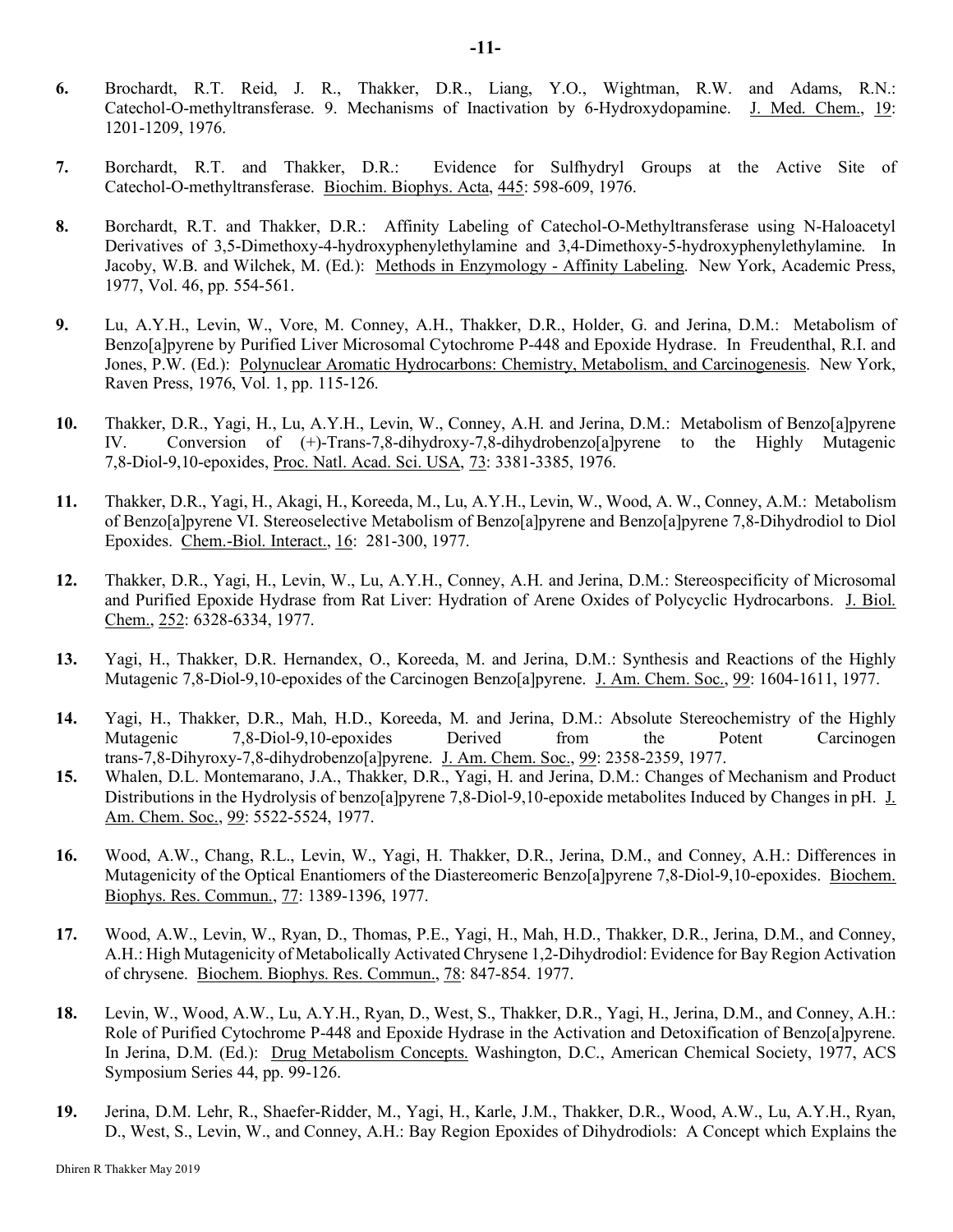**6.** Brochardt, R.T. Reid, J. R., Thakker, D.R., Liang, Y.O., Wightman, R.W. and Adams, R.N.: Catechol-O-methyltransferase. 9. Mechanisms of Inactivation by 6-Hydroxydopamine. J. Med. Chem., 19: 1201-1209, 1976.

**7.** Borchardt, R.T. and Thakker, D.R.: Evidence for Sulfhydryl Groups at the Active Site of Catechol-O-methyltransferase. Biochim. Biophys. Acta, 445: 598-609, 1976.

**8.** Borchardt, R.T. and Thakker, D.R.: Affinity Labeling of Catechol-O-Methyltransferase using N-Haloacetyl Derivatives of 3,5-Dimethoxy-4-hydroxyphenylethylamine and 3,4-Dimethoxy-5-hydroxyphenylethylamine. In Jacoby, W.B. and Wilchek, M. (Ed.): Methods in Enzymology - Affinity Labeling. New York, Academic Press, 1977, Vol. 46, pp. 554-561.

**9.** Lu, A.Y.H., Levin, W., Vore, M. Conney, A.H., Thakker, D.R., Holder, G. and Jerina, D.M.: Metabolism of Benzo[a]pyrene by Purified Liver Microsomal Cytochrome P-448 and Epoxide Hydrase. In Freudenthal, R.I. and Jones, P.W. (Ed.): Polynuclear Aromatic Hydrocarbons: Chemistry, Metabolism, and Carcinogenesis. New York, Raven Press, 1976, Vol. 1, pp. 115-126.

**10.** Thakker, D.R., Yagi, H., Lu, A.Y.H., Levin, W., Conney, A.H. and Jerina, D.M.: Metabolism of Benzo[a]pyrene IV. Conversion of (+)-Trans-7,8-dihydroxy-7,8-dihydrobenzo[a]pyrene to the Highly Mutagenic 7,8-Diol-9,10-epoxides, Proc. Natl. Acad. Sci. USA, 73: 3381-3385, 1976.

**11.** Thakker, D.R., Yagi, H., Akagi, H., Koreeda, M., Lu, A.Y.H., Levin, W., Wood, A. W., Conney, A.M.: Metabolism of Benzo[a]pyrene VI. Stereoselective Metabolism of Benzo[a]pyrene and Benzo[a]pyrene 7,8-Dihydrodiol to Diol Epoxides. Chem.-Biol. Interact., 16: 281-300, 1977.

**12.** Thakker, D.R., Yagi, H., Levin, W., Lu, A.Y.H., Conney, A.H. and Jerina, D.M.: Stereospecificity of Microsomal and Purified Epoxide Hydrase from Rat Liver: Hydration of Arene Oxides of Polycyclic Hydrocarbons. J. Biol. Chem., 252: 6328-6334, 1977.

**13.** Yagi, H., Thakker, D.R. Hernandex, O., Koreeda, M. and Jerina, D.M.: Synthesis and Reactions of the Highly Mutagenic 7,8-Diol-9,10-epoxides of the Carcinogen Benzo[a]pyrene. J. Am. Chem. Soc., 99: 1604-1611, 1977.

**14.** Yagi, H., Thakker, D.R., Mah, H.D., Koreeda, M. and Jerina, D.M.: Absolute Stereochemistry of the Highly Mutagenic 7,8-Diol-9,10-epoxides Derived from the Potent Carcinogen trans-7,8-Dihyroxy-7,8-dihydrobenzo[a]pyrene. J. Am. Chem. Soc., 99: 2358-2359, 1977.

**15.** Whalen, D.L. Montemarano, J.A., Thakker, D.R., Yagi, H. and Jerina, D.M.: Changes of Mechanism and Product Distributions in the Hydrolysis of benzo[a]pyrene 7,8-Diol-9,10-epoxide metabolites Induced by Changes in pH. J. Am. Chem. Soc., 99: 5522-5524, 1977.

**16.** Wood, A.W., Chang, R.L., Levin, W., Yagi, H. Thakker, D.R., Jerina, D.M., and Conney, A.H.: Differences in Mutagenicity of the Optical Enantiomers of the Diastereomeric Benzo[a]pyrene 7,8-Diol-9,10-epoxides. Biochem. Biophys. Res. Commun., 77: 1389-1396, 1977.

**17.** Wood, A.W., Levin, W., Ryan, D., Thomas, P.E., Yagi, H., Mah, H.D., Thakker, D.R., Jerina, D.M., and Conney, A.H.: High Mutagenicity of Metabolically Activated Chrysene 1,2-Dihydrodiol: Evidence for Bay Region Activation of chrysene. Biochem. Biophys. Res. Commun., 78: 847-854. 1977.

**18.** Levin, W., Wood, A.W., Lu, A.Y.H., Ryan, D., West, S., Thakker, D.R., Yagi, H., Jerina, D.M., and Conney, A.H.: Role of Purified Cytochrome P-448 and Epoxide Hydrase in the Activation and Detoxification of Benzo[a]pyrene. In Jerina, D.M. (Ed.): Drug Metabolism Concepts. Washington, D.C., American Chemical Society, 1977, ACS Symposium Series 44, pp. 99-126.

**19.** Jerina, D.M. Lehr, R., Shaefer-Ridder, M., Yagi, H., Karle, J.M., Thakker, D.R., Wood, A.W., Lu, A.Y.H., Ryan, D., West, S., Levin, W., and Conney, A.H.: Bay Region Epoxides of Dihydrodiols: A Concept which Explains the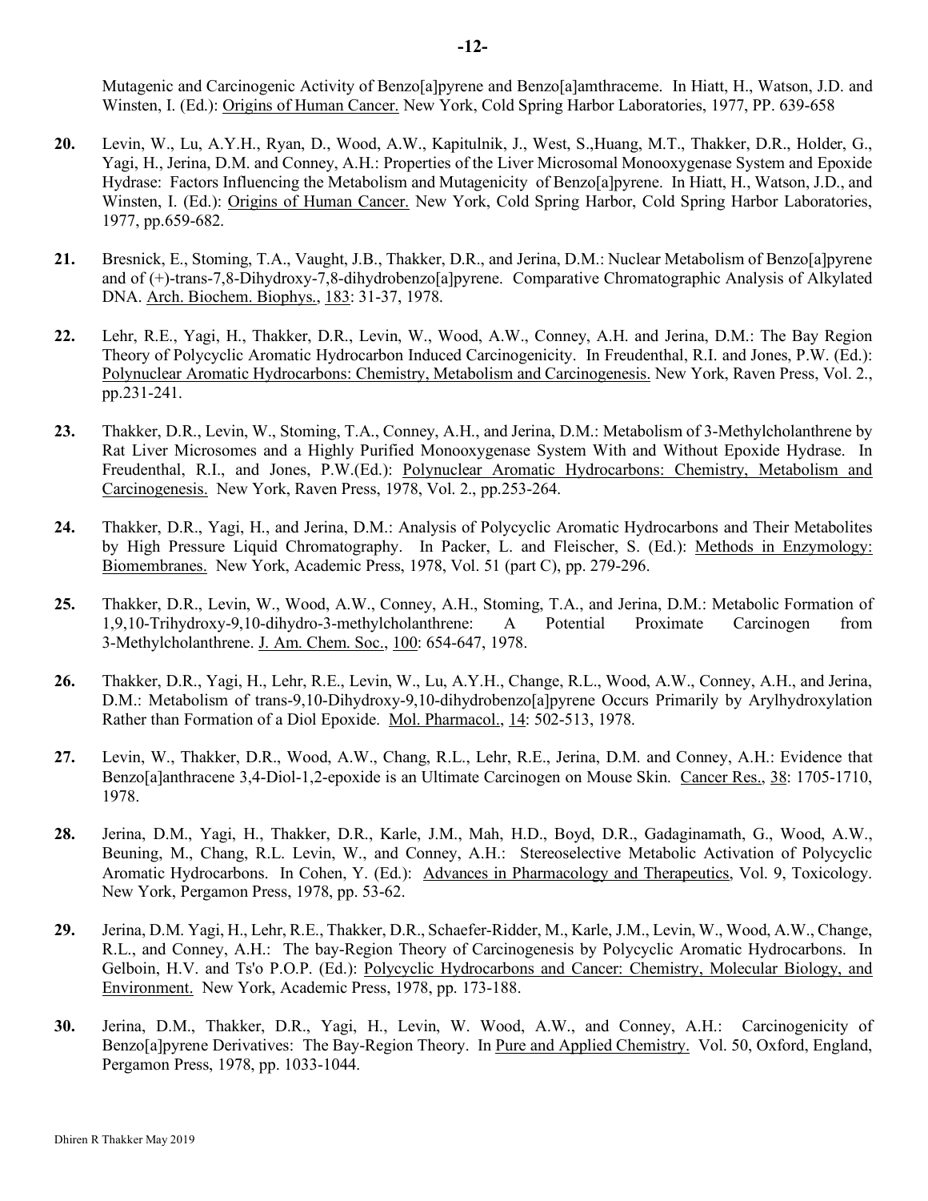Mutagenic and Carcinogenic Activity of Benzo[a]pyrene and Benzo[a]amthraceme. In Hiatt, H., Watson, J.D. and Winsten, I. (Ed.): Origins of Human Cancer. New York, Cold Spring Harbor Laboratories, 1977, PP. 639-658

**20.** Levin, W., Lu, A.Y.H., Ryan, D., Wood, A.W., Kapitulnik, J., West, S.,Huang, M.T., Thakker, D.R., Holder, G., Yagi, H., Jerina, D.M. and Conney, A.H.: Properties of the Liver Microsomal Monooxygenase System and Epoxide Hydrase: Factors Influencing the Metabolism and Mutagenicity of Benzo[a]pyrene. In Hiatt, H., Watson, J.D., and Winsten, I. (Ed.): Origins of Human Cancer. New York, Cold Spring Harbor, Cold Spring Harbor Laboratories, 1977, pp.659-682.

**21.** Bresnick, E., Stoming, T.A., Vaught, J.B., Thakker, D.R., and Jerina, D.M.: Nuclear Metabolism of Benzo[a]pyrene and of (+)-trans-7,8-Dihydroxy-7,8-dihydrobenzo[a]pyrene. Comparative Chromatographic Analysis of Alkylated DNA. Arch. Biochem. Biophys., 183: 31-37, 1978.

**22.** Lehr, R.E., Yagi, H., Thakker, D.R., Levin, W., Wood, A.W., Conney, A.H. and Jerina, D.M.: The Bay Region Theory of Polycyclic Aromatic Hydrocarbon Induced Carcinogenicity. In Freudenthal, R.I. and Jones, P.W. (Ed.): Polynuclear Aromatic Hydrocarbons: Chemistry, Metabolism and Carcinogenesis. New York, Raven Press, Vol. 2., pp.231-241.

**23.** Thakker, D.R., Levin, W., Stoming, T.A., Conney, A.H., and Jerina, D.M.: Metabolism of 3-Methylcholanthrene by Rat Liver Microsomes and a Highly Purified Monooxygenase System With and Without Epoxide Hydrase. In Freudenthal, R.I., and Jones, P.W.(Ed.): Polynuclear Aromatic Hydrocarbons: Chemistry, Metabolism and Carcinogenesis. New York, Raven Press, 1978, Vol. 2., pp.253-264.

**24.** Thakker, D.R., Yagi, H., and Jerina, D.M.: Analysis of Polycyclic Aromatic Hydrocarbons and Their Metabolites by High Pressure Liquid Chromatography. In Packer, L. and Fleischer, S. (Ed.): Methods in Enzymology: Biomembranes. New York, Academic Press, 1978, Vol. 51 (part C), pp. 279-296.

**25.** Thakker, D.R., Levin, W., Wood, A.W., Conney, A.H., Stoming, T.A., and Jerina, D.M.: Metabolic Formation of 1,9,10-Trihydroxy-9,10-dihydro-3-methylcholanthrene: A Potential Proximate Carcinogen from 3-Methylcholanthrene. J. Am. Chem. Soc., 100: 654-647, 1978.

**26.** Thakker, D.R., Yagi, H., Lehr, R.E., Levin, W., Lu, A.Y.H., Change, R.L., Wood, A.W., Conney, A.H., and Jerina, D.M.: Metabolism of trans-9,10-Dihydroxy-9,10-dihydrobenzo[a]pyrene Occurs Primarily by Arylhydroxylation Rather than Formation of a Diol Epoxide. Mol. Pharmacol., 14: 502-513, 1978.

**27.** Levin, W., Thakker, D.R., Wood, A.W., Chang, R.L., Lehr, R.E., Jerina, D.M. and Conney, A.H.: Evidence that Benzo[a]anthracene 3,4-Diol-1,2-epoxide is an Ultimate Carcinogen on Mouse Skin. Cancer Res., 38: 1705-1710, 1978.

**28.** Jerina, D.M., Yagi, H., Thakker, D.R., Karle, J.M., Mah, H.D., Boyd, D.R., Gadaginamath, G., Wood, A.W., Beuning, M., Chang, R.L. Levin, W., and Conney, A.H.: Stereoselective Metabolic Activation of Polycyclic Aromatic Hydrocarbons. In Cohen, Y. (Ed.): Advances in Pharmacology and Therapeutics, Vol. 9, Toxicology. New York, Pergamon Press, 1978, pp. 53-62.

**29.** Jerina, D.M. Yagi, H., Lehr, R.E., Thakker, D.R., Schaefer-Ridder, M., Karle, J.M., Levin, W., Wood, A.W., Change, R.L., and Conney, A.H.: The bay-Region Theory of Carcinogenesis by Polycyclic Aromatic Hydrocarbons. In Gelboin, H.V. and Ts'o P.O.P. (Ed.): Polycyclic Hydrocarbons and Cancer: Chemistry, Molecular Biology, and Environment. New York, Academic Press, 1978, pp. 173-188.

**30.** Jerina, D.M., Thakker, D.R., Yagi, H., Levin, W. Wood, A.W., and Conney, A.H.: Carcinogenicity of Benzo[a]pyrene Derivatives: The Bay-Region Theory. In Pure and Applied Chemistry. Vol. 50, Oxford, England, Pergamon Press, 1978, pp. 1033-1044.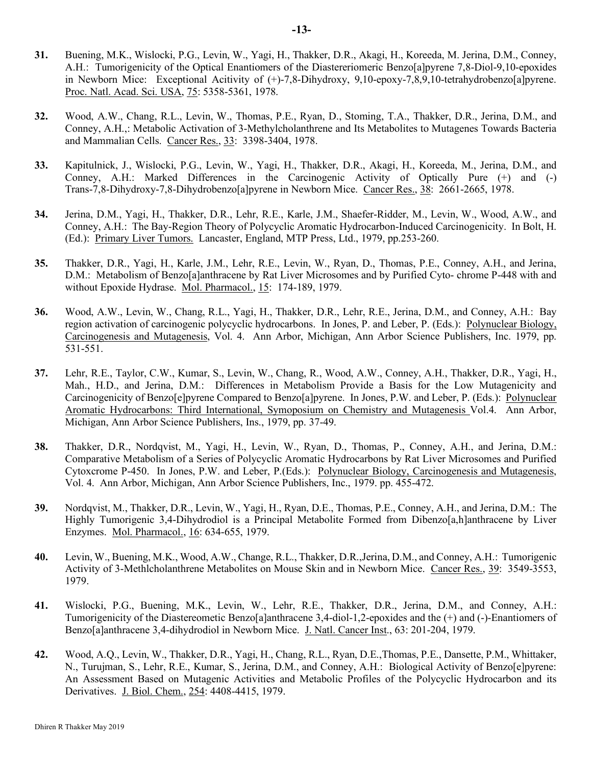**31.** Buening, M.K., Wislocki, P.G., Levin, W., Yagi, H., Thakker, D.R., Akagi, H., Koreeda, M. Jerina, D.M., Conney, A.H.: Tumorigenicity of the Optical Enantiomers of the Diastereriomeric Benzo[a]pyrene 7,8-Diol-9,10-epoxides in Newborn Mice: Exceptional Acitivity of (+)-7,8-Dihydroxy, 9,10-epoxy-7,8,9,10-tetrahydrobenzo[a]pyrene. Proc. Natl. Acad. Sci. USA, 75: 5358-5361, 1978.

**32.** Wood, A.W., Chang, R.L., Levin, W., Thomas, P.E., Ryan, D., Stoming, T.A., Thakker, D.R., Jerina, D.M., and Conney, A.H.,: Metabolic Activation of 3-Methylcholanthrene and Its Metabolites to Mutagenes Towards Bacteria and Mammalian Cells. Cancer Res., 33: 3398-3404, 1978.

**33.** Kapitulnick, J., Wislocki, P.G., Levin, W., Yagi, H., Thakker, D.R., Akagi, H., Koreeda, M., Jerina, D.M., and Conney, A.H.: Marked Differences in the Carcinogenic Activity of Optically Pure (+) and (-) Trans-7,8-Dihydroxy-7,8-Dihydrobenzo[a]pyrene in Newborn Mice. Cancer Res., 38: 2661-2665, 1978.

**34.** Jerina, D.M., Yagi, H., Thakker, D.R., Lehr, R.E., Karle, J.M., Shaefer-Ridder, M., Levin, W., Wood, A.W., and Conney, A.H.: The Bay-Region Theory of Polycyclic Aromatic Hydrocarbon-Induced Carcinogenicity. In Bolt, H. (Ed.): Primary Liver Tumors. Lancaster, England, MTP Press, Ltd., 1979, pp.253-260.

**35.** Thakker, D.R., Yagi, H., Karle, J.M., Lehr, R.E., Levin, W., Ryan, D., Thomas, P.E., Conney, A.H., and Jerina, D.M.: Metabolism of Benzo[a]anthracene by Rat Liver Microsomes and by Purified Cyto- chrome P-448 with and without Epoxide Hydrase. Mol. Pharmacol., 15: 174-189, 1979.

**36.** Wood, A.W., Levin, W., Chang, R.L., Yagi, H., Thakker, D.R., Lehr, R.E., Jerina, D.M., and Conney, A.H.: Bay region activation of carcinogenic polycyclic hydrocarbons. In Jones, P. and Leber, P. (Eds.): Polynuclear Biology, Carcinogenesis and Mutagenesis, Vol. 4. Ann Arbor, Michigan, Ann Arbor Science Publishers, Inc. 1979, pp. 531-551.

**37.** Lehr, R.E., Taylor, C.W., Kumar, S., Levin, W., Chang, R., Wood, A.W., Conney, A.H., Thakker, D.R., Yagi, H., Mah., H.D., and Jerina, D.M.: Differences in Metabolism Provide a Basis for the Low Mutagenicity and Carcinogenicity of Benzo[e]pyrene Compared to Benzo[a]pyrene. In Jones, P.W. and Leber, P. (Eds.): Polynuclear Aromatic Hydrocarbons: Third International, Symoposium on Chemistry and Mutagenesis Vol.4. Ann Arbor, Michigan, Ann Arbor Science Publishers, Ins., 1979, pp. 37-49.

**38.** Thakker, D.R., Nordqvist, M., Yagi, H., Levin, W., Ryan, D., Thomas, P., Conney, A.H., and Jerina, D.M.: Comparative Metabolism of a Series of Polycyclic Aromatic Hydrocarbons by Rat Liver Microsomes and Purified Cytoxcrome P-450. In Jones, P.W. and Leber, P.(Eds.): Polynuclear Biology, Carcinogenesis and Mutagenesis, Vol. 4. Ann Arbor, Michigan, Ann Arbor Science Publishers, Inc., 1979. pp. 455-472.

**39.** Nordqvist, M., Thakker, D.R., Levin, W., Yagi, H., Ryan, D.E., Thomas, P.E., Conney, A.H., and Jerina, D.M.: The Highly Tumorigenic 3,4-Dihydrodiol is a Principal Metabolite Formed from Dibenzo[a,h]anthracene by Liver Enzymes. Mol. Pharmacol., 16: 634-655, 1979.

**40.** Levin, W., Buening, M.K., Wood, A.W., Change, R.L., Thakker, D.R.,Jerina, D.M., and Conney, A.H.: Tumorigenic Activity of 3-Methlcholanthrene Metabolites on Mouse Skin and in Newborn Mice. Cancer Res., 39: 3549-3553, 1979.

**41.** Wislocki, P.G., Buening, M.K., Levin, W., Lehr, R.E., Thakker, D.R., Jerina, D.M., and Conney, A.H.: Tumorigenicity of the Diastereometic Benzo[a]anthracene 3,4-diol-1,2-epoxides and the (+) and (-)-Enantiomers of Benzo[a]anthracene 3,4-dihydrodiol in Newborn Mice. J. Natl. Cancer Inst., 63: 201-204, 1979.

**42.** Wood, A.Q., Levin, W., Thakker, D.R., Yagi, H., Chang, R.L., Ryan, D.E.,Thomas, P.E., Dansette, P.M., Whittaker, N., Turujman, S., Lehr, R.E., Kumar, S., Jerina, D.M., and Conney, A.H.: Biological Activity of Benzo[e]pyrene: An Assessment Based on Mutagenic Activities and Metabolic Profiles of the Polycyclic Hydrocarbon and its Derivatives. J. Biol. Chem., 254: 4408-4415, 1979.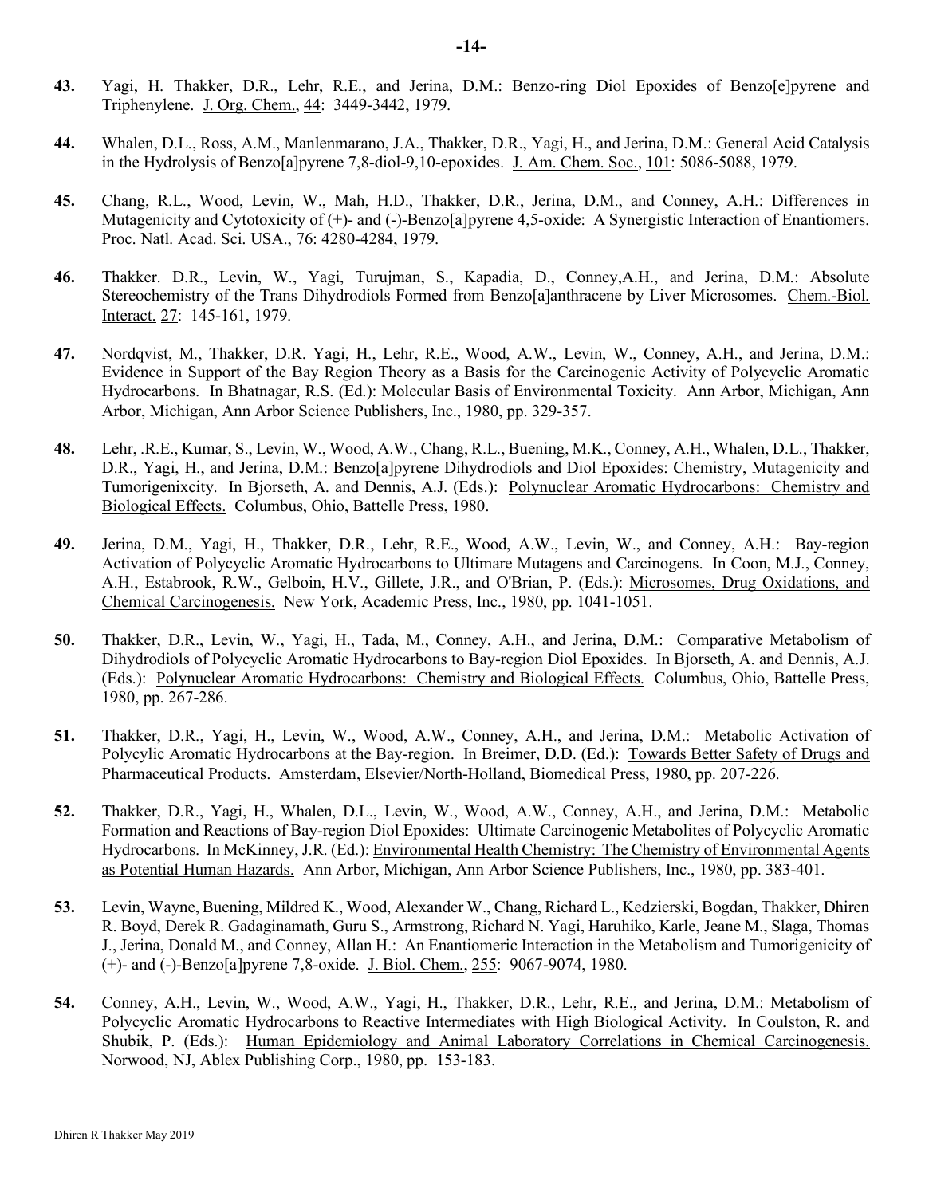**43.** Yagi, H. Thakker, D.R., Lehr, R.E., and Jerina, D.M.: Benzo-ring Diol Epoxides of Benzo[e]pyrene and Triphenylene. J. Org. Chem., 44: 3449-3442, 1979.

**44.** Whalen, D.L., Ross, A.M., Manlenmarano, J.A., Thakker, D.R., Yagi, H., and Jerina, D.M.: General Acid Catalysis in the Hydrolysis of Benzo[a]pyrene 7,8-diol-9,10-epoxides. J. Am. Chem. Soc., 101: 5086-5088, 1979.

**45.** Chang, R.L., Wood, Levin, W., Mah, H.D., Thakker, D.R., Jerina, D.M., and Conney, A.H.: Differences in Mutagenicity and Cytotoxicity of (+)- and (-)-Benzo[a]pyrene 4,5-oxide: A Synergistic Interaction of Enantiomers. Proc. Natl. Acad. Sci. USA., 76: 4280-4284, 1979.

**46.** Thakker. D.R., Levin, W., Yagi, Turujman, S., Kapadia, D., Conney,A.H., and Jerina, D.M.: Absolute Stereochemistry of the Trans Dihydrodiols Formed from Benzo[a]anthracene by Liver Microsomes. Chem.-Biol. Interact. 27: 145-161, 1979.

**47.** Nordqvist, M., Thakker, D.R. Yagi, H., Lehr, R.E., Wood, A.W., Levin, W., Conney, A.H., and Jerina, D.M.: Evidence in Support of the Bay Region Theory as a Basis for the Carcinogenic Activity of Polycyclic Aromatic Hydrocarbons. In Bhatnagar, R.S. (Ed.): Molecular Basis of Environmental Toxicity. Ann Arbor, Michigan, Ann Arbor, Michigan, Ann Arbor Science Publishers, Inc., 1980, pp. 329-357.

**48.** Lehr, .R.E., Kumar, S., Levin, W., Wood, A.W., Chang, R.L., Buening, M.K., Conney, A.H., Whalen, D.L., Thakker, D.R., Yagi, H., and Jerina, D.M.: Benzo[a]pyrene Dihydrodiols and Diol Epoxides: Chemistry, Mutagenicity and Tumorigenixcity. In Bjorseth, A. and Dennis, A.J. (Eds.): Polynuclear Aromatic Hydrocarbons: Chemistry and Biological Effects. Columbus, Ohio, Battelle Press, 1980.

**49.** Jerina, D.M., Yagi, H., Thakker, D.R., Lehr, R.E., Wood, A.W., Levin, W., and Conney, A.H.: Bay-region Activation of Polycyclic Aromatic Hydrocarbons to Ultimare Mutagens and Carcinogens. In Coon, M.J., Conney, A.H., Estabrook, R.W., Gelboin, H.V., Gillete, J.R., and O'Brian, P. (Eds.): Microsomes, Drug Oxidations, and Chemical Carcinogenesis. New York, Academic Press, Inc., 1980, pp. 1041-1051.

**50.** Thakker, D.R., Levin, W., Yagi, H., Tada, M., Conney, A.H., and Jerina, D.M.: Comparative Metabolism of Dihydrodiols of Polycyclic Aromatic Hydrocarbons to Bay-region Diol Epoxides. In Bjorseth, A. and Dennis, A.J. (Eds.): Polynuclear Aromatic Hydrocarbons: Chemistry and Biological Effects. Columbus, Ohio, Battelle Press, 1980, pp. 267-286.

**51.** Thakker, D.R., Yagi, H., Levin, W., Wood, A.W., Conney, A.H., and Jerina, D.M.: Metabolic Activation of Polycyclic Aromatic Hydrocarbons at the Bay-region. In Breimer, D.D. (Ed.): Towards Better Safety of Drugs and Pharmaceutical Products. Amsterdam, Elsevier/North-Holland, Biomedical Press, 1980, pp. 207-226.

**52.** Thakker, D.R., Yagi, H., Whalen, D.L., Levin, W., Wood, A.W., Conney, A.H., and Jerina, D.M.: Metabolic Formation and Reactions of Bay-region Diol Epoxides: Ultimate Carcinogenic Metabolites of Polycyclic Aromatic Hydrocarbons. In McKinney, J.R. (Ed.): Environmental Health Chemistry: The Chemistry of Environmental Agents as Potential Human Hazards. Ann Arbor, Michigan, Ann Arbor Science Publishers, Inc., 1980, pp. 383-401.

**53.** Levin, Wayne, Buening, Mildred K., Wood, Alexander W., Chang, Richard L., Kedzierski, Bogdan, Thakker, Dhiren R. Boyd, Derek R. Gadaginamath, Guru S., Armstrong, Richard N. Yagi, Haruhiko, Karle, Jeane M., Slaga, Thomas J., Jerina, Donald M., and Conney, Allan H.: An Enantiomeric Interaction in the Metabolism and Tumorigenicity of (+)- and (-)-Benzo[a]pyrene 7,8-oxide. J. Biol. Chem., 255: 9067-9074, 1980.

**54.** Conney, A.H., Levin, W., Wood, A.W., Yagi, H., Thakker, D.R., Lehr, R.E., and Jerina, D.M.: Metabolism of Polycyclic Aromatic Hydrocarbons to Reactive Intermediates with High Biological Activity. In Coulston, R. and Shubik, P. (Eds.): Human Epidemiology and Animal Laboratory Correlations in Chemical Carcinogenesis. Norwood, NJ, Ablex Publishing Corp., 1980, pp. 153-183.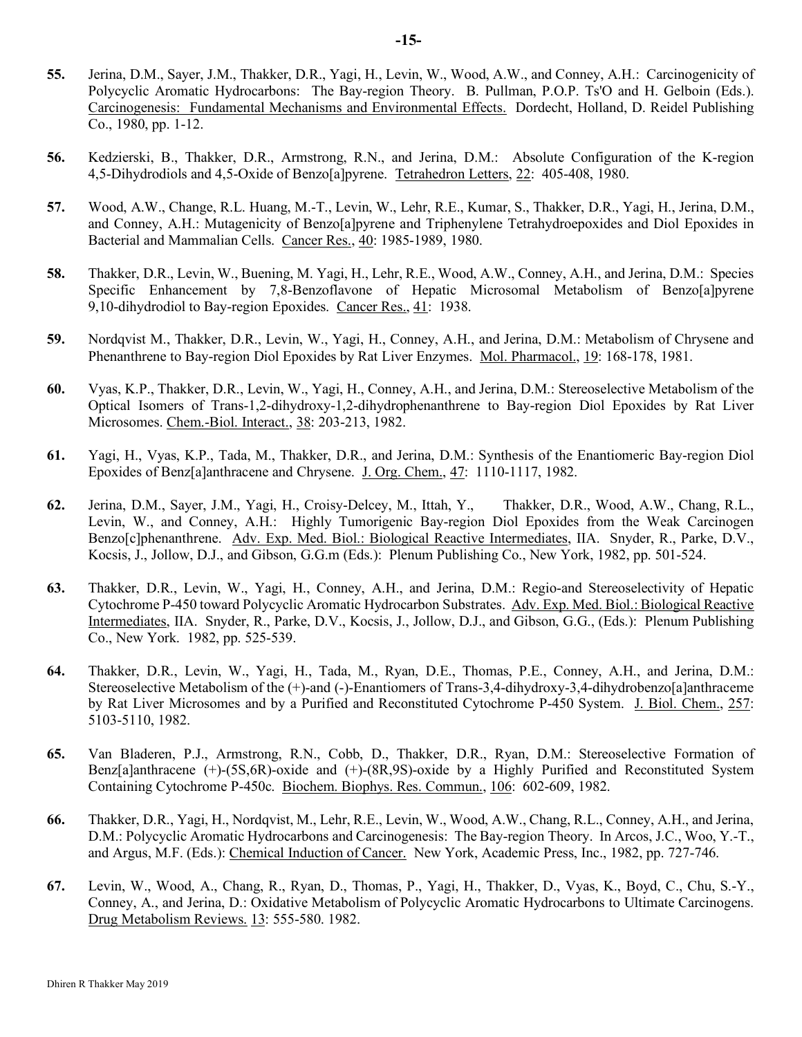**55.** Jerina, D.M., Sayer, J.M., Thakker, D.R., Yagi, H., Levin, W., Wood, A.W., and Conney, A.H.: Carcinogenicity of Polycyclic Aromatic Hydrocarbons: The Bay-region Theory. B. Pullman, P.O.P. Ts'O and H. Gelboin (Eds.). Carcinogenesis: Fundamental Mechanisms and Environmental Effects. Dordecht, Holland, D. Reidel Publishing Co., 1980, pp. 1-12.

**56.** Kedzierski, B., Thakker, D.R., Armstrong, R.N., and Jerina, D.M.: Absolute Configuration of the K-region 4,5-Dihydrodiols and 4,5-Oxide of Benzo[a]pyrene. Tetrahedron Letters, 22: 405-408, 1980.

**57.** Wood, A.W., Change, R.L. Huang, M.-T., Levin, W., Lehr, R.E., Kumar, S., Thakker, D.R., Yagi, H., Jerina, D.M., and Conney, A.H.: Mutagenicity of Benzo[a]pyrene and Triphenylene Tetrahydroepoxides and Diol Epoxides in Bacterial and Mammalian Cells. Cancer Res., 40: 1985-1989, 1980.

**58.** Thakker, D.R., Levin, W., Buening, M. Yagi, H., Lehr, R.E., Wood, A.W., Conney, A.H., and Jerina, D.M.: Species Specific Enhancement by 7,8-Benzoflavone of Hepatic Microsomal Metabolism of Benzo[a]pyrene 9,10-dihydrodiol to Bay-region Epoxides. Cancer Res., 41: 1938.

**59.** Nordqvist M., Thakker, D.R., Levin, W., Yagi, H., Conney, A.H., and Jerina, D.M.: Metabolism of Chrysene and Phenanthrene to Bay-region Diol Epoxides by Rat Liver Enzymes. Mol. Pharmacol., 19: 168-178, 1981.

**60.** Vyas, K.P., Thakker, D.R., Levin, W., Yagi, H., Conney, A.H., and Jerina, D.M.: Stereoselective Metabolism of the Optical Isomers of Trans-1,2-dihydroxy-1,2-dihydrophenanthrene to Bay-region Diol Epoxides by Rat Liver Microsomes. Chem.-Biol. Interact., 38: 203-213, 1982.

**61.** Yagi, H., Vyas, K.P., Tada, M., Thakker, D.R., and Jerina, D.M.: Synthesis of the Enantiomeric Bay-region Diol Epoxides of Benz[a]anthracene and Chrysene. J. Org. Chem., 47: 1110-1117, 1982.

**62.** Jerina, D.M., Sayer, J.M., Yagi, H., Croisy-Delcey, M., Ittah, Y., Thakker, D.R., Wood, A.W., Chang, R.L., Levin, W., and Conney, A.H.: Highly Tumorigenic Bay-region Diol Epoxides from the Weak Carcinogen Benzo[c]phenanthrene. Adv. Exp. Med. Biol.: Biological Reactive Intermediates, IIA. Snyder, R., Parke, D.V., Kocsis, J., Jollow, D.J., and Gibson, G.G.m (Eds.): Plenum Publishing Co., New York, 1982, pp. 501-524.

**63.** Thakker, D.R., Levin, W., Yagi, H., Conney, A.H., and Jerina, D.M.: Regio-and Stereoselectivity of Hepatic Cytochrome P-450 toward Polycyclic Aromatic Hydrocarbon Substrates. Adv. Exp. Med. Biol.: Biological Reactive Intermediates, IIA. Snyder, R., Parke, D.V., Kocsis, J., Jollow, D.J., and Gibson, G.G., (Eds.): Plenum Publishing Co., New York. 1982, pp. 525-539.

**64.** Thakker, D.R., Levin, W., Yagi, H., Tada, M., Ryan, D.E., Thomas, P.E., Conney, A.H., and Jerina, D.M.: Stereoselective Metabolism of the (+)-and (-)-Enantiomers of Trans-3,4-dihydroxy-3,4-dihydrobenzo[a]anthraceme by Rat Liver Microsomes and by a Purified and Reconstituted Cytochrome P-450 System. J. Biol. Chem., 257: 5103-5110, 1982.

**65.** Van Bladeren, P.J., Armstrong, R.N., Cobb, D., Thakker, D.R., Ryan, D.M.: Stereoselective Formation of Benz[a]anthracene (+)-(5S,6R)-oxide and (+)-(8R,9S)-oxide by a Highly Purified and Reconstituted System Containing Cytochrome P-450c. Biochem. Biophys. Res. Commun., 106: 602-609, 1982.

**66.** Thakker, D.R., Yagi, H., Nordqvist, M., Lehr, R.E., Levin, W., Wood, A.W., Chang, R.L., Conney, A.H., and Jerina, D.M.: Polycyclic Aromatic Hydrocarbons and Carcinogenesis: The Bay-region Theory. In Arcos, J.C., Woo, Y.-T., and Argus, M.F. (Eds.): Chemical Induction of Cancer. New York, Academic Press, Inc., 1982, pp. 727-746.

**67.** Levin, W., Wood, A., Chang, R., Ryan, D., Thomas, P., Yagi, H., Thakker, D., Vyas, K., Boyd, C., Chu, S.-Y., Conney, A., and Jerina, D.: Oxidative Metabolism of Polycyclic Aromatic Hydrocarbons to Ultimate Carcinogens. Drug Metabolism Reviews. 13: 555-580. 1982.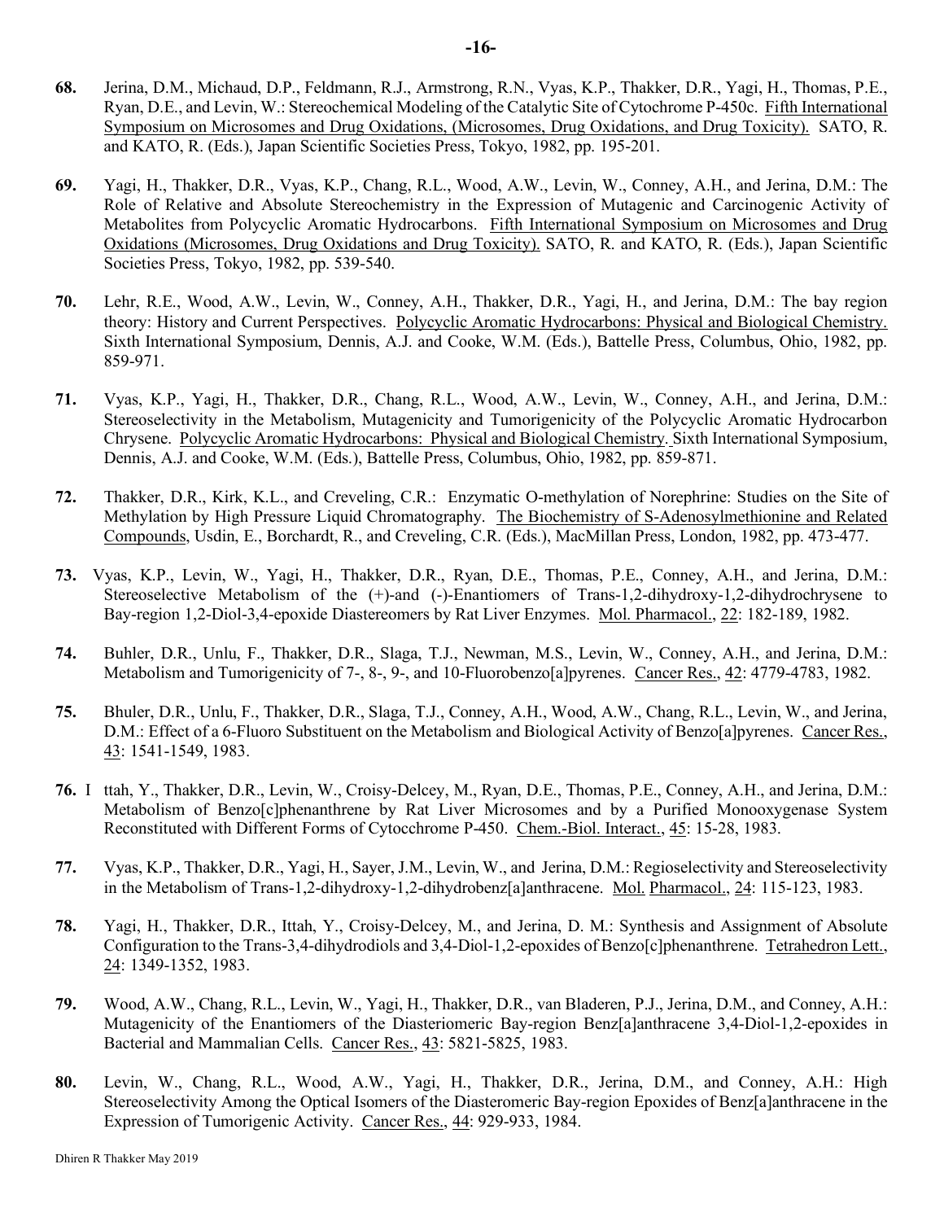**68.** Jerina, D.M., Michaud, D.P., Feldmann, R.J., Armstrong, R.N., Vyas, K.P., Thakker, D.R., Yagi, H., Thomas, P.E., Ryan, D.E., and Levin, W.: Stereochemical Modeling of the Catalytic Site of Cytochrome P-450c. Fifth International Symposium on Microsomes and Drug Oxidations, (Microsomes, Drug Oxidations, and Drug Toxicity). SATO, R. and KATO, R. (Eds.), Japan Scientific Societies Press, Tokyo, 1982, pp. 195-201.

**69.** Yagi, H., Thakker, D.R., Vyas, K.P., Chang, R.L., Wood, A.W., Levin, W., Conney, A.H., and Jerina, D.M.: The Role of Relative and Absolute Stereochemistry in the Expression of Mutagenic and Carcinogenic Activity of Metabolites from Polycyclic Aromatic Hydrocarbons. Fifth International Symposium on Microsomes and Drug Oxidations (Microsomes, Drug Oxidations and Drug Toxicity). SATO, R. and KATO, R. (Eds.), Japan Scientific Societies Press, Tokyo, 1982, pp. 539-540.

**70.** Lehr, R.E., Wood, A.W., Levin, W., Conney, A.H., Thakker, D.R., Yagi, H., and Jerina, D.M.: The bay region theory: History and Current Perspectives. Polycyclic Aromatic Hydrocarbons: Physical and Biological Chemistry. Sixth International Symposium, Dennis, A.J. and Cooke, W.M. (Eds.), Battelle Press, Columbus, Ohio, 1982, pp. 859-971.

**71.** Vyas, K.P., Yagi, H., Thakker, D.R., Chang, R.L., Wood, A.W., Levin, W., Conney, A.H., and Jerina, D.M.: Stereoselectivity in the Metabolism, Mutagenicity and Tumorigenicity of the Polycyclic Aromatic Hydrocarbon Chrysene. Polycyclic Aromatic Hydrocarbons: Physical and Biological Chemistry. Sixth International Symposium, Dennis, A.J. and Cooke, W.M. (Eds.), Battelle Press, Columbus, Ohio, 1982, pp. 859-871.

**72.** Thakker, D.R., Kirk, K.L., and Creveling, C.R.: Enzymatic O-methylation of Norephrine: Studies on the Site of Methylation by High Pressure Liquid Chromatography. The Biochemistry of S-Adenosylmethionine and Related Compounds, Usdin, E., Borchardt, R., and Creveling, C.R. (Eds.), MacMillan Press, London, 1982, pp. 473-477.

**73.** Vyas, K.P., Levin, W., Yagi, H., Thakker, D.R., Ryan, D.E., Thomas, P.E., Conney, A.H., and Jerina, D.M.: Stereoselective Metabolism of the (+)-and (-)-Enantiomers of Trans-1,2-dihydroxy-1,2-dihydrochrysene to Bay-region 1,2-Diol-3,4-epoxide Diastereomers by Rat Liver Enzymes. Mol. Pharmacol., 22: 182-189, 1982.

**74.** Buhler, D.R., Unlu, F., Thakker, D.R., Slaga, T.J., Newman, M.S., Levin, W., Conney, A.H., and Jerina, D.M.: Metabolism and Tumorigenicity of 7-, 8-, 9-, and 10-Fluorobenzo[a]pyrenes. Cancer Res., 42: 4779-4783, 1982.

**75.** Bhuler, D.R., Unlu, F., Thakker, D.R., Slaga, T.J., Conney, A.H., Wood, A.W., Chang, R.L., Levin, W., and Jerina, D.M.: Effect of a 6-Fluoro Substituent on the Metabolism and Biological Activity of Benzo[a]pyrenes. Cancer Res., 43: 1541-1549, 1983.

**76.** I ttah, Y., Thakker, D.R., Levin, W., Croisy-Delcey, M., Ryan, D.E., Thomas, P.E., Conney, A.H., and Jerina, D.M.: Metabolism of Benzo[c]phenanthrene by Rat Liver Microsomes and by a Purified Monooxygenase System Reconstituted with Different Forms of Cytocchrome P-450. Chem.-Biol. Interact., 45: 15-28, 1983.

**77.** Vyas, K.P., Thakker, D.R., Yagi, H., Sayer, J.M., Levin, W., and Jerina, D.M.: Regioselectivity and Stereoselectivity in the Metabolism of Trans-1,2-dihydroxy-1,2-dihydrobenz[a]anthracene. Mol. Pharmacol., 24: 115-123, 1983.

**78.** Yagi, H., Thakker, D.R., Ittah, Y., Croisy-Delcey, M., and Jerina, D. M.: Synthesis and Assignment of Absolute Configuration to the Trans-3,4-dihydrodiols and 3,4-Diol-1,2-epoxides of Benzo[c]phenanthrene. Tetrahedron Lett., 24: 1349-1352, 1983.

**79.** Wood, A.W., Chang, R.L., Levin, W., Yagi, H., Thakker, D.R., van Bladeren, P.J., Jerina, D.M., and Conney, A.H.: Mutagenicity of the Enantiomers of the Diasteriomeric Bay-region Benz[a]anthracene 3,4-Diol-1,2-epoxides in Bacterial and Mammalian Cells. Cancer Res., 43: 5821-5825, 1983.

**80.** Levin, W., Chang, R.L., Wood, A.W., Yagi, H., Thakker, D.R., Jerina, D.M., and Conney, A.H.: High Stereoselectivity Among the Optical Isomers of the Diasteromeric Bay-region Epoxides of Benz[a]anthracene in the Expression of Tumorigenic Activity. Cancer Res., 44: 929-933, 1984.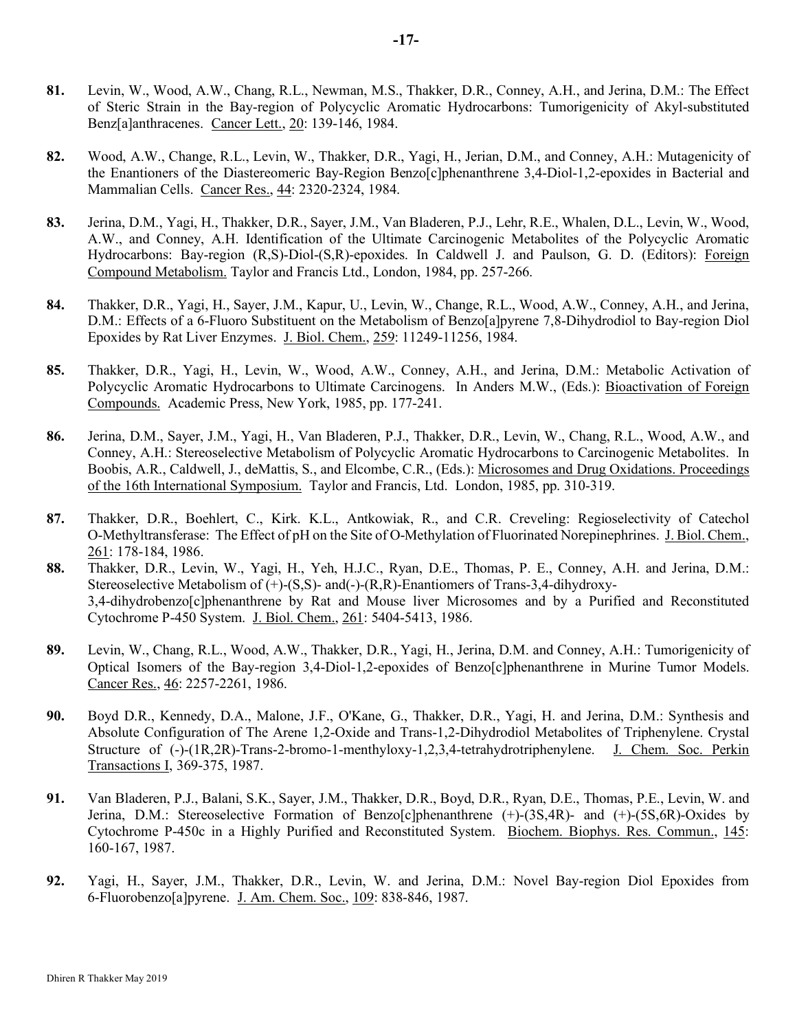**81.** Levin, W., Wood, A.W., Chang, R.L., Newman, M.S., Thakker, D.R., Conney, A.H., and Jerina, D.M.: The Effect of Steric Strain in the Bay-region of Polycyclic Aromatic Hydrocarbons: Tumorigenicity of Akyl-substituted Benz[a]anthracenes. Cancer Lett., 20: 139-146, 1984.

**82.** Wood, A.W., Change, R.L., Levin, W., Thakker, D.R., Yagi, H., Jerian, D.M., and Conney, A.H.: Mutagenicity of the Enantioners of the Diastereomeric Bay-Region Benzo[c]phenanthrene 3,4-Diol-1,2-epoxides in Bacterial and Mammalian Cells. Cancer Res., 44: 2320-2324, 1984.

**83.** Jerina, D.M., Yagi, H., Thakker, D.R., Sayer, J.M., Van Bladeren, P.J., Lehr, R.E., Whalen, D.L., Levin, W., Wood, A.W., and Conney, A.H. Identification of the Ultimate Carcinogenic Metabolites of the Polycyclic Aromatic Hydrocarbons: Bay-region (R,S)-Diol-(S,R)-epoxides. In Caldwell J. and Paulson, G. D. (Editors): Foreign Compound Metabolism. Taylor and Francis Ltd., London, 1984, pp. 257-266.

**84.** Thakker, D.R., Yagi, H., Sayer, J.M., Kapur, U., Levin, W., Change, R.L., Wood, A.W., Conney, A.H., and Jerina, D.M.: Effects of a 6-Fluoro Substituent on the Metabolism of Benzo[a]pyrene 7,8-Dihydrodiol to Bay-region Diol Epoxides by Rat Liver Enzymes. J. Biol. Chem., 259: 11249-11256, 1984.

**85.** Thakker, D.R., Yagi, H., Levin, W., Wood, A.W., Conney, A.H., and Jerina, D.M.: Metabolic Activation of Polycyclic Aromatic Hydrocarbons to Ultimate Carcinogens. In Anders M.W., (Eds.): Bioactivation of Foreign Compounds. Academic Press, New York, 1985, pp. 177-241.

**86.** Jerina, D.M., Sayer, J.M., Yagi, H., Van Bladeren, P.J., Thakker, D.R., Levin, W., Chang, R.L., Wood, A.W., and Conney, A.H.: Stereoselective Metabolism of Polycyclic Aromatic Hydrocarbons to Carcinogenic Metabolites. In Boobis, A.R., Caldwell, J., deMattis, S., and Elcombe, C.R., (Eds.): Microsomes and Drug Oxidations. Proceedings of the 16th International Symposium. Taylor and Francis, Ltd. London, 1985, pp. 310-319.

**87.** Thakker, D.R., Boehlert, C., Kirk. K.L., Antkowiak, R., and C.R. Creveling: Regioselectivity of Catechol O-Methyltransferase: The Effect of pH on the Site of O-Methylation of Fluorinated Norepinephrines. J. Biol. Chem., 261: 178-184, 1986.

**88.** Thakker, D.R., Levin, W., Yagi, H., Yeh, H.J.C., Ryan, D.E., Thomas, P. E., Conney, A.H. and Jerina, D.M.: Stereoselective Metabolism of (+)-(S,S)- and(-)-(R,R)-Enantiomers of Trans-3,4-dihydroxy-3,4-dihydrobenzo[c]phenanthrene by Rat and Mouse liver Microsomes and by a Purified and Reconstituted Cytochrome P-450 System. J. Biol. Chem., 261: 5404-5413, 1986.

**89.** Levin, W., Chang, R.L., Wood, A.W., Thakker, D.R., Yagi, H., Jerina, D.M. and Conney, A.H.: Tumorigenicity of Optical Isomers of the Bay-region 3,4-Diol-1,2-epoxides of Benzo[c]phenanthrene in Murine Tumor Models. Cancer Res., 46: 2257-2261, 1986.

**90.** Boyd D.R., Kennedy, D.A., Malone, J.F., O'Kane, G., Thakker, D.R., Yagi, H. and Jerina, D.M.: Synthesis and Absolute Configuration of The Arene 1,2-Oxide and Trans-1,2-Dihydrodiol Metabolites of Triphenylene. Crystal Structure of (-)-(1R,2R)-Trans-2-bromo-1-menthyloxy-1,2,3,4-tetrahydrotriphenylene. J. Chem. Soc. Perkin Transactions I, 369-375, 1987.

**91.** Van Bladeren, P.J., Balani, S.K., Sayer, J.M., Thakker, D.R., Boyd, D.R., Ryan, D.E., Thomas, P.E., Levin, W. and Jerina, D.M.: Stereoselective Formation of Benzo[c]phenanthrene (+)-(3S,4R)- and (+)-(5S,6R)-Oxides by Cytochrome P-450c in a Highly Purified and Reconstituted System. Biochem. Biophys. Res. Commun., 145: 160-167, 1987.

**92.** Yagi, H., Sayer, J.M., Thakker, D.R., Levin, W. and Jerina, D.M.: Novel Bay-region Diol Epoxides from 6-Fluorobenzo[a]pyrene. J. Am. Chem. Soc., 109: 838-846, 1987.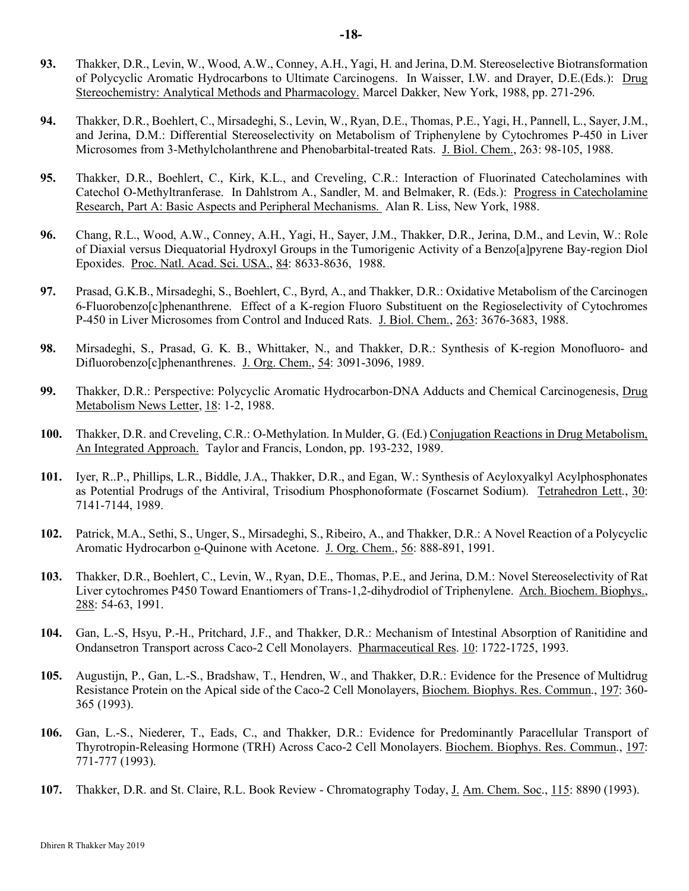**93.** Thakker, D.R., Levin, W., Wood, A.W., Conney, A.H., Yagi, H. and Jerina, D.M. Stereoselective Biotransformation of Polycyclic Aromatic Hydrocarbons to Ultimate Carcinogens. In Waisser, I.W. and Drayer, D.E.(Eds.): Drug Stereochemistry: Analytical Methods and Pharmacology. Marcel Dakker, New York, 1988, pp. 271-296.

**94.** Thakker, D.R., Boehlert, C., Mirsadeghi, S., Levin, W., Ryan, D.E., Thomas, P.E., Yagi, H., Pannell, L., Sayer, J.M., and Jerina, D.M.: Differential Stereoselectivity on Metabolism of Triphenylene by Cytochromes P-450 in Liver Microsomes from 3-Methylcholanthrene and Phenobarbital-treated Rats. J. Biol. Chem., 263: 98-105, 1988.

**95.** Thakker, D.R., Boehlert, C., Kirk, K.L., and Creveling, C.R.: Interaction of Fluorinated Catecholamines with Catechol O-Methyltranferase. In Dahlstrom A., Sandler, M. and Belmaker, R. (Eds.): Progress in Catecholamine Research, Part A: Basic Aspects and Peripheral Mechanisms. Alan R. Liss, New York, 1988.

**96.** Chang, R.L., Wood, A.W., Conney, A.H., Yagi, H., Sayer, J.M., Thakker, D.R., Jerina, D.M., and Levin, W.: Role of Diaxial versus Diequatorial Hydroxyl Groups in the Tumorigenic Activity of a Benzo[a]pyrene Bay-region Diol Epoxides. Proc. Natl. Acad. Sci. USA., 84: 8633-8636, 1988.

**97.** Prasad, G.K.B., Mirsadeghi, S., Boehlert, C., Byrd, A., and Thakker, D.R.: Oxidative Metabolism of the Carcinogen 6-Fluorobenzo[c]phenanthrene. Effect of a K-region Fluoro Substituent on the Regioselectivity of Cytochromes P-450 in Liver Microsomes from Control and Induced Rats. J. Biol. Chem., 263: 3676-3683, 1988.

**98.** Mirsadeghi, S., Prasad, G. K. B., Whittaker, N., and Thakker, D.R.: Synthesis of K-region Monofluoro- and Difluorobenzo[c]phenanthrenes. J. Org. Chem., 54: 3091-3096, 1989.

**99.** Thakker, D.R.: Perspective: Polycyclic Aromatic Hydrocarbon-DNA Adducts and Chemical Carcinogenesis, Drug Metabolism News Letter, 18: 1-2, 1988.

**100.** Thakker, D.R. and Creveling, C.R.: O-Methylation. In Mulder, G. (Ed.) Conjugation Reactions in Drug Metabolism, An Integrated Approach. Taylor and Francis, London, pp. 193-232, 1989.

**101.** Iyer, R..P., Phillips, L.R., Biddle, J.A., Thakker, D.R., and Egan, W.: Synthesis of Acyloxyalkyl Acylphosphonates as Potential Prodrugs of the Antiviral, Trisodium Phosphonoformate (Foscarnet Sodium). Tetrahedron Lett., 30: 7141-7144, 1989.

**102.** Patrick, M.A., Sethi, S., Unger, S., Mirsadeghi, S., Ribeiro, A., and Thakker, D.R.: A Novel Reaction of a Polycyclic Aromatic Hydrocarbon o-Quinone with Acetone. J. Org. Chem., 56: 888-891, 1991.

**103.** Thakker, D.R., Boehlert, C., Levin, W., Ryan, D.E., Thomas, P.E., and Jerina, D.M.: Novel Stereoselectivity of Rat Liver cytochromes P450 Toward Enantiomers of Trans-1,2-dihydrodiol of Triphenylene. Arch. Biochem. Biophys., 288: 54-63, 1991.

**104.** Gan, L.-S, Hsyu, P.-H., Pritchard, J.F., and Thakker, D.R.: Mechanism of Intestinal Absorption of Ranitidine and Ondansetron Transport across Caco-2 Cell Monolayers. Pharmaceutical Res. 10: 1722-1725, 1993.

**105.** Augustijn, P., Gan, L.-S., Bradshaw, T., Hendren, W., and Thakker, D.R.: Evidence for the Presence of Multidrug Resistance Protein on the Apical side of the Caco-2 Cell Monolayers, Biochem. Biophys. Res. Commun., 197: 360-365 (1993).

**106.** Gan, L.-S., Niederer, T., Eads, C., and Thakker, D.R.: Evidence for Predominantly Paracellular Transport of Thyrotropin-Releasing Hormone (TRH) Across Caco-2 Cell Monolayers. Biochem. Biophys. Res. Commun., 197: 771-777 (1993).

**107.** Thakker, D.R. and St. Claire, R.L. Book Review - Chromatography Today, J. Am. Chem. Soc., 115: 8890 (1993).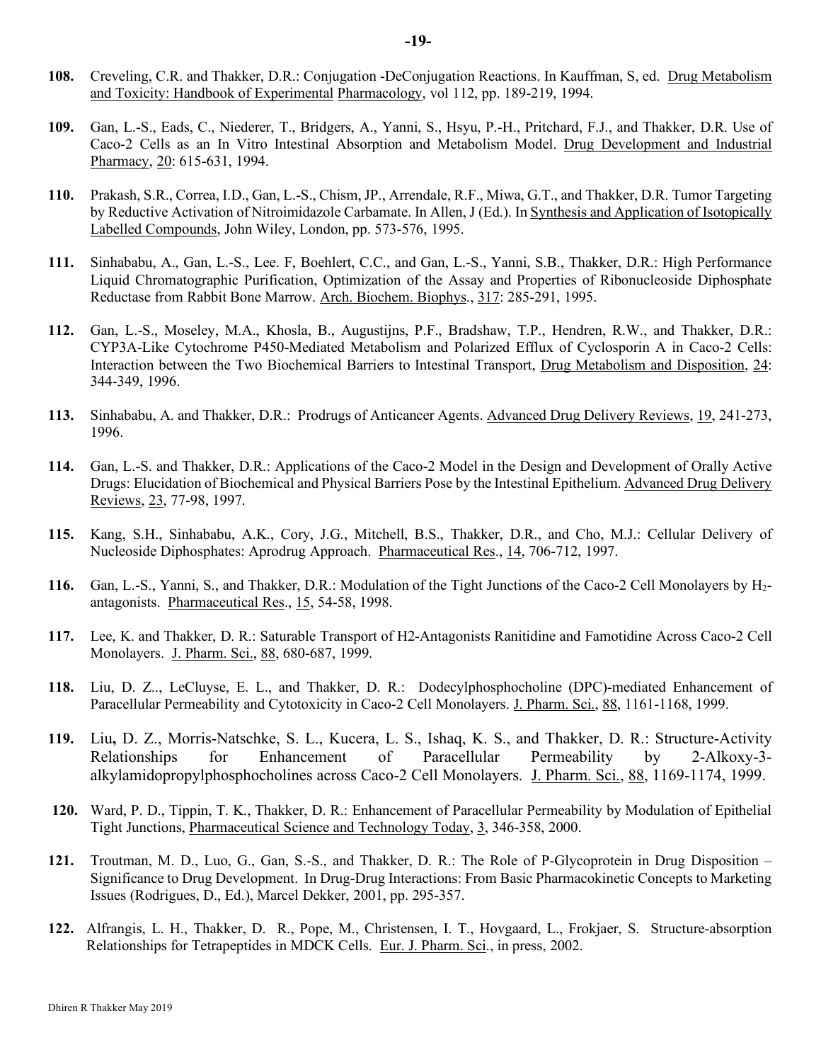**108.** Creveling, C.R. and Thakker, D.R.: Conjugation -DeConjugation Reactions. In Kauffman, S, ed. Drug Metabolism and Toxicity: Handbook of Experimental Pharmacology, vol 112, pp. 189-219, 1994.

**109.** Gan, L.-S., Eads, C., Niederer, T., Bridgers, A., Yanni, S., Hsyu, P.-H., Pritchard, F.J., and Thakker, D.R. Use of Caco-2 Cells as an In Vitro Intestinal Absorption and Metabolism Model. Drug Development and Industrial Pharmacy, 20: 615-631, 1994.

**110.** Prakash, S.R., Correa, I.D., Gan, L.-S., Chism, JP., Arrendale, R.F., Miwa, G.T., and Thakker, D.R. Tumor Targeting by Reductive Activation of Nitroimidazole Carbamate. In Allen, J (Ed.). In Synthesis and Application of Isotopically Labelled Compounds, John Wiley, London, pp. 573-576, 1995.

**111.** Sinhababu, A., Gan, L.-S., Lee. F, Boehlert, C.C., and Gan, L.-S., Yanni, S.B., Thakker, D.R.: High Performance Liquid Chromatographic Purification, Optimization of the Assay and Properties of Ribonucleoside Diphosphate Reductase from Rabbit Bone Marrow. Arch. Biochem. Biophys., 317: 285-291, 1995.

**112.** Gan, L.-S., Moseley, M.A., Khosla, B., Augustijns, P.F., Bradshaw, T.P., Hendren, R.W., and Thakker, D.R.: CYP3A-Like Cytochrome P450-Mediated Metabolism and Polarized Efflux of Cyclosporin A in Caco-2 Cells: Interaction between the Two Biochemical Barriers to Intestinal Transport, Drug Metabolism and Disposition, 24: 344-349, 1996.

**113.** Sinhababu, A. and Thakker, D.R.: Prodrugs of Anticancer Agents. Advanced Drug Delivery Reviews, 19, 241-273, 1996.

**114.** Gan, L.-S. and Thakker, D.R.: Applications of the Caco-2 Model in the Design and Development of Orally Active Drugs: Elucidation of Biochemical and Physical Barriers Pose by the Intestinal Epithelium. Advanced Drug Delivery Reviews, 23, 77-98, 1997.

**115.** Kang, S.H., Sinhababu, A.K., Cory, J.G., Mitchell, B.S., Thakker, D.R., and Cho, M.J.: Cellular Delivery of Nucleoside Diphosphates: Aprodrug Approach. Pharmaceutical Res., 14, 706-712, 1997.

**116.** Gan, L.-S., Yanni, S., and Thakker, D.R.: Modulation of the Tight Junctions of the Caco-2 Cell Monolayers by $H_2$-antagonists. Pharmaceutical Res., 15, 54-58, 1998.

**117.** Lee, K. and Thakker, D. R.: Saturable Transport of H2-Antagonists Ranitidine and Famotidine Across Caco-2 Cell Monolayers. J. Pharm. Sci., 88, 680-687, 1999.

**118.** Liu, D. Z.., LeCluyse, E. L., and Thakker, D. R.: Dodecylphosphocholine (DPC)-mediated Enhancement of Paracellular Permeability and Cytotoxicity in Caco-2 Cell Monolayers. J. Pharm. Sci., 88, 1161-1168, 1999.

**119.** Liu**,** D. Z., Morris-Natschke, S. L., Kucera, L. S., Ishaq, K. S., and Thakker, D. R.: Structure-Activity Relationships for Enhancement of Paracellular Permeability by 2-Alkoxy-3-alkylamidopropylphosphocholines across Caco-2 Cell Monolayers. J. Pharm. Sci., 88, 1169-1174, 1999.

**120.** Ward, P. D., Tippin, T. K., Thakker, D. R.: Enhancement of Paracellular Permeability by Modulation of Epithelial Tight Junctions, Pharmaceutical Science and Technology Today, 3, 346-358, 2000.

**121.** Troutman, M. D., Luo, G., Gan, S.-S., and Thakker, D. R.: The Role of P-Glycoprotein in Drug Disposition – Significance to Drug Development. In Drug-Drug Interactions: From Basic Pharmacokinetic Concepts to Marketing Issues (Rodrigues, D., Ed.), Marcel Dekker, 2001, pp. 295-357.

**122.** Alfrangis, L. H., Thakker, D. R., Pope, M., Christensen, I. T., Hovgaard, L., Frokjaer, S. Structure-absorption Relationships for Tetrapeptides in MDCK Cells. Eur. J. Pharm. Sci., in press, 2002.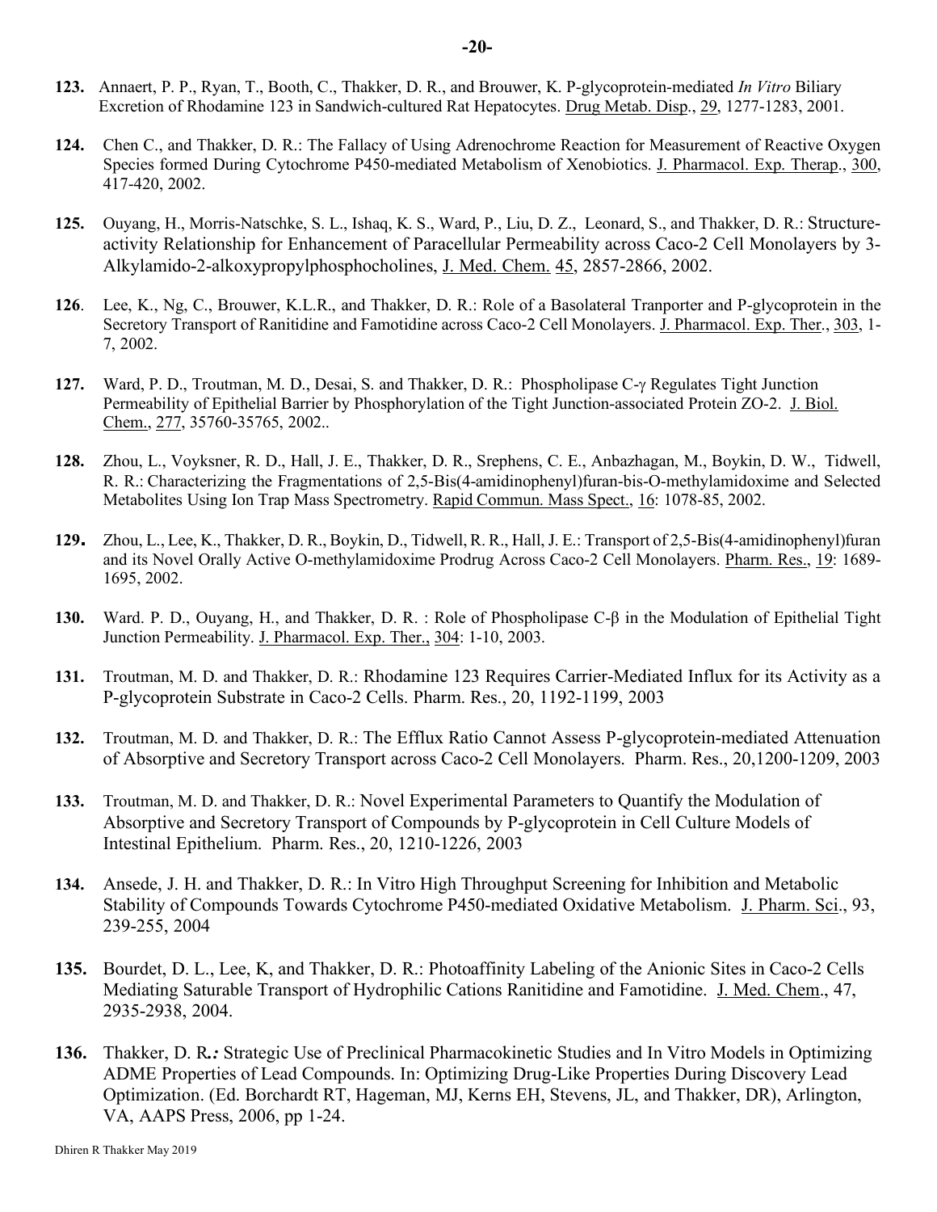**123.** Annaert, P. P., Ryan, T., Booth, C., Thakker, D. R., and Brouwer, K. P-glycoprotein-mediated *In Vitro* Biliary Excretion of Rhodamine 123 in Sandwich-cultured Rat Hepatocytes. Drug Metab. Disp., 29, 1277-1283, 2001.

**124.** Chen C., and Thakker, D. R.: The Fallacy of Using Adrenochrome Reaction for Measurement of Reactive Oxygen Species formed During Cytochrome P450-mediated Metabolism of Xenobiotics. J. Pharmacol. Exp. Therap., 300, 417-420, 2002.

**125.** Ouyang, H., Morris-Natschke, S. L., Ishaq, K. S., Ward, P., Liu, D. Z., Leonard, S., and Thakker, D. R.: Structure-activity Relationship for Enhancement of Paracellular Permeability across Caco-2 Cell Monolayers by 3-Alkylamido-2-alkoxypropylphosphocholines, J. Med. Chem. 45, 2857-2866, 2002.

**126**. Lee, K., Ng, C., Brouwer, K.L.R., and Thakker, D. R.: Role of a Basolateral Tranporter and P-glycoprotein in the Secretory Transport of Ranitidine and Famotidine across Caco-2 Cell Monolayers. J. Pharmacol. Exp. Ther., 303, 1-7, 2002.

**127.** Ward, P. D., Troutman, M. D., Desai, S. and Thakker, D. R.: Phospholipase C-γ Regulates Tight Junction Permeability of Epithelial Barrier by Phosphorylation of the Tight Junction-associated Protein ZO-2. J. Biol. Chem., 277, 35760-35765, 2002..

**128.** Zhou, L., Voyksner, R. D., Hall, J. E., Thakker, D. R., Srephens, C. E., Anbazhagan, M., Boykin, D. W., Tidwell, R. R.: Characterizing the Fragmentations of 2,5-Bis(4-amidinophenyl)furan-bis-O-methylamidoxime and Selected Metabolites Using Ion Trap Mass Spectrometry. Rapid Commun. Mass Spect., 16: 1078-85, 2002.

**129.** Zhou, L., Lee, K., Thakker, D. R., Boykin, D., Tidwell, R. R., Hall, J. E.: Transport of 2,5-Bis(4-amidinophenyl)furan and its Novel Orally Active O-methylamidoxime Prodrug Across Caco-2 Cell Monolayers. Pharm. Res., 19: 1689-1695, 2002.

**130.** Ward. P. D., Ouyang, H., and Thakker, D. R. : Role of Phospholipase C-β in the Modulation of Epithelial Tight Junction Permeability. J. Pharmacol. Exp. Ther., 304: 1-10, 2003.

**131.** Troutman, M. D. and Thakker, D. R.: Rhodamine 123 Requires Carrier-Mediated Influx for its Activity as a P-glycoprotein Substrate in Caco-2 Cells. Pharm. Res., 20, 1192-1199, 2003

**132.** Troutman, M. D. and Thakker, D. R.: The Efflux Ratio Cannot Assess P-glycoprotein-mediated Attenuation of Absorptive and Secretory Transport across Caco-2 Cell Monolayers. Pharm. Res., 20,1200-1209, 2003

**133.** Troutman, M. D. and Thakker, D. R.: Novel Experimental Parameters to Quantify the Modulation of Absorptive and Secretory Transport of Compounds by P-glycoprotein in Cell Culture Models of Intestinal Epithelium. Pharm. Res., 20, 1210-1226, 2003

**134.** Ansede, J. H. and Thakker, D. R.: In Vitro High Throughput Screening for Inhibition and Metabolic Stability of Compounds Towards Cytochrome P450-mediated Oxidative Metabolism. J. Pharm. Sci., 93, 239-255, 2004

**135.** Bourdet, D. L., Lee, K, and Thakker, D. R.: Photoaffinity Labeling of the Anionic Sites in Caco-2 Cells Mediating Saturable Transport of Hydrophilic Cations Ranitidine and Famotidine. J. Med. Chem., 47, 2935-2938, 2004.

**136.** Thakker, D. R***.:*** Strategic Use of Preclinical Pharmacokinetic Studies and In Vitro Models in Optimizing ADME Properties of Lead Compounds. In: Optimizing Drug-Like Properties During Discovery Lead Optimization. (Ed. Borchardt RT, Hageman, MJ, Kerns EH, Stevens, JL, and Thakker, DR), Arlington, VA, AAPS Press, 2006, pp 1-24.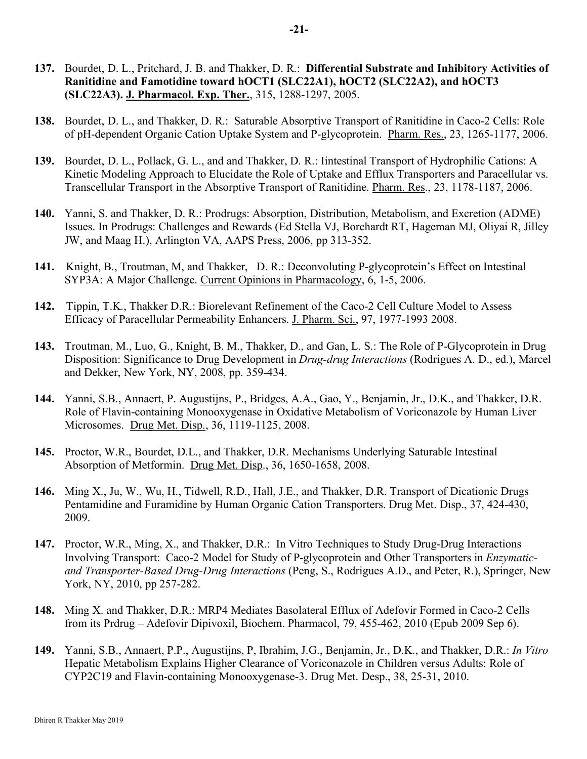**137.** Bourdet, D. L., Pritchard, J. B. and Thakker, D. R.: **Differential Substrate and Inhibitory Activities of Ranitidine and Famotidine toward hOCT1 (SLC22A1), hOCT2 (SLC22A2), and hOCT3 (SLC22A3). J. Pharmacol. Exp. Ther.**, 315, 1288-1297, 2005.

**138.** Bourdet, D. L., and Thakker, D. R.: Saturable Absorptive Transport of Ranitidine in Caco-2 Cells: Role of pH-dependent Organic Cation Uptake System and P-glycoprotein. Pharm. Res., 23, 1265-1177, 2006.

**139.** Bourdet, D. L., Pollack, G. L., and and Thakker, D. R.: Iintestinal Transport of Hydrophilic Cations: A Kinetic Modeling Approach to Elucidate the Role of Uptake and Efflux Transporters and Paracellular vs. Transcellular Transport in the Absorptive Transport of Ranitidine. Pharm. Res., 23, 1178-1187, 2006.

**140.** Yanni, S. and Thakker, D. R.: Prodrugs: Absorption, Distribution, Metabolism, and Excretion (ADME) Issues. In Prodrugs: Challenges and Rewards (Ed Stella VJ, Borchardt RT, Hageman MJ, Oliyai R, Jilley JW, and Maag H.), Arlington VA, AAPS Press, 2006, pp 313-352.

**141.** Knight, B., Troutman, M, and Thakker, D. R.: Deconvoluting P-glycoprotein's Effect on Intestinal SYP3A: A Major Challenge. Current Opinions in Pharmacology, 6, 1-5, 2006.

**142.** Tippin, T.K., Thakker D.R.: Biorelevant Refinement of the Caco-2 Cell Culture Model to Assess Efficacy of Paracellular Permeability Enhancers. J. Pharm. Sci., 97, 1977-1993 2008.

**143.** Troutman, M., Luo, G., Knight, B. M., Thakker, D., and Gan, L. S.: The Role of P-Glycoprotein in Drug Disposition: Significance to Drug Development in *Drug-drug Interactions* (Rodrigues A. D., ed.), Marcel and Dekker, New York, NY, 2008, pp. 359-434.

**144.** Yanni, S.B., Annaert, P. Augustijns, P., Bridges, A.A., Gao, Y., Benjamin, Jr., D.K., and Thakker, D.R. Role of Flavin-containing Monooxygenase in Oxidative Metabolism of Voriconazole by Human Liver Microsomes. Drug Met. Disp., 36, 1119-1125, 2008.

**145.** Proctor, W.R., Bourdet, D.L., and Thakker, D.R. Mechanisms Underlying Saturable Intestinal Absorption of Metformin. Drug Met. Disp., 36, 1650-1658, 2008.

**146.** Ming X., Ju, W., Wu, H., Tidwell, R.D., Hall, J.E., and Thakker, D.R. Transport of Dicationic Drugs Pentamidine and Furamidine by Human Organic Cation Transporters. Drug Met. Disp., 37, 424-430, 2009.

**147.** Proctor, W.R., Ming, X., and Thakker, D.R.: In Vitro Techniques to Study Drug-Drug Interactions Involving Transport: Caco-2 Model for Study of P-glycoprotein and Other Transporters in *Enzymatic- and Transporter-Based Drug-Drug Interactions* (Peng, S., Rodrigues A.D., and Peter, R.), Springer, New York, NY, 2010, pp 257-282.

**148.** Ming X. and Thakker, D.R.: MRP4 Mediates Basolateral Efflux of Adefovir Formed in Caco-2 Cells from its Prdrug – Adefovir Dipivoxil, Biochem. Pharmacol, 79, 455-462, 2010 (Epub 2009 Sep 6).

**149.** Yanni, S.B., Annaert, P.P., Augustijns, P, Ibrahim, J.G., Benjamin, Jr., D.K., and Thakker, D.R.: *In Vitro* Hepatic Metabolism Explains Higher Clearance of Voriconazole in Children versus Adults: Role of CYP2C19 and Flavin-containing Monooxygenase-3. Drug Met. Desp., 38, 25-31, 2010.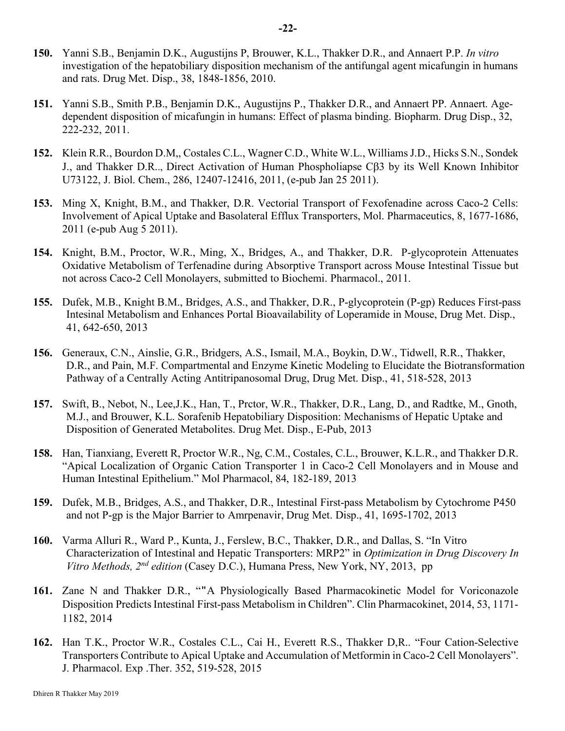**150.** Yanni S.B., Benjamin D.K., Augustijns P, Brouwer, K.L., Thakker D.R., and Annaert P.P. *In vitro* investigation of the hepatobiliary disposition mechanism of the antifungal agent micafungin in humans and rats. Drug Met. Disp., 38, 1848-1856, 2010.

**151.** Yanni S.B., Smith P.B., Benjamin D.K., Augustijns P., Thakker D.R., and Annaert PP. Annaert. Age-dependent disposition of micafungin in humans: Effect of plasma binding. Biopharm. Drug Disp., 32, 222-232, 2011.

**152.** Klein R.R., Bourdon D.M,, Costales C.L., Wagner C.D., White W.L., Williams J.D., Hicks S.N., Sondek J., and Thakker D.R.., Direct Activation of Human Phospholiapse Cβ3 by its Well Known Inhibitor U73122, J. Biol. Chem., 286, 12407-12416, 2011, (e-pub Jan 25 2011).

**153.** Ming X, Knight, B.M., and Thakker, D.R. Vectorial Transport of Fexofenadine across Caco-2 Cells: Involvement of Apical Uptake and Basolateral Efflux Transporters, Mol. Pharmaceutics, 8, 1677-1686, 2011 (e-pub Aug 5 2011).

**154.** Knight, B.M., Proctor, W.R., Ming, X., Bridges, A., and Thakker, D.R. P-glycoprotein Attenuates Oxidative Metabolism of Terfenadine during Absorptive Transport across Mouse Intestinal Tissue but not across Caco-2 Cell Monolayers, submitted to Biochemi. Pharmacol., 2011.

**155.** Dufek, M.B., Knight B.M., Bridges, A.S., and Thakker, D.R., P-glycoprotein (P-gp) Reduces First-pass Intesinal Metabolism and Enhances Portal Bioavailability of Loperamide in Mouse, Drug Met. Disp., 41, 642-650, 2013

**156.** Generaux, C.N., Ainslie, G.R., Bridgers, A.S., Ismail, M.A., Boykin, D.W., Tidwell, R.R., Thakker, D.R., and Pain, M.F. Compartmental and Enzyme Kinetic Modeling to Elucidate the Biotransformation Pathway of a Centrally Acting Antitripanosomal Drug, Drug Met. Disp., 41, 518-528, 2013

**157.** Swift, B., Nebot, N., Lee,J.K., Han, T., Prctor, W.R., Thakker, D.R., Lang, D., and Radtke, M., Gnoth, M.J., and Brouwer, K.L. Sorafenib Hepatobiliary Disposition: Mechanisms of Hepatic Uptake and Disposition of Generated Metabolites. Drug Met. Disp., E-Pub, 2013

**158.** Han, Tianxiang, Everett R, Proctor W.R., Ng, C.M., Costales, C.L., Brouwer, K.L.R., and Thakker D.R. "Apical Localization of Organic Cation Transporter 1 in Caco-2 Cell Monolayers and in Mouse and Human Intestinal Epithelium." Mol Pharmacol, 84, 182-189, 2013

**159.** Dufek, M.B., Bridges, A.S., and Thakker, D.R., Intestinal First-pass Metabolism by Cytochrome P450 and not P-gp is the Major Barrier to Amrpenavir, Drug Met. Disp., 41, 1695-1702, 2013

**160.** Varma Alluri R., Ward P., Kunta, J., Ferslew, B.C., Thakker, D.R., and Dallas, S. "In Vitro Characterization of Intestinal and Hepatic Transporters: MRP2" in *Optimization in Drug Discovery In Vitro Methods, 2nd edition* (Casey D.C.), Humana Press, New York, NY, 2013, pp

**161.** Zane N and Thakker D.R., ""A Physiologically Based Pharmacokinetic Model for Voriconazole Disposition Predicts Intestinal First-pass Metabolism in Children". Clin Pharmacokinet, 2014, 53, 1171-1182, 2014

**162.** Han T.K., Proctor W.R., Costales C.L., Cai H., Everett R.S., Thakker D,R.. "Four Cation-Selective Transporters Contribute to Apical Uptake and Accumulation of Metformin in Caco-2 Cell Monolayers". J. Pharmacol. Exp .Ther. 352, 519-528, 2015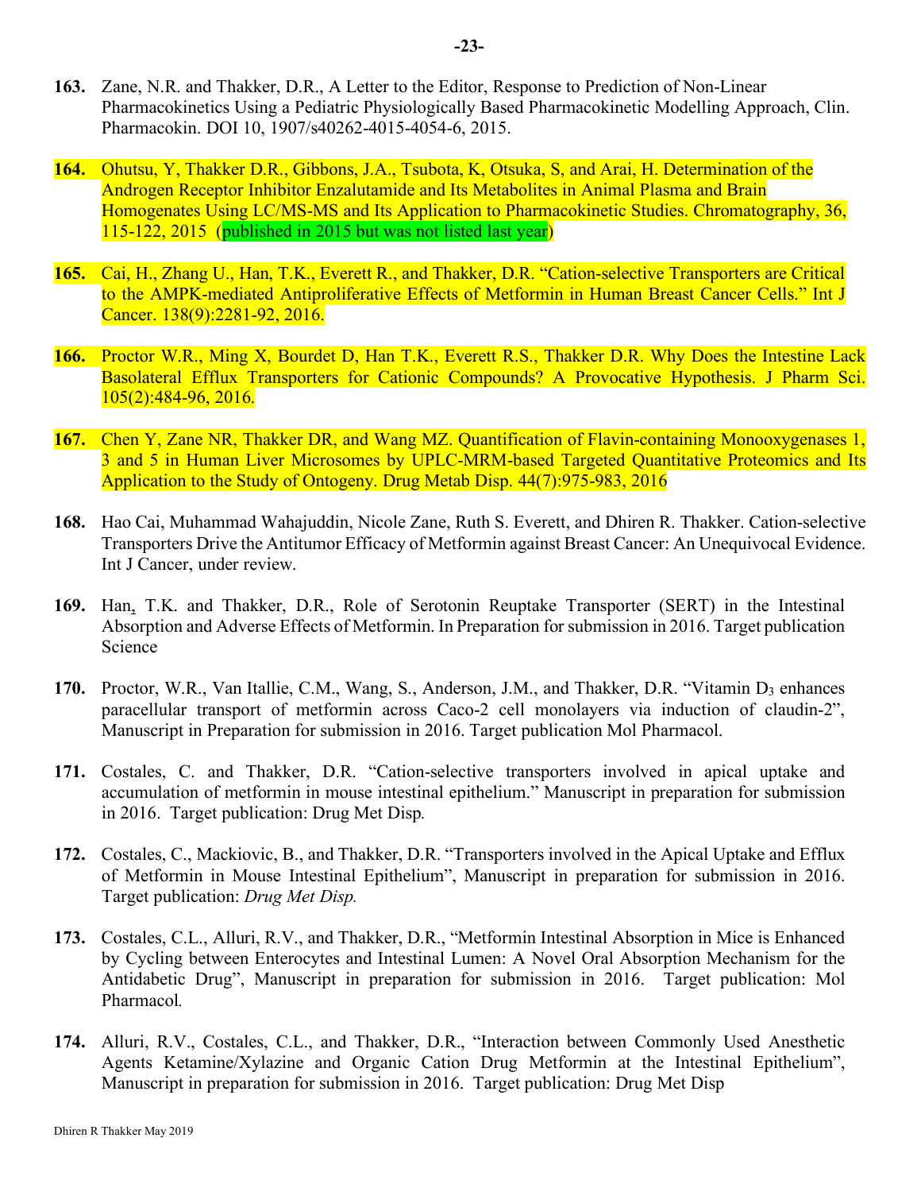**163.** Zane, N.R. and Thakker, D.R., A Letter to the Editor, Response to Prediction of Non-Linear Pharmacokinetics Using a Pediatric Physiologically Based Pharmacokinetic Modelling Approach, Clin. Pharmacokin. DOI 10, 1907/s40262-4015-4054-6, 2015.

**164.** Ohutsu, Y, Thakker D.R., Gibbons, J.A., Tsubota, K, Otsuka, S, and Arai, H. Determination of the Androgen Receptor Inhibitor Enzalutamide and Its Metabolites in Animal Plasma and Brain Homogenates Using LC/MS-MS and Its Application to Pharmacokinetic Studies. Chromatography, 36, 115-122, 2015 (published in 2015 but was not listed last year)

**165.** Cai, H., Zhang U., Han, T.K., Everett R., and Thakker, D.R. "Cation-selective Transporters are Critical to the AMPK-mediated Antiproliferative Effects of Metformin in Human Breast Cancer Cells." Int J Cancer. 138(9):2281-92, 2016.

**166.** Proctor W.R., Ming X, Bourdet D, Han T.K., Everett R.S., Thakker D.R. Why Does the Intestine Lack Basolateral Efflux Transporters for Cationic Compounds? A Provocative Hypothesis. J Pharm Sci. 105(2):484-96, 2016.

**167.** Chen Y, Zane NR, Thakker DR, and Wang MZ. Quantification of Flavin-containing Monooxygenases 1, 3 and 5 in Human Liver Microsomes by UPLC-MRM-based Targeted Quantitative Proteomics and Its Application to the Study of Ontogeny. Drug Metab Disp. 44(7):975-983, 2016

**168.** Hao Cai, Muhammad Wahajuddin, Nicole Zane, Ruth S. Everett, and Dhiren R. Thakker. Cation-selective Transporters Drive the Antitumor Efficacy of Metformin against Breast Cancer: An Unequivocal Evidence. Int J Cancer, under review.

**169.** Han, T.K. and Thakker, D.R., Role of Serotonin Reuptake Transporter (SERT) in the Intestinal Absorption and Adverse Effects of Metformin. In Preparation for submission in 2016. Target publication Science

**170.** Proctor, W.R., Van Itallie, C.M., Wang, S., Anderson, J.M., and Thakker, D.R. "Vitamin $D_3$ enhances paracellular transport of metformin across Caco-2 cell monolayers via induction of claudin-2", Manuscript in Preparation for submission in 2016. Target publication Mol Pharmacol.

**171.** Costales, C. and Thakker, D.R. "Cation-selective transporters involved in apical uptake and accumulation of metformin in mouse intestinal epithelium." Manuscript in preparation for submission in 2016. Target publication: Drug Met Disp.

**172.** Costales, C., Mackiovic, B., and Thakker, D.R. "Transporters involved in the Apical Uptake and Efflux of Metformin in Mouse Intestinal Epithelium", Manuscript in preparation for submission in 2016. Target publication: *Drug Met Disp.*

**173.** Costales, C.L., Alluri, R.V., and Thakker, D.R., "Metformin Intestinal Absorption in Mice is Enhanced by Cycling between Enterocytes and Intestinal Lumen: A Novel Oral Absorption Mechanism for the Antidabetic Drug", Manuscript in preparation for submission in 2016. Target publication: Mol Pharmacol.

**174.** Alluri, R.V., Costales, C.L., and Thakker, D.R., "Interaction between Commonly Used Anesthetic Agents Ketamine/Xylazine and Organic Cation Drug Metformin at the Intestinal Epithelium", Manuscript in preparation for submission in 2016. Target publication: Drug Met Disp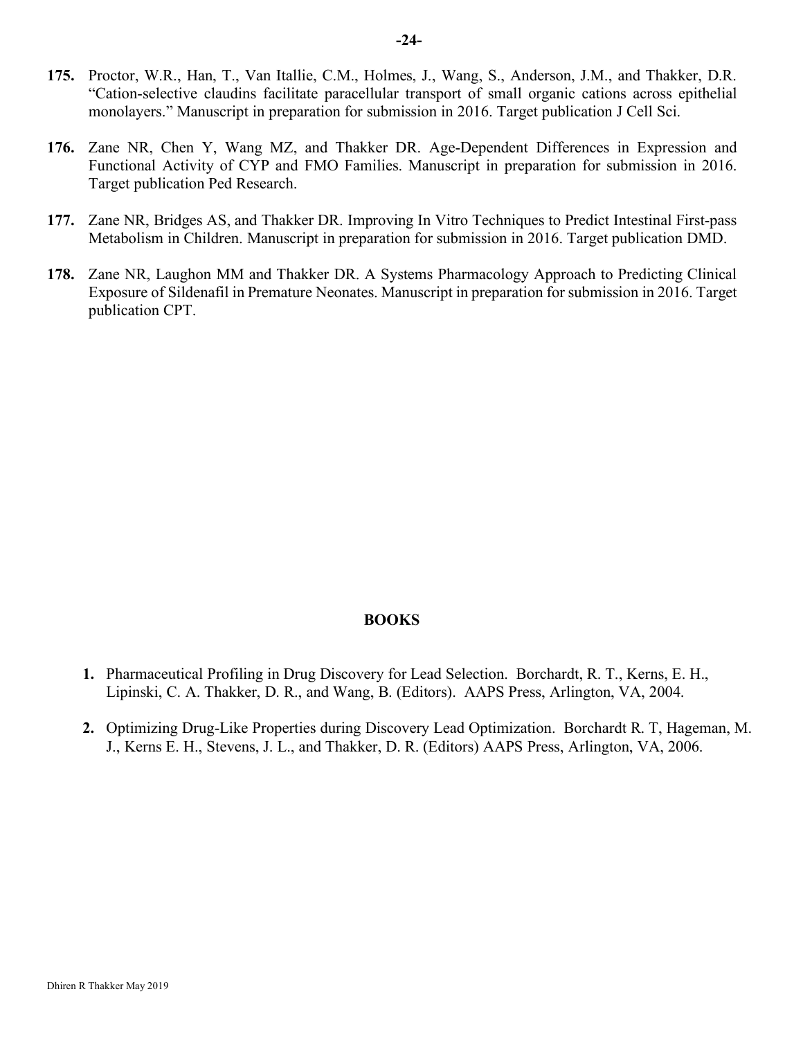**175.** Proctor, W.R., Han, T., Van Itallie, C.M., Holmes, J., Wang, S., Anderson, J.M., and Thakker, D.R. "Cation-selective claudins facilitate paracellular transport of small organic cations across epithelial monolayers." Manuscript in preparation for submission in 2016. Target publication J Cell Sci.

**176.** Zane NR, Chen Y, Wang MZ, and Thakker DR. Age-Dependent Differences in Expression and Functional Activity of CYP and FMO Families. Manuscript in preparation for submission in 2016. Target publication Ped Research.

**177.** Zane NR, Bridges AS, and Thakker DR. Improving In Vitro Techniques to Predict Intestinal First-pass Metabolism in Children. Manuscript in preparation for submission in 2016. Target publication DMD.

**178.** Zane NR, Laughon MM and Thakker DR. A Systems Pharmacology Approach to Predicting Clinical Exposure of Sildenafil in Premature Neonates. Manuscript in preparation for submission in 2016. Target publication CPT.

## BOOKS

1. Pharmaceutical Profiling in Drug Discovery for Lead Selection. Borchardt, R. T., Kerns, E. H., Lipinski, C. A. Thakker, D. R., and Wang, B. (Editors). AAPS Press, Arlington, VA, 2004.

2. Optimizing Drug-Like Properties during Discovery Lead Optimization. Borchardt R. T, Hageman, M. J., Kerns E. H., Stevens, J. L., and Thakker, D. R. (Editors) AAPS Press, Arlington, VA, 2006.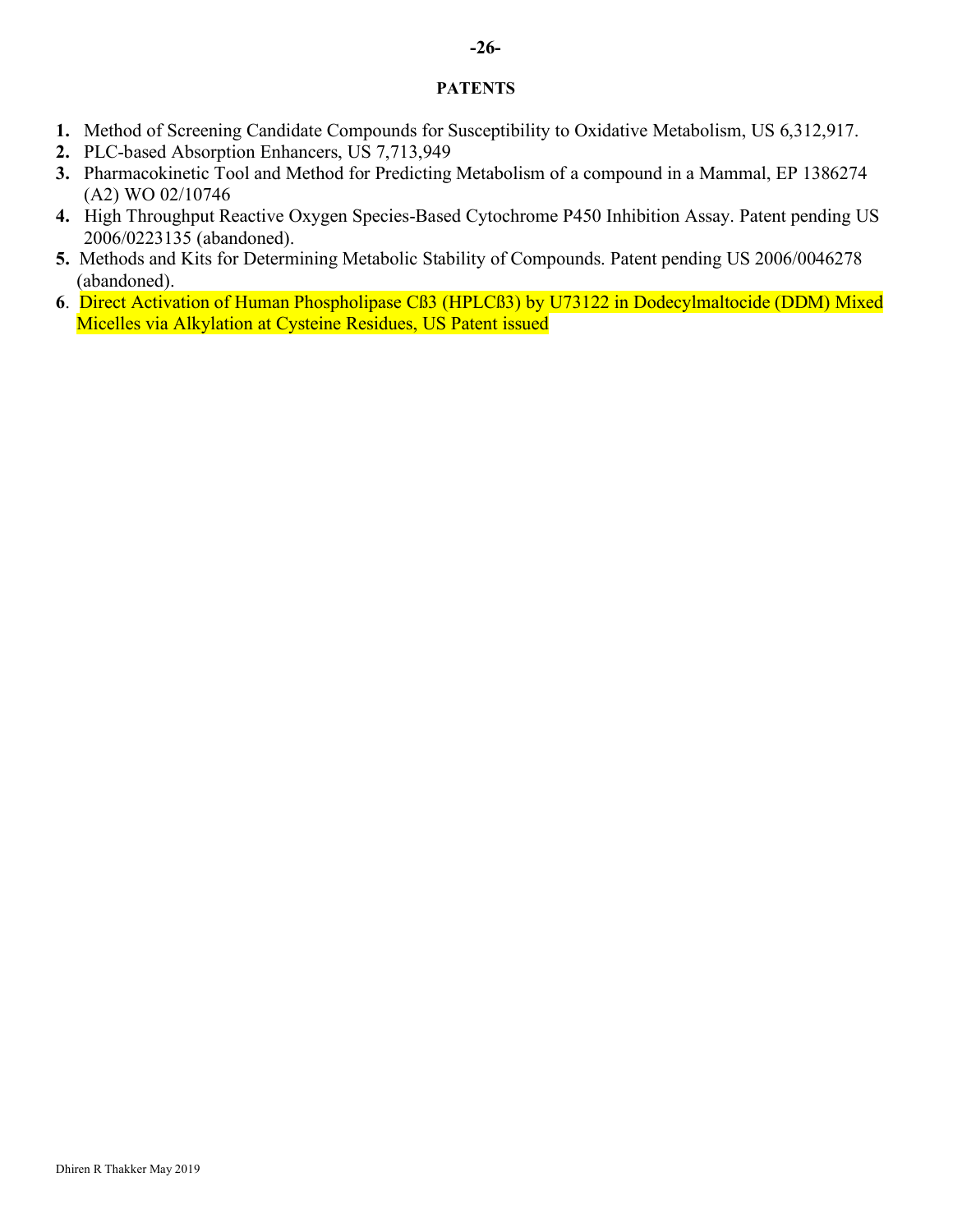## PATENTS

1. Method of Screening Candidate Compounds for Susceptibility to Oxidative Metabolism, US 6,312,917.
2. PLC-based Absorption Enhancers, US 7,713,949
3. Pharmacokinetic Tool and Method for Predicting Metabolism of a compound in a Mammal, EP 1386274 (A2) WO 02/10746
4. High Throughput Reactive Oxygen Species-Based Cytochrome P450 Inhibition Assay. Patent pending US 2006/0223135 (abandoned).
5. Methods and Kits for Determining Metabolic Stability of Compounds. Patent pending US 2006/0046278 (abandoned).
6. Direct Activation of Human Phospholipase Cß3 (HPLCß3) by U73122 in Dodecylmaltocide (DDM) Mixed Micelles via Alkylation at Cysteine Residues, US Patent issued

Dhiren R Thakker May 2019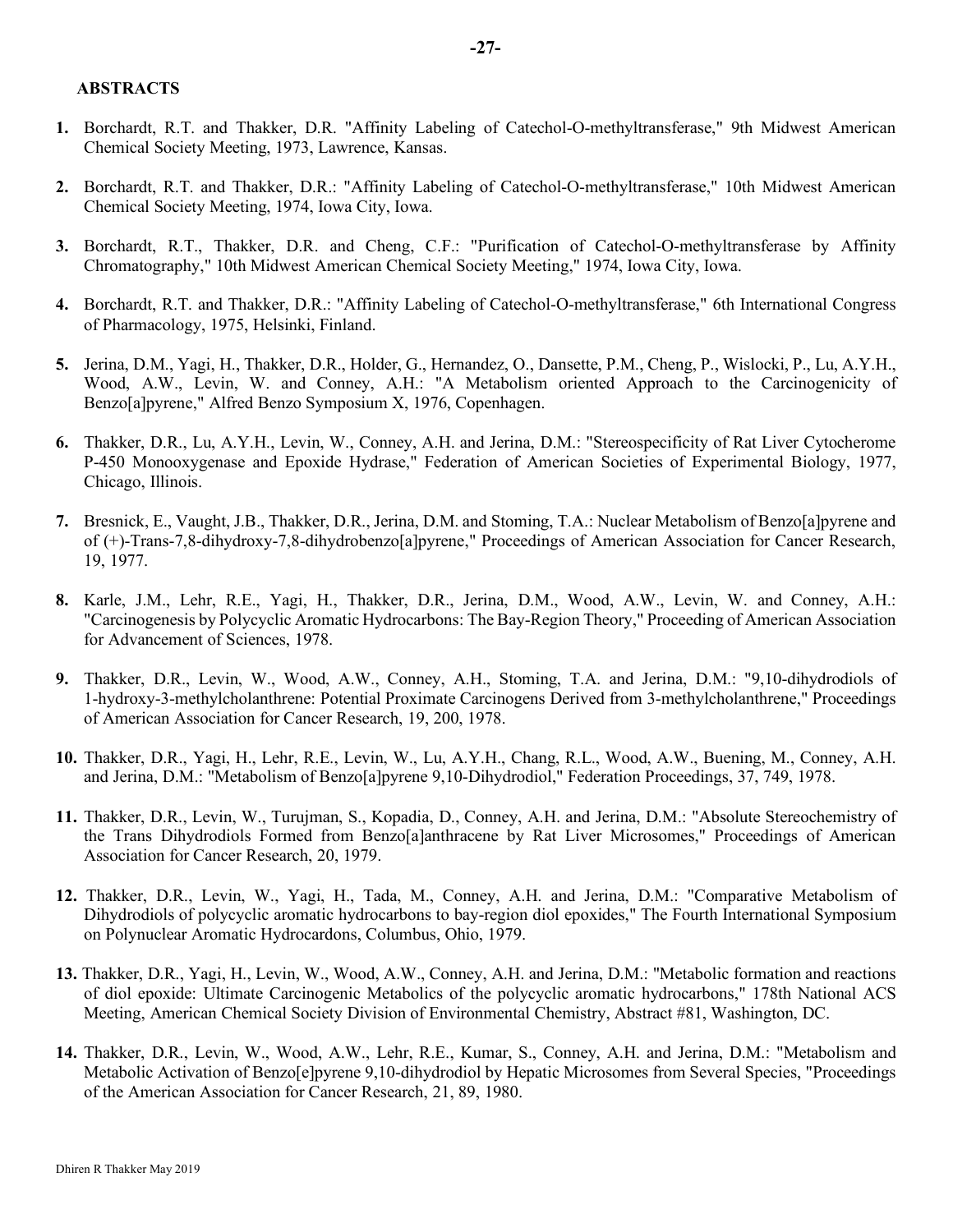**ABSTRACTS**

1. Borchardt, R.T. and Thakker, D.R. "Affinity Labeling of Catechol-O-methyltransferase," 9th Midwest American Chemical Society Meeting, 1973, Lawrence, Kansas.

2. Borchardt, R.T. and Thakker, D.R.: "Affinity Labeling of Catechol-O-methyltransferase," 10th Midwest American Chemical Society Meeting, 1974, Iowa City, Iowa.

3. Borchardt, R.T., Thakker, D.R. and Cheng, C.F.: "Purification of Catechol-O-methyltransferase by Affinity Chromatography," 10th Midwest American Chemical Society Meeting," 1974, Iowa City, Iowa.

4. Borchardt, R.T. and Thakker, D.R.: "Affinity Labeling of Catechol-O-methyltransferase," 6th International Congress of Pharmacology, 1975, Helsinki, Finland.

5. Jerina, D.M., Yagi, H., Thakker, D.R., Holder, G., Hernandez, O., Dansette, P.M., Cheng, P., Wislocki, P., Lu, A.Y.H., Wood, A.W., Levin, W. and Conney, A.H.: "A Metabolism oriented Approach to the Carcinogenicity of Benzo[a]pyrene," Alfred Benzo Symposium X, 1976, Copenhagen.

6. Thakker, D.R., Lu, A.Y.H., Levin, W., Conney, A.H. and Jerina, D.M.: "Stereospecificity of Rat Liver Cytocherome P-450 Monooxygenase and Epoxide Hydrase," Federation of American Societies of Experimental Biology, 1977, Chicago, Illinois.

7. Bresnick, E., Vaught, J.B., Thakker, D.R., Jerina, D.M. and Stoming, T.A.: Nuclear Metabolism of Benzo[a]pyrene and of (+)-Trans-7,8-dihydroxy-7,8-dihydrobenzo[a]pyrene," Proceedings of American Association for Cancer Research, 19, 1977.

8. Karle, J.M., Lehr, R.E., Yagi, H., Thakker, D.R., Jerina, D.M., Wood, A.W., Levin, W. and Conney, A.H.: "Carcinogenesis by Polycyclic Aromatic Hydrocarbons: The Bay-Region Theory," Proceeding of American Association for Advancement of Sciences, 1978.

9. Thakker, D.R., Levin, W., Wood, A.W., Conney, A.H., Stoming, T.A. and Jerina, D.M.: "9,10-dihydrodiols of 1-hydroxy-3-methylcholanthrene: Potential Proximate Carcinogens Derived from 3-methylcholanthrene," Proceedings of American Association for Cancer Research, 19, 200, 1978.

10. Thakker, D.R., Yagi, H., Lehr, R.E., Levin, W., Lu, A.Y.H., Chang, R.L., Wood, A.W., Buening, M., Conney, A.H. and Jerina, D.M.: "Metabolism of Benzo[a]pyrene 9,10-Dihydrodiol," Federation Proceedings, 37, 749, 1978.

11. Thakker, D.R., Levin, W., Turujman, S., Kopadia, D., Conney, A.H. and Jerina, D.M.: "Absolute Stereochemistry of the Trans Dihydrodiols Formed from Benzo[a]anthracene by Rat Liver Microsomes," Proceedings of American Association for Cancer Research, 20, 1979.

12. Thakker, D.R., Levin, W., Yagi, H., Tada, M., Conney, A.H. and Jerina, D.M.: "Comparative Metabolism of Dihydrodiols of polycyclic aromatic hydrocarbons to bay-region diol epoxides," The Fourth International Symposium on Polynuclear Aromatic Hydrocardons, Columbus, Ohio, 1979.

13. Thakker, D.R., Yagi, H., Levin, W., Wood, A.W., Conney, A.H. and Jerina, D.M.: "Metabolic formation and reactions of diol epoxide: Ultimate Carcinogenic Metabolics of the polycyclic aromatic hydrocarbons," 178th National ACS Meeting, American Chemical Society Division of Environmental Chemistry, Abstract #81, Washington, DC.

14. Thakker, D.R., Levin, W., Wood, A.W., Lehr, R.E., Kumar, S., Conney, A.H. and Jerina, D.M.: "Metabolism and Metabolic Activation of Benzo[e]pyrene 9,10-dihydrodiol by Hepatic Microsomes from Several Species, "Proceedings of the American Association for Cancer Research, 21, 89, 1980.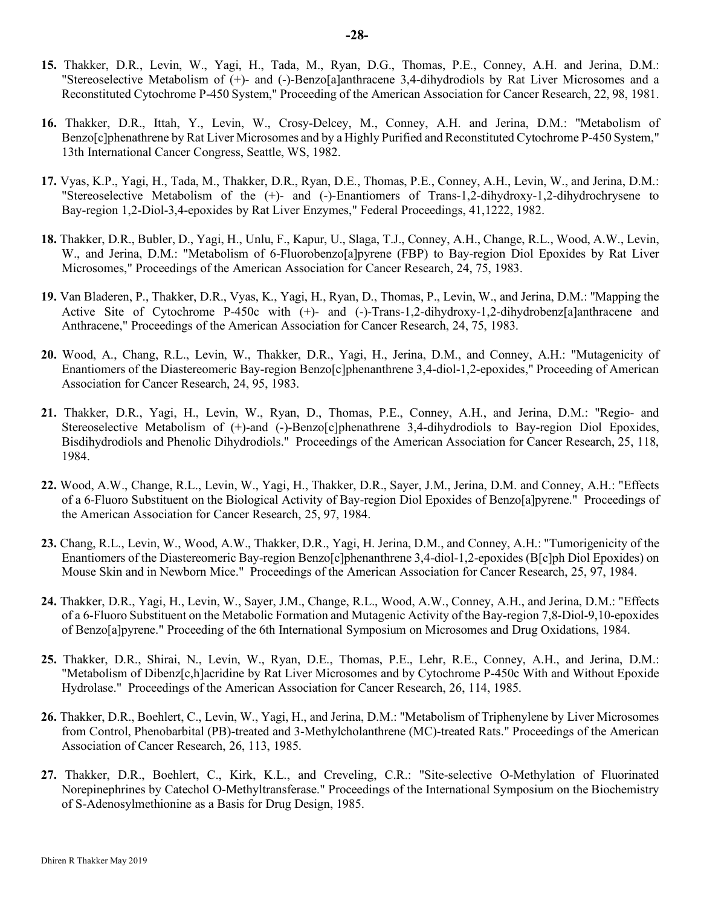**15.** Thakker, D.R., Levin, W., Yagi, H., Tada, M., Ryan, D.G., Thomas, P.E., Conney, A.H. and Jerina, D.M.: "Stereoselective Metabolism of (+)- and (-)-Benzo[a]anthracene 3,4-dihydrodiols by Rat Liver Microsomes and a Reconstituted Cytochrome P-450 System," Proceeding of the American Association for Cancer Research, 22, 98, 1981.

**16.** Thakker, D.R., Ittah, Y., Levin, W., Crosy-Delcey, M., Conney, A.H. and Jerina, D.M.: "Metabolism of Benzo[c]phenathrene by Rat Liver Microsomes and by a Highly Purified and Reconstituted Cytochrome P-450 System," 13th International Cancer Congress, Seattle, WS, 1982.

**17.** Vyas, K.P., Yagi, H., Tada, M., Thakker, D.R., Ryan, D.E., Thomas, P.E., Conney, A.H., Levin, W., and Jerina, D.M.: "Stereoselective Metabolism of the (+)- and (-)-Enantiomers of Trans-1,2-dihydroxy-1,2-dihydrochrysene to Bay-region 1,2-Diol-3,4-epoxides by Rat Liver Enzymes," Federal Proceedings, 41,1222, 1982.

**18.** Thakker, D.R., Bubler, D., Yagi, H., Unlu, F., Kapur, U., Slaga, T.J., Conney, A.H., Change, R.L., Wood, A.W., Levin, W., and Jerina, D.M.: "Metabolism of 6-Fluorobenzo[a]pyrene (FBP) to Bay-region Diol Epoxides by Rat Liver Microsomes," Proceedings of the American Association for Cancer Research, 24, 75, 1983.

**19.** Van Bladeren, P., Thakker, D.R., Vyas, K., Yagi, H., Ryan, D., Thomas, P., Levin, W., and Jerina, D.M.: "Mapping the Active Site of Cytochrome P-450c with (+)- and (-)-Trans-1,2-dihydroxy-1,2-dihydrobenz[a]anthracene and Anthracene," Proceedings of the American Association for Cancer Research, 24, 75, 1983.

**20.** Wood, A., Chang, R.L., Levin, W., Thakker, D.R., Yagi, H., Jerina, D.M., and Conney, A.H.: "Mutagenicity of Enantiomers of the Diastereomeric Bay-region Benzo[c]phenanthrene 3,4-diol-1,2-epoxides," Proceeding of American Association for Cancer Research, 24, 95, 1983.

**21.** Thakker, D.R., Yagi, H., Levin, W., Ryan, D., Thomas, P.E., Conney, A.H., and Jerina, D.M.: "Regio- and Stereoselective Metabolism of (+)-and (-)-Benzo[c]phenanthrene 3,4-dihydrodiols to Bay-region Diol Epoxides, Bisdihydrodiols and Phenolic Dihydrodiols." Proceedings of the American Association for Cancer Research, 25, 118, 1984.

**22.** Wood, A.W., Change, R.L., Levin, W., Yagi, H., Thakker, D.R., Sayer, J.M., Jerina, D.M. and Conney, A.H.: "Effects of a 6-Fluoro Substituent on the Biological Activity of Bay-region Diol Epoxides of Benzo[a]pyrene." Proceedings of the American Association for Cancer Research, 25, 97, 1984.

**23.** Chang, R.L., Levin, W., Wood, A.W., Thakker, D.R., Yagi, H. Jerina, D.M., and Conney, A.H.: "Tumorigenicity of the Enantiomers of the Diastereomeric Bay-region Benzo[c]phenanthrene 3,4-diol-1,2-epoxides (B[c]ph Diol Epoxides) on Mouse Skin and in Newborn Mice." Proceedings of the American Association for Cancer Research, 25, 97, 1984.

**24.** Thakker, D.R., Yagi, H., Levin, W., Sayer, J.M., Change, R.L., Wood, A.W., Conney, A.H., and Jerina, D.M.: "Effects of a 6-Fluoro Substituent on the Metabolic Formation and Mutagenic Activity of the Bay-region 7,8-Diol-9,10-epoxides of Benzo[a]pyrene." Proceeding of the 6th International Symposium on Microsomes and Drug Oxidations, 1984.

**25.** Thakker, D.R., Shirai, N., Levin, W., Ryan, D.E., Thomas, P.E., Lehr, R.E., Conney, A.H., and Jerina, D.M.: "Metabolism of Dibenz[c,h]acridine by Rat Liver Microsomes and by Cytochrome P-450c With and Without Epoxide Hydrolase." Proceedings of the American Association for Cancer Research, 26, 114, 1985.

**26.** Thakker, D.R., Boehlert, C., Levin, W., Yagi, H., and Jerina, D.M.: "Metabolism of Triphenylene by Liver Microsomes from Control, Phenobarbital (PB)-treated and 3-Methylcholanthrene (MC)-treated Rats." Proceedings of the American Association of Cancer Research, 26, 113, 1985.

**27.** Thakker, D.R., Boehlert, C., Kirk, K.L., and Creveling, C.R.: "Site-selective O-Methylation of Fluorinated Norepinephrines by Catechol O-Methyltransferase." Proceedings of the International Symposium on the Biochemistry of S-Adenosylmethionine as a Basis for Drug Design, 1985.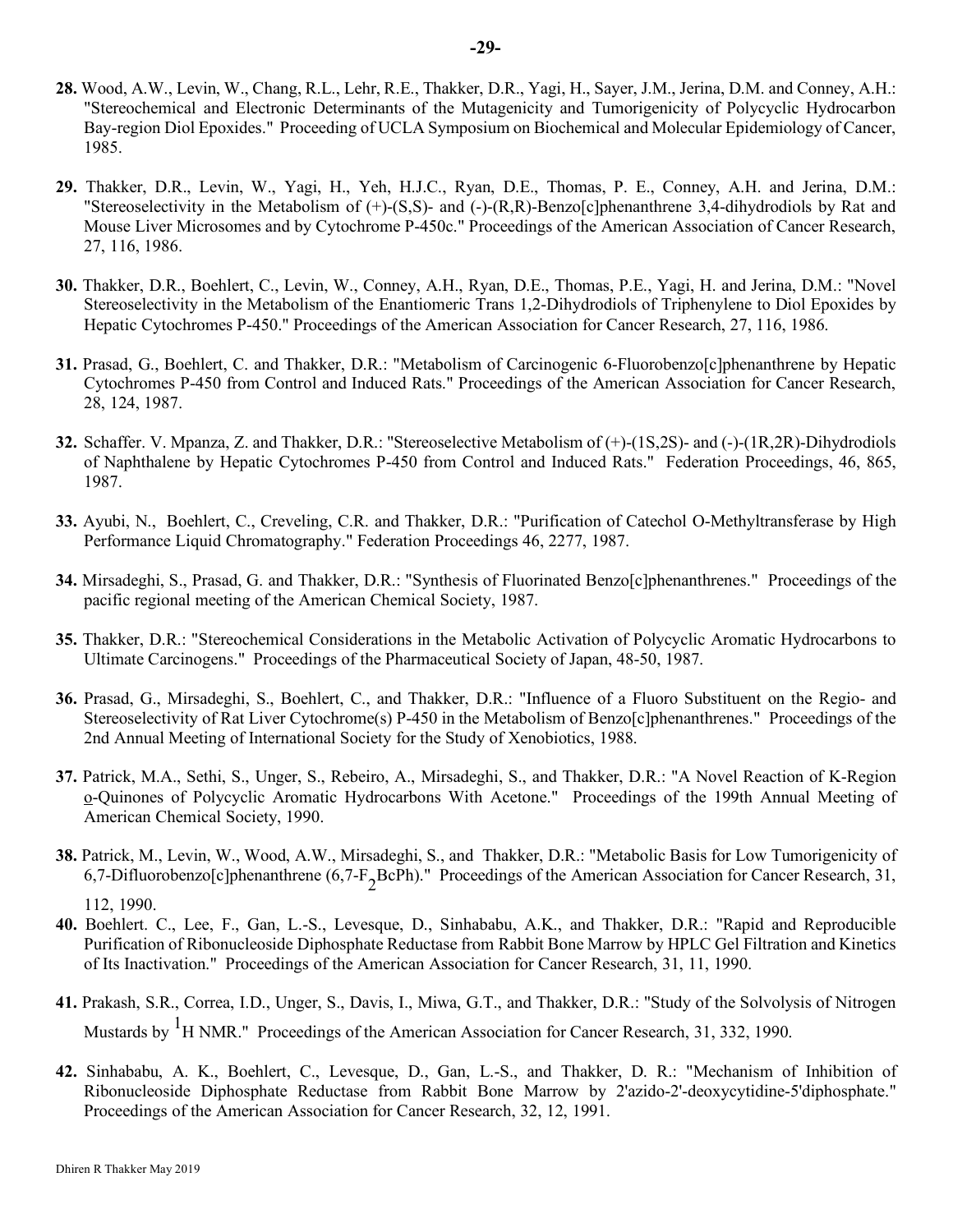**28.** Wood, A.W., Levin, W., Chang, R.L., Lehr, R.E., Thakker, D.R., Yagi, H., Sayer, J.M., Jerina, D.M. and Conney, A.H.: "Stereochemical and Electronic Determinants of the Mutagenicity and Tumorigenicity of Polycyclic Hydrocarbon Bay-region Diol Epoxides." Proceeding of UCLA Symposium on Biochemical and Molecular Epidemiology of Cancer, 1985.

**29.** Thakker, D.R., Levin, W., Yagi, H., Yeh, H.J.C., Ryan, D.E., Thomas, P. E., Conney, A.H. and Jerina, D.M.: "Stereoselectivity in the Metabolism of (+)-(S,S)- and (-)-(R,R)-Benzo[c]phenanthrene 3,4-dihydrodiols by Rat and Mouse Liver Microsomes and by Cytochrome P-450c." Proceedings of the American Association of Cancer Research, 27, 116, 1986.

**30.** Thakker, D.R., Boehlert, C., Levin, W., Conney, A.H., Ryan, D.E., Thomas, P.E., Yagi, H. and Jerina, D.M.: "Novel Stereoselectivity in the Metabolism of the Enantiomeric Trans 1,2-Dihydrodiols of Triphenylene to Diol Epoxides by Hepatic Cytochromes P-450." Proceedings of the American Association for Cancer Research, 27, 116, 1986.

**31.** Prasad, G., Boehlert, C. and Thakker, D.R.: "Metabolism of Carcinogenic 6-Fluorobenzo[c]phenanthrene by Hepatic Cytochromes P-450 from Control and Induced Rats." Proceedings of the American Association for Cancer Research, 28, 124, 1987.

**32.** Schaffer. V. Mpanza, Z. and Thakker, D.R.: "Stereoselective Metabolism of (+)-(1S,2S)- and (-)-(1R,2R)-Dihydrodiols of Naphthalene by Hepatic Cytochromes P-450 from Control and Induced Rats." Federation Proceedings, 46, 865, 1987.

**33.** Ayubi, N., Boehlert, C., Creveling, C.R. and Thakker, D.R.: "Purification of Catechol O-Methyltransferase by High Performance Liquid Chromatography." Federation Proceedings 46, 2277, 1987.

**34.** Mirsadeghi, S., Prasad, G. and Thakker, D.R.: "Synthesis of Fluorinated Benzo[c]phenanthrenes." Proceedings of the pacific regional meeting of the American Chemical Society, 1987.

**35.** Thakker, D.R.: "Stereochemical Considerations in the Metabolic Activation of Polycyclic Aromatic Hydrocarbons to Ultimate Carcinogens." Proceedings of the Pharmaceutical Society of Japan, 48-50, 1987.

**36.** Prasad, G., Mirsadeghi, S., Boehlert, C., and Thakker, D.R.: "Influence of a Fluoro Substituent on the Regio- and Stereoselectivity of Rat Liver Cytochrome(s) P-450 in the Metabolism of Benzo[c]phenanthrenes." Proceedings of the 2nd Annual Meeting of International Society for the Study of Xenobiotics, 1988.

**37.** Patrick, M.A., Sethi, S., Unger, S., Rebeiro, A., Mirsadeghi, S., and Thakker, D.R.: "A Novel Reaction of K-Region o-Quinones of Polycyclic Aromatic Hydrocarbons With Acetone." Proceedings of the 199th Annual Meeting of American Chemical Society, 1990.

**38.** Patrick, M., Levin, W., Wood, A.W., Mirsadeghi, S., and Thakker, D.R.: "Metabolic Basis for Low Tumorigenicity of 6,7-Difluorobenzo[c]phenanthrene (6,7-$F_2$BcPh)." Proceedings of the American Association for Cancer Research, 31, 112, 1990.

**40.** Boehlert. C., Lee, F., Gan, L.-S., Levesque, D., Sinhababu, A.K., and Thakker, D.R.: "Rapid and Reproducible Purification of Ribonucleoside Diphosphate Reductase from Rabbit Bone Marrow by HPLC Gel Filtration and Kinetics of Its Inactivation." Proceedings of the American Association for Cancer Research, 31, 11, 1990.

**41.** Prakash, S.R., Correa, I.D., Unger, S., Davis, I., Miwa, G.T., and Thakker, D.R.: "Study of the Solvolysis of Nitrogen Mustards by $^1$H NMR." Proceedings of the American Association for Cancer Research, 31, 332, 1990.

**42.** Sinhababu, A. K., Boehlert, C., Levesque, D., Gan, L.-S., and Thakker, D. R.: "Mechanism of Inhibition of Ribonucleoside Diphosphate Reductase from Rabbit Bone Marrow by 2'azido-2'-deoxycytidine-5'diphosphate." Proceedings of the American Association for Cancer Research, 32, 12, 1991.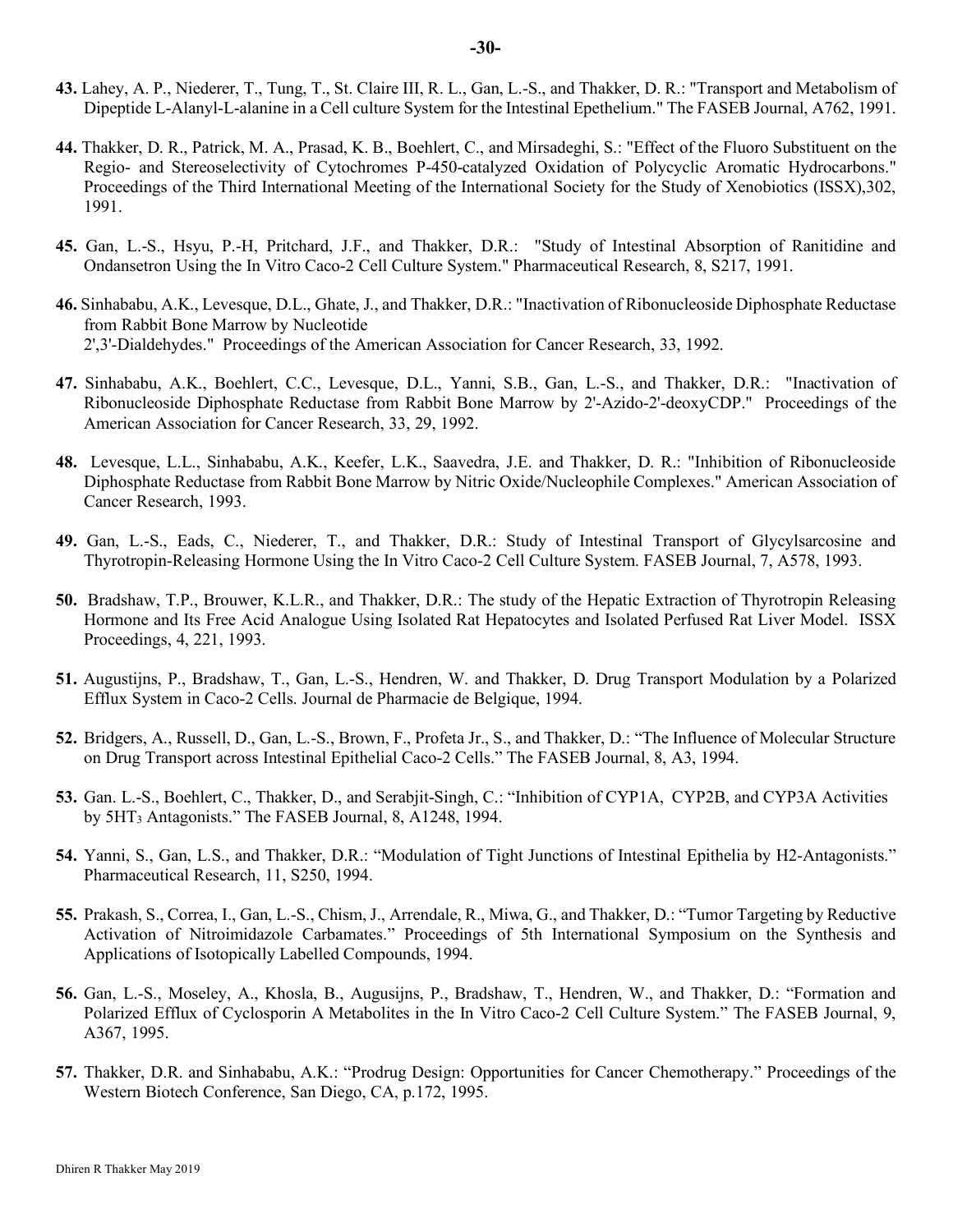**43.** Lahey, A. P., Niederer, T., Tung, T., St. Claire III, R. L., Gan, L.-S., and Thakker, D. R.: "Transport and Metabolism of Dipeptide L-Alanyl-L-alanine in a Cell culture System for the Intestinal Epethelium." The FASEB Journal, A762, 1991.

**44.** Thakker, D. R., Patrick, M. A., Prasad, K. B., Boehlert, C., and Mirsadeghi, S.: "Effect of the Fluoro Substituent on the Regio- and Stereoselectivity of Cytochromes P-450-catalyzed Oxidation of Polycyclic Aromatic Hydrocarbons." Proceedings of the Third International Meeting of the International Society for the Study of Xenobiotics (ISSX),302, 1991.

**45.** Gan, L.-S., Hsyu, P.-H, Pritchard, J.F., and Thakker, D.R.: "Study of Intestinal Absorption of Ranitidine and Ondansetron Using the In Vitro Caco-2 Cell Culture System." Pharmaceutical Research, 8, S217, 1991.

**46.** Sinhababu, A.K., Levesque, D.L., Ghate, J., and Thakker, D.R.: "Inactivation of Ribonucleoside Diphosphate Reductase from Rabbit Bone Marrow by Nucleotide 2',3'-Dialdehydes." Proceedings of the American Association for Cancer Research, 33, 1992.

**47.** Sinhababu, A.K., Boehlert, C.C., Levesque, D.L., Yanni, S.B., Gan, L.-S., and Thakker, D.R.: "Inactivation of Ribonucleoside Diphosphate Reductase from Rabbit Bone Marrow by 2'-Azido-2'-deoxyCDP." Proceedings of the American Association for Cancer Research, 33, 29, 1992.

**48.** Levesque, L.L., Sinhababu, A.K., Keefer, L.K., Saavedra, J.E. and Thakker, D. R.: "Inhibition of Ribonucleoside Diphosphate Reductase from Rabbit Bone Marrow by Nitric Oxide/Nucleophile Complexes." American Association of Cancer Research, 1993.

**49.** Gan, L.-S., Eads, C., Niederer, T., and Thakker, D.R.: Study of Intestinal Transport of Glycylsarcosine and Thyrotropin-Releasing Hormone Using the In Vitro Caco-2 Cell Culture System. FASEB Journal, 7, A578, 1993.

**50.** Bradshaw, T.P., Brouwer, K.L.R., and Thakker, D.R.: The study of the Hepatic Extraction of Thyrotropin Releasing Hormone and Its Free Acid Analogue Using Isolated Rat Hepatocytes and Isolated Perfused Rat Liver Model. ISSX Proceedings, 4, 221, 1993.

**51.** Augustijns, P., Bradshaw, T., Gan, L.-S., Hendren, W. and Thakker, D. Drug Transport Modulation by a Polarized Efflux System in Caco-2 Cells. Journal de Pharmacie de Belgique, 1994.

**52.** Bridgers, A., Russell, D., Gan, L.-S., Brown, F., Profeta Jr., S., and Thakker, D.: "The Influence of Molecular Structure on Drug Transport across Intestinal Epithelial Caco-2 Cells." The FASEB Journal, 8, A3, 1994.

**53.** Gan. L.-S., Boehlert, C., Thakker, D., and Serabjit-Singh, C.: "Inhibition of CYP1A, CYP2B, and CYP3A Activities by $5HT_3$ Antagonists." The FASEB Journal, 8, A1248, 1994.

**54.** Yanni, S., Gan, L.S., and Thakker, D.R.: "Modulation of Tight Junctions of Intestinal Epithelia by H2-Antagonists." Pharmaceutical Research, 11, S250, 1994.

**55.** Prakash, S., Correa, I., Gan, L.-S., Chism, J., Arrendale, R., Miwa, G., and Thakker, D.: "Tumor Targeting by Reductive Activation of Nitroimidazole Carbamates." Proceedings of 5th International Symposium on the Synthesis and Applications of Isotopically Labelled Compounds, 1994.

**56.** Gan, L.-S., Moseley, A., Khosla, B., Augusijns, P., Bradshaw, T., Hendren, W., and Thakker, D.: "Formation and Polarized Efflux of Cyclosporin A Metabolites in the In Vitro Caco-2 Cell Culture System." The FASEB Journal, 9, A367, 1995.

**57.** Thakker, D.R. and Sinhababu, A.K.: "Prodrug Design: Opportunities for Cancer Chemotherapy." Proceedings of the Western Biotech Conference, San Diego, CA, p.172, 1995.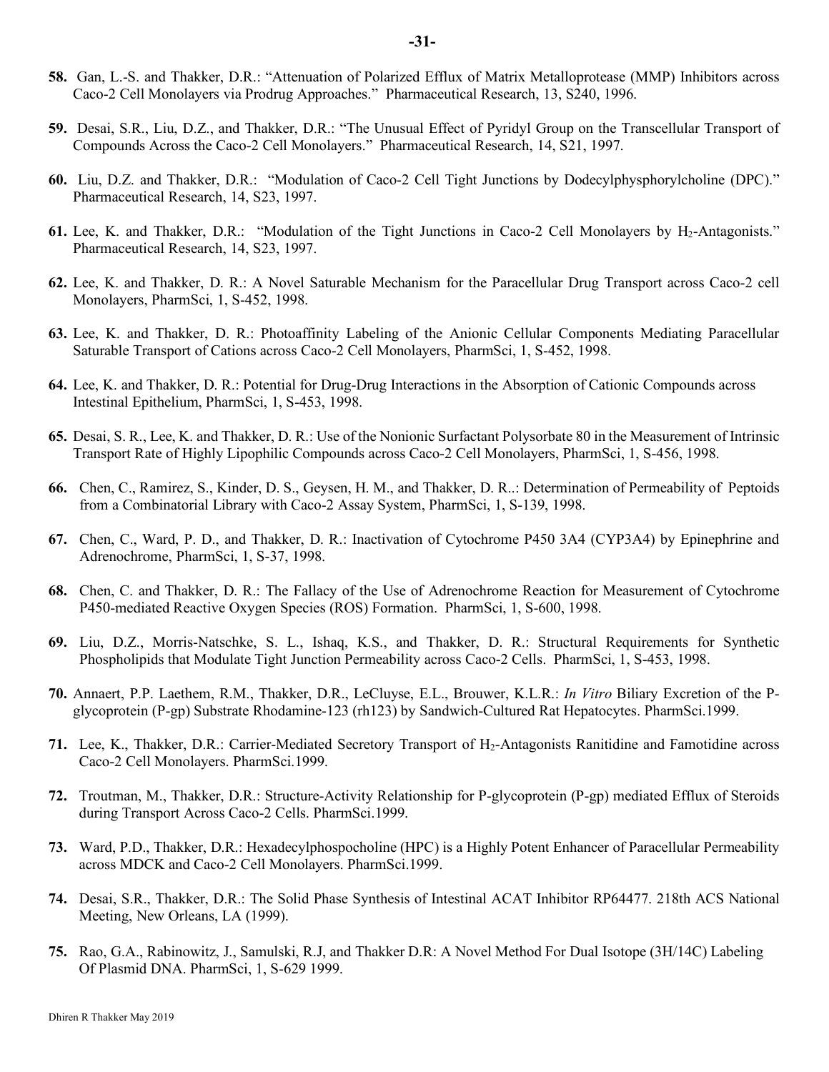**58.** Gan, L.-S. and Thakker, D.R.: "Attenuation of Polarized Efflux of Matrix Metalloprotease (MMP) Inhibitors across Caco-2 Cell Monolayers via Prodrug Approaches." Pharmaceutical Research, 13, S240, 1996.

**59.** Desai, S.R., Liu, D.Z., and Thakker, D.R.: "The Unusual Effect of Pyridyl Group on the Transcellular Transport of Compounds Across the Caco-2 Cell Monolayers." Pharmaceutical Research, 14, S21, 1997.

**60.** Liu, D.Z. and Thakker, D.R.: "Modulation of Caco-2 Cell Tight Junctions by Dodecylphysphorylcholine (DPC)." Pharmaceutical Research, 14, S23, 1997.

**61.** Lee, K. and Thakker, D.R.: "Modulation of the Tight Junctions in Caco-2 Cell Monolayers by $H_2$-Antagonists." Pharmaceutical Research, 14, S23, 1997.

**62.** Lee, K. and Thakker, D. R.: A Novel Saturable Mechanism for the Paracellular Drug Transport across Caco-2 cell Monolayers, PharmSci, 1, S-452, 1998.

**63.** Lee, K. and Thakker, D. R.: Photoaffinity Labeling of the Anionic Cellular Components Mediating Paracellular Saturable Transport of Cations across Caco-2 Cell Monolayers, PharmSci, 1, S-452, 1998.

**64.** Lee, K. and Thakker, D. R.: Potential for Drug-Drug Interactions in the Absorption of Cationic Compounds across Intestinal Epithelium, PharmSci, 1, S-453, 1998.

**65.** Desai, S. R., Lee, K. and Thakker, D. R.: Use of the Nonionic Surfactant Polysorbate 80 in the Measurement of Intrinsic Transport Rate of Highly Lipophilic Compounds across Caco-2 Cell Monolayers, PharmSci, 1, S-456, 1998.

**66.** Chen, C., Ramirez, S., Kinder, D. S., Geysen, H. M., and Thakker, D. R..: Determination of Permeability of Peptoids from a Combinatorial Library with Caco-2 Assay System, PharmSci, 1, S-139, 1998.

**67.** Chen, C., Ward, P. D., and Thakker, D. R.: Inactivation of Cytochrome P450 3A4 (CYP3A4) by Epinephrine and Adrenochrome, PharmSci, 1, S-37, 1998.

**68.** Chen, C. and Thakker, D. R.: The Fallacy of the Use of Adrenochrome Reaction for Measurement of Cytochrome P450-mediated Reactive Oxygen Species (ROS) Formation. PharmSci, 1, S-600, 1998.

**69.** Liu, D.Z., Morris-Natschke, S. L., Ishaq, K.S., and Thakker, D. R.: Structural Requirements for Synthetic Phospholipids that Modulate Tight Junction Permeability across Caco-2 Cells. PharmSci, 1, S-453, 1998.

**70.** Annaert, P.P. Laethem, R.M., Thakker, D.R., LeCluyse, E.L., Brouwer, K.L.R.: *In Vitro* Biliary Excretion of the P-glycoprotein (P-gp) Substrate Rhodamine-123 (rh123) by Sandwich-Cultured Rat Hepatocytes. PharmSci.1999.

**71.** Lee, K., Thakker, D.R.: Carrier-Mediated Secretory Transport of $H_2$-Antagonists Ranitidine and Famotidine across Caco-2 Cell Monolayers. PharmSci.1999.

**72.** Troutman, M., Thakker, D.R.: Structure-Activity Relationship for P-glycoprotein (P-gp) mediated Efflux of Steroids during Transport Across Caco-2 Cells. PharmSci.1999.

**73.** Ward, P.D., Thakker, D.R.: Hexadecylphospocholine (HPC) is a Highly Potent Enhancer of Paracellular Permeability across MDCK and Caco-2 Cell Monolayers. PharmSci.1999.

**74.** Desai, S.R., Thakker, D.R.: The Solid Phase Synthesis of Intestinal ACAT Inhibitor RP64477. 218th ACS National Meeting, New Orleans, LA (1999).

**75.** Rao, G.A., Rabinowitz, J., Samulski, R.J, and Thakker D.R: A Novel Method For Dual Isotope (3H/14C) Labeling Of Plasmid DNA. PharmSci, 1, S-629 1999.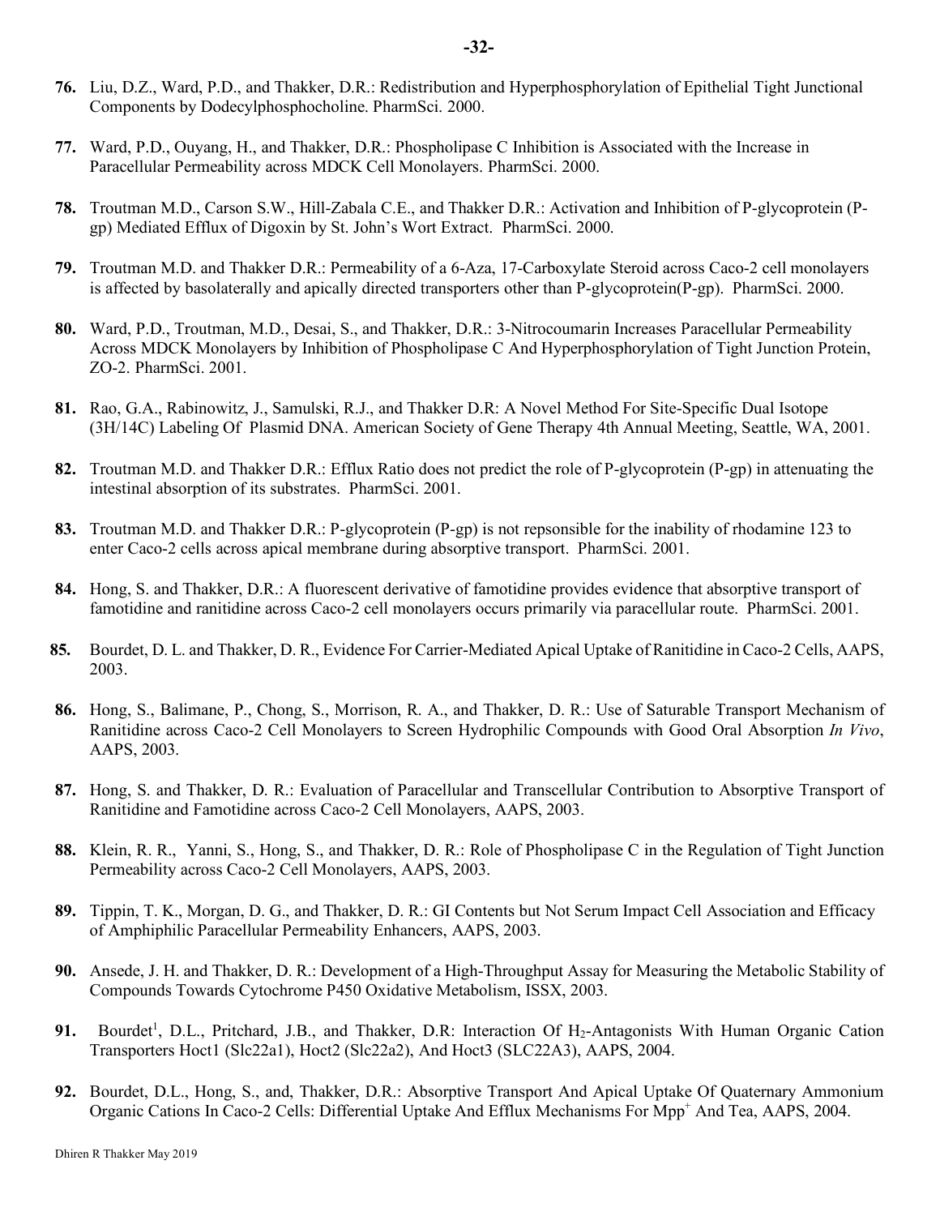76. Liu, D.Z., Ward, P.D., and Thakker, D.R.: Redistribution and Hyperphosphorylation of Epithelial Tight Junctional Components by Dodecylphosphocholine. PharmSci. 2000.

77. Ward, P.D., Ouyang, H., and Thakker, D.R.: Phospholipase C Inhibition is Associated with the Increase in Paracellular Permeability across MDCK Cell Monolayers. PharmSci. 2000.

78. Troutman M.D., Carson S.W., Hill-Zabala C.E., and Thakker D.R.: Activation and Inhibition of P-glycoprotein (P-gp) Mediated Efflux of Digoxin by St. John's Wort Extract. PharmSci. 2000.

79. Troutman M.D. and Thakker D.R.: Permeability of a 6-Aza, 17-Carboxylate Steroid across Caco-2 cell monolayers is affected by basolaterally and apically directed transporters other than P-glycoprotein(P-gp). PharmSci. 2000.

80. Ward, P.D., Troutman, M.D., Desai, S., and Thakker, D.R.: 3-Nitrocoumarin Increases Paracellular Permeability Across MDCK Monolayers by Inhibition of Phospholipase C And Hyperphosphorylation of Tight Junction Protein, ZO-2. PharmSci. 2001.

81. Rao, G.A., Rabinowitz, J., Samulski, R.J., and Thakker D.R: A Novel Method For Site-Specific Dual Isotope (3H/14C) Labeling Of Plasmid DNA. American Society of Gene Therapy 4th Annual Meeting, Seattle, WA, 2001.

82. Troutman M.D. and Thakker D.R.: Efflux Ratio does not predict the role of P-glycoprotein (P-gp) in attenuating the intestinal absorption of its substrates. PharmSci. 2001.

83. Troutman M.D. and Thakker D.R.: P-glycoprotein (P-gp) is not repsonsible for the inability of rhodamine 123 to enter Caco-2 cells across apical membrane during absorptive transport. PharmSci. 2001.

84. Hong, S. and Thakker, D.R.: A fluorescent derivative of famotidine provides evidence that absorptive transport of famotidine and ranitidine across Caco-2 cell monolayers occurs primarily via paracellular route. PharmSci. 2001.

85. Bourdet, D. L. and Thakker, D. R., Evidence For Carrier-Mediated Apical Uptake of Ranitidine in Caco-2 Cells, AAPS, 2003.

86. Hong, S., Balimane, P., Chong, S., Morrison, R. A., and Thakker, D. R.: Use of Saturable Transport Mechanism of Ranitidine across Caco-2 Cell Monolayers to Screen Hydrophilic Compounds with Good Oral Absorption *In Vivo*, AAPS, 2003.

87. Hong, S. and Thakker, D. R.: Evaluation of Paracellular and Transcellular Contribution to Absorptive Transport of Ranitidine and Famotidine across Caco-2 Cell Monolayers, AAPS, 2003.

88. Klein, R. R., Yanni, S., Hong, S., and Thakker, D. R.: Role of Phospholipase C in the Regulation of Tight Junction Permeability across Caco-2 Cell Monolayers, AAPS, 2003.

89. Tippin, T. K., Morgan, D. G., and Thakker, D. R.: GI Contents but Not Serum Impact Cell Association and Efficacy of Amphiphilic Paracellular Permeability Enhancers, AAPS, 2003.

90. Ansede, J. H. and Thakker, D. R.: Development of a High-Throughput Assay for Measuring the Metabolic Stability of Compounds Towards Cytochrome P450 Oxidative Metabolism, ISSX, 2003.

91. Bourdet[1], D.L., Pritchard, J.B., and Thakker, D.R: Interaction Of $H_2$-Antagonists With Human Organic Cation Transporters Hoct1 (Slc22a1), Hoct2 (Slc22a2), And Hoct3 (SLC22A3), AAPS, 2004.

92. Bourdet, D.L., Hong, S., and, Thakker, D.R.: Absorptive Transport And Apical Uptake Of Quaternary Ammonium Organic Cations In Caco-2 Cells: Differential Uptake And Efflux Mechanisms For $Mpp^+$ And Tea, AAPS, 2004.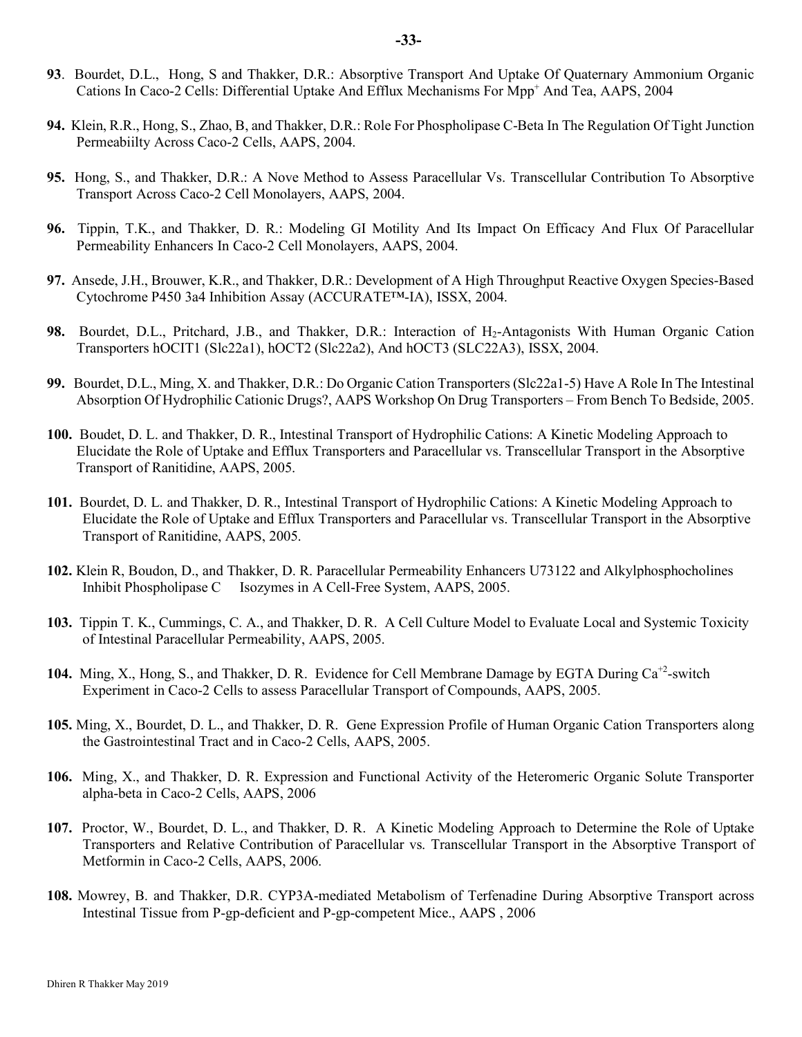**93**. Bourdet, D.L., Hong, S and Thakker, D.R.: Absorptive Transport And Uptake Of Quaternary Ammonium Organic Cations In Caco-2 Cells: Differential Uptake And Efflux Mechanisms For Mpp$^+$ And Tea, AAPS, 2004

**94.** Klein, R.R., Hong, S., Zhao, B, and Thakker, D.R.: Role For Phospholipase C-Beta In The Regulation Of Tight Junction Permeabiilty Across Caco-2 Cells, AAPS, 2004.

**95.** Hong, S., and Thakker, D.R.: A Nove Method to Assess Paracellular Vs. Transcellular Contribution To Absorptive Transport Across Caco-2 Cell Monolayers, AAPS, 2004.

**96.** Tippin, T.K., and Thakker, D. R.: Modeling GI Motility And Its Impact On Efficacy And Flux Of Paracellular Permeability Enhancers In Caco-2 Cell Monolayers, AAPS, 2004.

**97.** Ansede, J.H., Brouwer, K.R., and Thakker, D.R.: Development of A High Throughput Reactive Oxygen Species-Based Cytochrome P450 3a4 Inhibition Assay (ACCURATE™-IA), ISSX, 2004.

**98.** Bourdet, D.L., Pritchard, J.B., and Thakker, D.R.: Interaction of $H_2$-Antagonists With Human Organic Cation Transporters hOCIT1 (Slc22a1), hOCT2 (Slc22a2), And hOCT3 (SLC22A3), ISSX, 2004.

**99.** Bourdet, D.L., Ming, X. and Thakker, D.R.: Do Organic Cation Transporters (Slc22a1-5) Have A Role In The Intestinal Absorption Of Hydrophilic Cationic Drugs?, AAPS Workshop On Drug Transporters – From Bench To Bedside, 2005.

**100.** Boudet, D. L. and Thakker, D. R., Intestinal Transport of Hydrophilic Cations: A Kinetic Modeling Approach to Elucidate the Role of Uptake and Efflux Transporters and Paracellular vs. Transcellular Transport in the Absorptive Transport of Ranitidine, AAPS, 2005.

**101.** Bourdet, D. L. and Thakker, D. R., Intestinal Transport of Hydrophilic Cations: A Kinetic Modeling Approach to Elucidate the Role of Uptake and Efflux Transporters and Paracellular vs. Transcellular Transport in the Absorptive Transport of Ranitidine, AAPS, 2005.

**102.** Klein R, Boudon, D., and Thakker, D. R. Paracellular Permeability Enhancers U73122 and Alkylphosphocholines Inhibit Phospholipase C Isozymes in A Cell-Free System, AAPS, 2005.

**103.** Tippin T. K., Cummings, C. A., and Thakker, D. R. A Cell Culture Model to Evaluate Local and Systemic Toxicity of Intestinal Paracellular Permeability, AAPS, 2005.

**104.** Ming, X., Hong, S., and Thakker, D. R. Evidence for Cell Membrane Damage by EGTA During $Ca^{+2}$-switch Experiment in Caco-2 Cells to assess Paracellular Transport of Compounds, AAPS, 2005.

**105.** Ming, X., Bourdet, D. L., and Thakker, D. R. Gene Expression Profile of Human Organic Cation Transporters along the Gastrointestinal Tract and in Caco-2 Cells, AAPS, 2005.

**106.** Ming, X., and Thakker, D. R. Expression and Functional Activity of the Heteromeric Organic Solute Transporter alpha-beta in Caco-2 Cells, AAPS, 2006

**107.** Proctor, W., Bourdet, D. L., and Thakker, D. R. A Kinetic Modeling Approach to Determine the Role of Uptake Transporters and Relative Contribution of Paracellular vs. Transcellular Transport in the Absorptive Transport of Metformin in Caco-2 Cells, AAPS, 2006.

**108.** Mowrey, B. and Thakker, D.R. CYP3A-mediated Metabolism of Terfenadine During Absorptive Transport across Intestinal Tissue from P-gp-deficient and P-gp-competent Mice., AAPS , 2006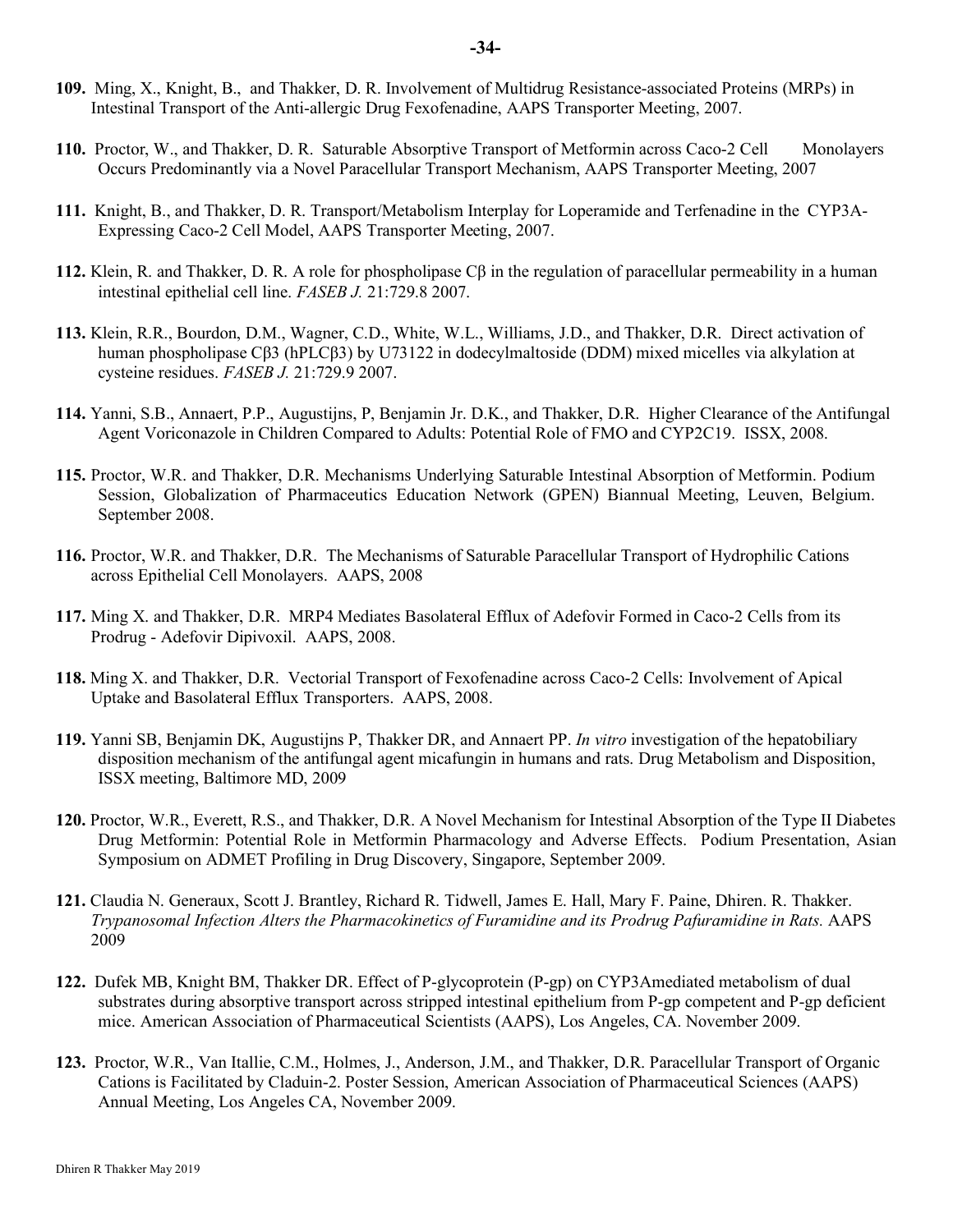**109.** Ming, X., Knight, B., and Thakker, D. R. Involvement of Multidrug Resistance-associated Proteins (MRPs) in Intestinal Transport of the Anti-allergic Drug Fexofenadine, AAPS Transporter Meeting, 2007.

**110.** Proctor, W., and Thakker, D. R. Saturable Absorptive Transport of Metformin across Caco-2 Cell Monolayers Occurs Predominantly via a Novel Paracellular Transport Mechanism, AAPS Transporter Meeting, 2007

**111.** Knight, B., and Thakker, D. R. Transport/Metabolism Interplay for Loperamide and Terfenadine in the CYP3A-Expressing Caco-2 Cell Model, AAPS Transporter Meeting, 2007.

**112.** Klein, R. and Thakker, D. R. A role for phospholipase Cβ in the regulation of paracellular permeability in a human intestinal epithelial cell line. *FASEB J.* 21:729.8 2007.

**113.** Klein, R.R., Bourdon, D.M., Wagner, C.D., White, W.L., Williams, J.D., and Thakker, D.R. Direct activation of human phospholipase Cβ3 (hPLCβ3) by U73122 in dodecylmaltoside (DDM) mixed micelles via alkylation at cysteine residues. *FASEB J.* 21:729.9 2007.

**114.** Yanni, S.B., Annaert, P.P., Augustijns, P, Benjamin Jr. D.K., and Thakker, D.R. Higher Clearance of the Antifungal Agent Voriconazole in Children Compared to Adults: Potential Role of FMO and CYP2C19. ISSX, 2008.

**115.** Proctor, W.R. and Thakker, D.R. Mechanisms Underlying Saturable Intestinal Absorption of Metformin. Podium Session, Globalization of Pharmaceutics Education Network (GPEN) Biannual Meeting, Leuven, Belgium. September 2008.

**116.** Proctor, W.R. and Thakker, D.R. The Mechanisms of Saturable Paracellular Transport of Hydrophilic Cations across Epithelial Cell Monolayers. AAPS, 2008

**117.** Ming X. and Thakker, D.R. MRP4 Mediates Basolateral Efflux of Adefovir Formed in Caco-2 Cells from its Prodrug - Adefovir Dipivoxil. AAPS, 2008.

**118.** Ming X. and Thakker, D.R. Vectorial Transport of Fexofenadine across Caco-2 Cells: Involvement of Apical Uptake and Basolateral Efflux Transporters. AAPS, 2008.

**119.** Yanni SB, Benjamin DK, Augustijns P, Thakker DR, and Annaert PP. *In vitro* investigation of the hepatobiliary disposition mechanism of the antifungal agent micafungin in humans and rats. Drug Metabolism and Disposition, ISSX meeting, Baltimore MD, 2009

**120.** Proctor, W.R., Everett, R.S., and Thakker, D.R. A Novel Mechanism for Intestinal Absorption of the Type II Diabetes Drug Metformin: Potential Role in Metformin Pharmacology and Adverse Effects. Podium Presentation, Asian Symposium on ADMET Profiling in Drug Discovery, Singapore, September 2009.

**121.** Claudia N. Generaux, Scott J. Brantley, Richard R. Tidwell, James E. Hall, Mary F. Paine, Dhiren. R. Thakker. *Trypanosomal Infection Alters the Pharmacokinetics of Furamidine and its Prodrug Pafuramidine in Rats.* AAPS 2009

**122.** Dufek MB, Knight BM, Thakker DR. Effect of P-glycoprotein (P-gp) on CYP3Amediated metabolism of dual substrates during absorptive transport across stripped intestinal epithelium from P-gp competent and P-gp deficient mice. American Association of Pharmaceutical Scientists (AAPS), Los Angeles, CA. November 2009.

**123.** Proctor, W.R., Van Itallie, C.M., Holmes, J., Anderson, J.M., and Thakker, D.R. Paracellular Transport of Organic Cations is Facilitated by Claduin-2. Poster Session, American Association of Pharmaceutical Sciences (AAPS) Annual Meeting, Los Angeles CA, November 2009.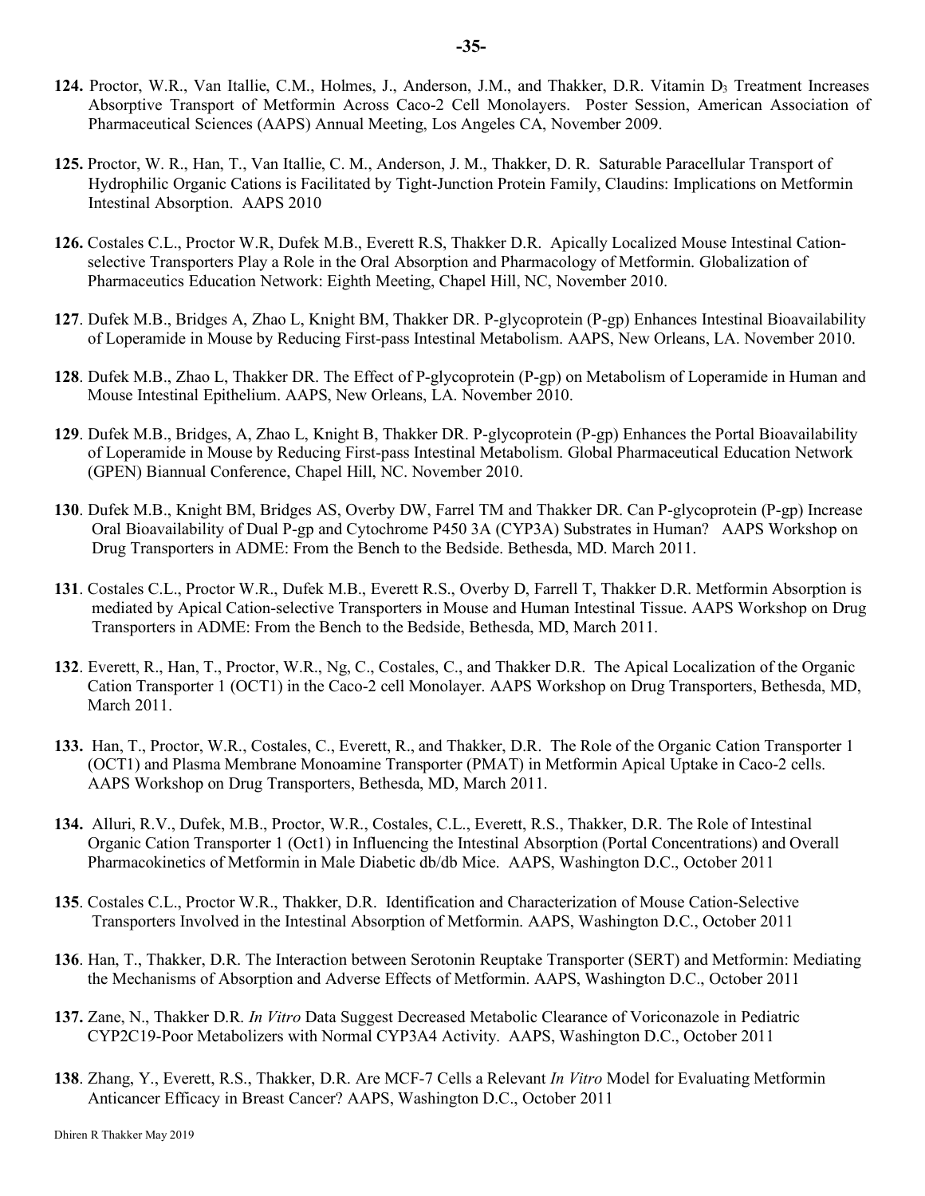**124.** Proctor, W.R., Van Itallie, C.M., Holmes, J., Anderson, J.M., and Thakker, D.R. Vitamin $D_3$ Treatment Increases Absorptive Transport of Metformin Across Caco-2 Cell Monolayers. Poster Session, American Association of Pharmaceutical Sciences (AAPS) Annual Meeting, Los Angeles CA, November 2009.

**125.** Proctor, W. R., Han, T., Van Itallie, C. M., Anderson, J. M., Thakker, D. R. Saturable Paracellular Transport of Hydrophilic Organic Cations is Facilitated by Tight-Junction Protein Family, Claudins: Implications on Metformin Intestinal Absorption. AAPS 2010

**126.** Costales C.L., Proctor W.R, Dufek M.B., Everett R.S, Thakker D.R. Apically Localized Mouse Intestinal Cation-selective Transporters Play a Role in the Oral Absorption and Pharmacology of Metformin. Globalization of Pharmaceutics Education Network: Eighth Meeting, Chapel Hill, NC, November 2010.

**127**. Dufek M.B., Bridges A, Zhao L, Knight BM, Thakker DR. P-glycoprotein (P-gp) Enhances Intestinal Bioavailability of Loperamide in Mouse by Reducing First-pass Intestinal Metabolism. AAPS, New Orleans, LA. November 2010.

**128**. Dufek M.B., Zhao L, Thakker DR. The Effect of P-glycoprotein (P-gp) on Metabolism of Loperamide in Human and Mouse Intestinal Epithelium. AAPS, New Orleans, LA. November 2010.

**129**. Dufek M.B., Bridges, A, Zhao L, Knight B, Thakker DR. P-glycoprotein (P-gp) Enhances the Portal Bioavailability of Loperamide in Mouse by Reducing First-pass Intestinal Metabolism. Global Pharmaceutical Education Network (GPEN) Biannual Conference, Chapel Hill, NC. November 2010.

**130**. Dufek M.B., Knight BM, Bridges AS, Overby DW, Farrel TM and Thakker DR. Can P-glycoprotein (P-gp) Increase Oral Bioavailability of Dual P-gp and Cytochrome P450 3A (CYP3A) Substrates in Human? AAPS Workshop on Drug Transporters in ADME: From the Bench to the Bedside. Bethesda, MD. March 2011.

**131**. Costales C.L., Proctor W.R., Dufek M.B., Everett R.S., Overby D, Farrell T, Thakker D.R. Metformin Absorption is mediated by Apical Cation-selective Transporters in Mouse and Human Intestinal Tissue. AAPS Workshop on Drug Transporters in ADME: From the Bench to the Bedside, Bethesda, MD, March 2011.

**132**. Everett, R., Han, T., Proctor, W.R., Ng, C., Costales, C., and Thakker D.R. The Apical Localization of the Organic Cation Transporter 1 (OCT1) in the Caco-2 cell Monolayer. AAPS Workshop on Drug Transporters, Bethesda, MD, March 2011.

**133.** Han, T., Proctor, W.R., Costales, C., Everett, R., and Thakker, D.R. The Role of the Organic Cation Transporter 1 (OCT1) and Plasma Membrane Monoamine Transporter (PMAT) in Metformin Apical Uptake in Caco-2 cells. AAPS Workshop on Drug Transporters, Bethesda, MD, March 2011.

**134.** Alluri, R.V., Dufek, M.B., Proctor, W.R., Costales, C.L., Everett, R.S., Thakker, D.R. The Role of Intestinal Organic Cation Transporter 1 (Oct1) in Influencing the Intestinal Absorption (Portal Concentrations) and Overall Pharmacokinetics of Metformin in Male Diabetic db/db Mice. AAPS, Washington D.C., October 2011

**135**. Costales C.L., Proctor W.R., Thakker, D.R. Identification and Characterization of Mouse Cation-Selective Transporters Involved in the Intestinal Absorption of Metformin. AAPS, Washington D.C., October 2011

**136**. Han, T., Thakker, D.R. The Interaction between Serotonin Reuptake Transporter (SERT) and Metformin: Mediating the Mechanisms of Absorption and Adverse Effects of Metformin. AAPS, Washington D.C., October 2011

**137.** Zane, N., Thakker D.R. *In Vitro* Data Suggest Decreased Metabolic Clearance of Voriconazole in Pediatric CYP2C19-Poor Metabolizers with Normal CYP3A4 Activity. AAPS, Washington D.C., October 2011

**138**. Zhang, Y., Everett, R.S., Thakker, D.R. Are MCF-7 Cells a Relevant *In Vitro* Model for Evaluating Metformin Anticancer Efficacy in Breast Cancer? AAPS, Washington D.C., October 2011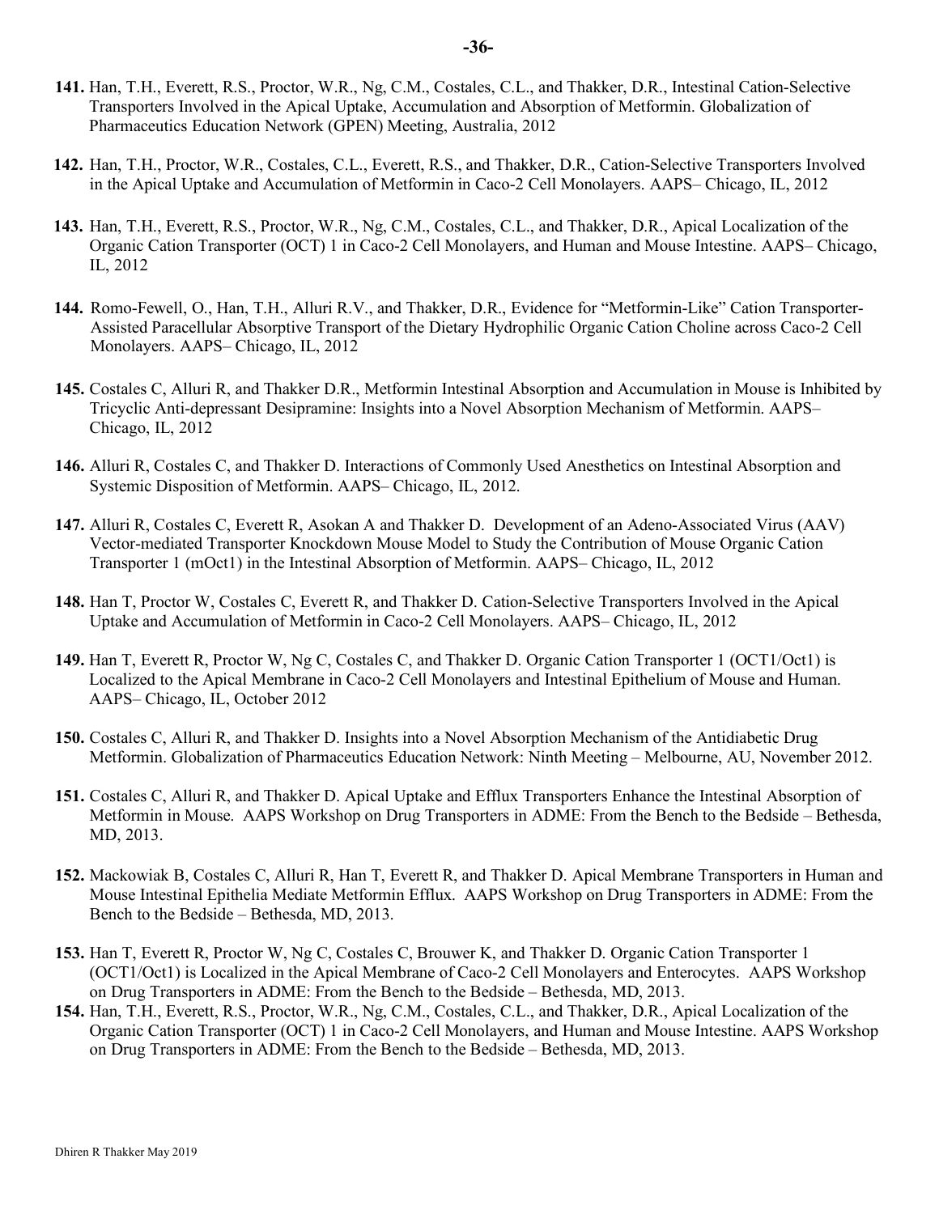**141.** Han, T.H., Everett, R.S., Proctor, W.R., Ng, C.M., Costales, C.L., and Thakker, D.R., Intestinal Cation-Selective Transporters Involved in the Apical Uptake, Accumulation and Absorption of Metformin. Globalization of Pharmaceutics Education Network (GPEN) Meeting, Australia, 2012

**142.** Han, T.H., Proctor, W.R., Costales, C.L., Everett, R.S., and Thakker, D.R., Cation-Selective Transporters Involved in the Apical Uptake and Accumulation of Metformin in Caco-2 Cell Monolayers. AAPS– Chicago, IL, 2012

**143.** Han, T.H., Everett, R.S., Proctor, W.R., Ng, C.M., Costales, C.L., and Thakker, D.R., Apical Localization of the Organic Cation Transporter (OCT) 1 in Caco-2 Cell Monolayers, and Human and Mouse Intestine. AAPS– Chicago, IL, 2012

**144.** Romo-Fewell, O., Han, T.H., Alluri R.V., and Thakker, D.R., Evidence for "Metformin-Like" Cation Transporter-Assisted Paracellular Absorptive Transport of the Dietary Hydrophilic Organic Cation Choline across Caco-2 Cell Monolayers. AAPS– Chicago, IL, 2012

**145.** Costales C, Alluri R, and Thakker D.R., Metformin Intestinal Absorption and Accumulation in Mouse is Inhibited by Tricyclic Anti-depressant Desipramine: Insights into a Novel Absorption Mechanism of Metformin. AAPS– Chicago, IL, 2012

**146.** Alluri R, Costales C, and Thakker D. Interactions of Commonly Used Anesthetics on Intestinal Absorption and Systemic Disposition of Metformin. AAPS– Chicago, IL, 2012.

**147.** Alluri R, Costales C, Everett R, Asokan A and Thakker D. Development of an Adeno-Associated Virus (AAV) Vector-mediated Transporter Knockdown Mouse Model to Study the Contribution of Mouse Organic Cation Transporter 1 (mOct1) in the Intestinal Absorption of Metformin. AAPS– Chicago, IL, 2012

**148.** Han T, Proctor W, Costales C, Everett R, and Thakker D. Cation-Selective Transporters Involved in the Apical Uptake and Accumulation of Metformin in Caco-2 Cell Monolayers. AAPS– Chicago, IL, 2012

**149.** Han T, Everett R, Proctor W, Ng C, Costales C, and Thakker D. Organic Cation Transporter 1 (OCT1/Oct1) is Localized to the Apical Membrane in Caco-2 Cell Monolayers and Intestinal Epithelium of Mouse and Human. AAPS– Chicago, IL, October 2012

**150.** Costales C, Alluri R, and Thakker D. Insights into a Novel Absorption Mechanism of the Antidiabetic Drug Metformin. Globalization of Pharmaceutics Education Network: Ninth Meeting – Melbourne, AU, November 2012.

**151.** Costales C, Alluri R, and Thakker D. Apical Uptake and Efflux Transporters Enhance the Intestinal Absorption of Metformin in Mouse. AAPS Workshop on Drug Transporters in ADME: From the Bench to the Bedside – Bethesda, MD, 2013.

**152.** Mackowiak B, Costales C, Alluri R, Han T, Everett R, and Thakker D. Apical Membrane Transporters in Human and Mouse Intestinal Epithelia Mediate Metformin Efflux. AAPS Workshop on Drug Transporters in ADME: From the Bench to the Bedside – Bethesda, MD, 2013.

**153.** Han T, Everett R, Proctor W, Ng C, Costales C, Brouwer K, and Thakker D. Organic Cation Transporter 1 (OCT1/Oct1) is Localized in the Apical Membrane of Caco-2 Cell Monolayers and Enterocytes. AAPS Workshop on Drug Transporters in ADME: From the Bench to the Bedside – Bethesda, MD, 2013.

**154.** Han, T.H., Everett, R.S., Proctor, W.R., Ng, C.M., Costales, C.L., and Thakker, D.R., Apical Localization of the Organic Cation Transporter (OCT) 1 in Caco-2 Cell Monolayers, and Human and Mouse Intestine. AAPS Workshop on Drug Transporters in ADME: From the Bench to the Bedside – Bethesda, MD, 2013.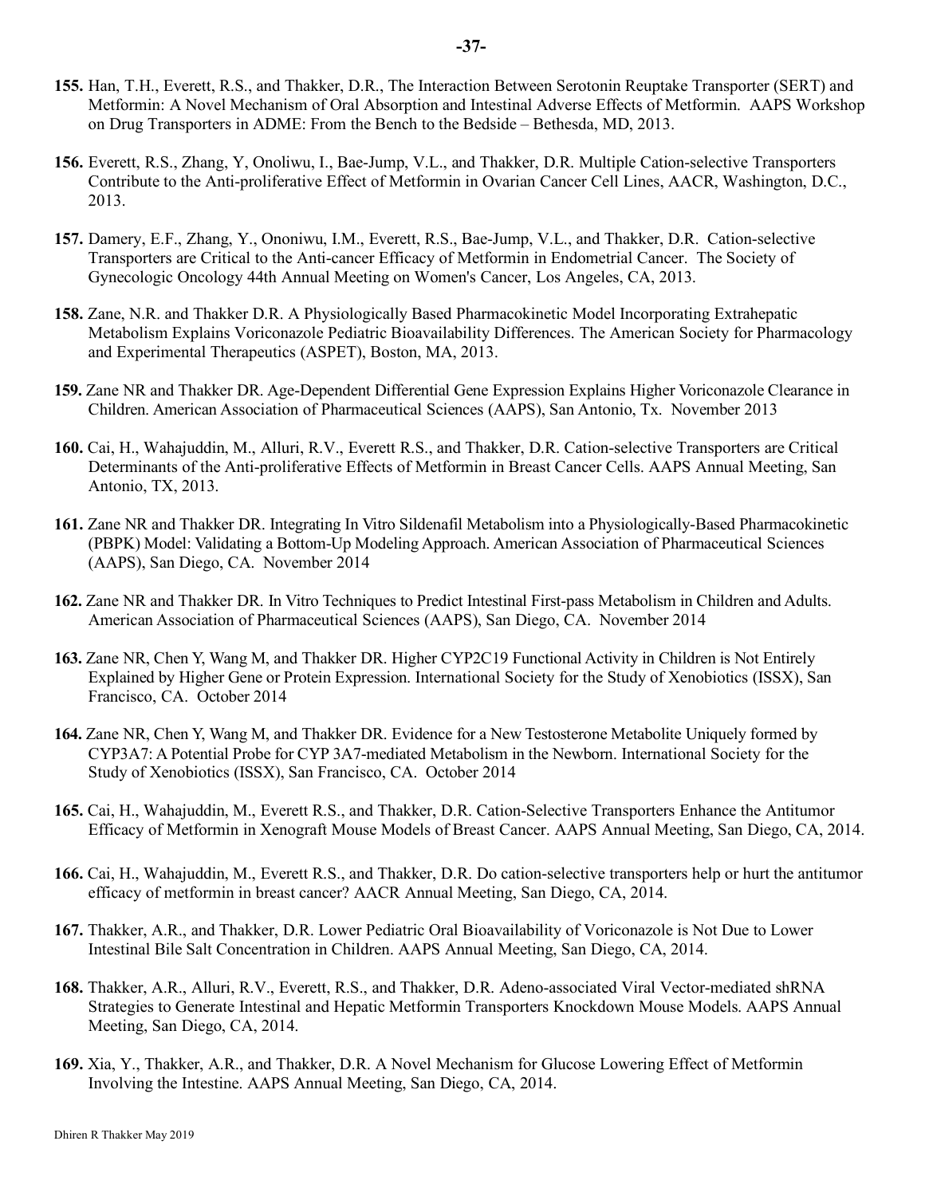**155.** Han, T.H., Everett, R.S., and Thakker, D.R., The Interaction Between Serotonin Reuptake Transporter (SERT) and Metformin: A Novel Mechanism of Oral Absorption and Intestinal Adverse Effects of Metformin. AAPS Workshop on Drug Transporters in ADME: From the Bench to the Bedside – Bethesda, MD, 2013.

**156.** Everett, R.S., Zhang, Y, Onoliwu, I., Bae-Jump, V.L., and Thakker, D.R. Multiple Cation-selective Transporters Contribute to the Anti-proliferative Effect of Metformin in Ovarian Cancer Cell Lines, AACR, Washington, D.C., 2013.

**157.** Damery, E.F., Zhang, Y., Ononiwu, I.M., Everett, R.S., Bae-Jump, V.L., and Thakker, D.R. Cation-selective Transporters are Critical to the Anti-cancer Efficacy of Metformin in Endometrial Cancer. The Society of Gynecologic Oncology 44th Annual Meeting on Women's Cancer, Los Angeles, CA, 2013.

**158.** Zane, N.R. and Thakker D.R. A Physiologically Based Pharmacokinetic Model Incorporating Extrahepatic Metabolism Explains Voriconazole Pediatric Bioavailability Differences. The American Society for Pharmacology and Experimental Therapeutics (ASPET), Boston, MA, 2013.

**159.** Zane NR and Thakker DR. Age-Dependent Differential Gene Expression Explains Higher Voriconazole Clearance in Children. American Association of Pharmaceutical Sciences (AAPS), San Antonio, Tx. November 2013

**160.** Cai, H., Wahajuddin, M., Alluri, R.V., Everett R.S., and Thakker, D.R. Cation-selective Transporters are Critical Determinants of the Anti-proliferative Effects of Metformin in Breast Cancer Cells. AAPS Annual Meeting, San Antonio, TX, 2013.

**161.** Zane NR and Thakker DR. Integrating In Vitro Sildenafil Metabolism into a Physiologically-Based Pharmacokinetic (PBPK) Model: Validating a Bottom-Up Modeling Approach. American Association of Pharmaceutical Sciences (AAPS), San Diego, CA. November 2014

**162.** Zane NR and Thakker DR. In Vitro Techniques to Predict Intestinal First-pass Metabolism in Children and Adults. American Association of Pharmaceutical Sciences (AAPS), San Diego, CA. November 2014

**163.** Zane NR, Chen Y, Wang M, and Thakker DR. Higher CYP2C19 Functional Activity in Children is Not Entirely Explained by Higher Gene or Protein Expression. International Society for the Study of Xenobiotics (ISSX), San Francisco, CA. October 2014

**164.** Zane NR, Chen Y, Wang M, and Thakker DR. Evidence for a New Testosterone Metabolite Uniquely formed by CYP3A7: A Potential Probe for CYP 3A7-mediated Metabolism in the Newborn. International Society for the Study of Xenobiotics (ISSX), San Francisco, CA. October 2014

**165.** Cai, H., Wahajuddin, M., Everett R.S., and Thakker, D.R. Cation-Selective Transporters Enhance the Antitumor Efficacy of Metformin in Xenograft Mouse Models of Breast Cancer. AAPS Annual Meeting, San Diego, CA, 2014.

**166.** Cai, H., Wahajuddin, M., Everett R.S., and Thakker, D.R. Do cation-selective transporters help or hurt the antitumor efficacy of metformin in breast cancer? AACR Annual Meeting, San Diego, CA, 2014.

**167.** Thakker, A.R., and Thakker, D.R. Lower Pediatric Oral Bioavailability of Voriconazole is Not Due to Lower Intestinal Bile Salt Concentration in Children. AAPS Annual Meeting, San Diego, CA, 2014.

**168.** Thakker, A.R., Alluri, R.V., Everett, R.S., and Thakker, D.R. Adeno-associated Viral Vector-mediated shRNA Strategies to Generate Intestinal and Hepatic Metformin Transporters Knockdown Mouse Models. AAPS Annual Meeting, San Diego, CA, 2014.

**169.** Xia, Y., Thakker, A.R., and Thakker, D.R. A Novel Mechanism for Glucose Lowering Effect of Metformin Involving the Intestine. AAPS Annual Meeting, San Diego, CA, 2014.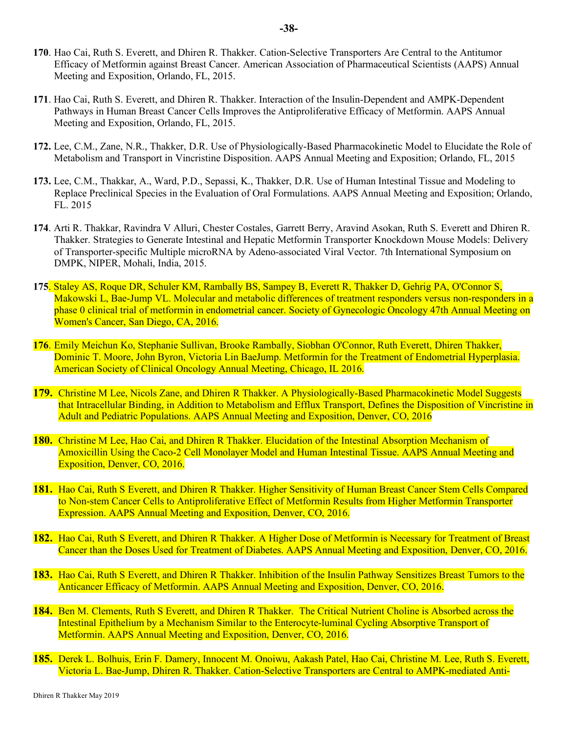**170**. Hao Cai, Ruth S. Everett, and Dhiren R. Thakker. Cation-Selective Transporters Are Central to the Antitumor Efficacy of Metformin against Breast Cancer. American Association of Pharmaceutical Scientists (AAPS) Annual Meeting and Exposition, Orlando, FL, 2015.

**171**. Hao Cai, Ruth S. Everett, and Dhiren R. Thakker. Interaction of the Insulin-Dependent and AMPK-Dependent Pathways in Human Breast Cancer Cells Improves the Antiproliferative Efficacy of Metformin. AAPS Annual Meeting and Exposition, Orlando, FL, 2015.

**172.** Lee, C.M., Zane, N.R., Thakker, D.R. Use of Physiologically-Based Pharmacokinetic Model to Elucidate the Role of Metabolism and Transport in Vincristine Disposition. AAPS Annual Meeting and Exposition; Orlando, FL, 2015

**173.** Lee, C.M., Thakkar, A., Ward, P.D., Sepassi, K., Thakker, D.R. Use of Human Intestinal Tissue and Modeling to Replace Preclinical Species in the Evaluation of Oral Formulations. AAPS Annual Meeting and Exposition; Orlando, FL. 2015

**174**. Arti R. Thakkar, Ravindra V Alluri, Chester Costales, Garrett Berry, Aravind Asokan, Ruth S. Everett and Dhiren R. Thakker. Strategies to Generate Intestinal and Hepatic Metformin Transporter Knockdown Mouse Models: Delivery of Transporter-specific Multiple microRNA by Adeno-associated Viral Vector. 7th International Symposium on DMPK, NIPER, Mohali, India, 2015.

**175**. Staley AS, Roque DR, Schuler KM, Rambally BS, Sampey B, Everett R, Thakker D, Gehrig PA, O'Connor S, Makowski L, Bae-Jump VL. Molecular and metabolic differences of treatment responders versus non-responders in a phase 0 clinical trial of metformin in endometrial cancer. Society of Gynecologic Oncology 47th Annual Meeting on Women's Cancer, San Diego, CA, 2016.

**176**. Emily Meichun Ko, Stephanie Sullivan, Brooke Rambally, Siobhan O'Connor, Ruth Everett, Dhiren Thakker, Dominic T. Moore, John Byron, Victoria Lin BaeJump. Metformin for the Treatment of Endometrial Hyperplasia. American Society of Clinical Oncology Annual Meeting, Chicago, IL 2016.

**179.** Christine M Lee, Nicols Zane, and Dhiren R Thakker. A Physiologically-Based Pharmacokinetic Model Suggests that Intracellular Binding, in Addition to Metabolism and Efflux Transport, Defines the Disposition of Vincristine in Adult and Pediatric Populations. AAPS Annual Meeting and Exposition, Denver, CO, 2016

**180.** Christine M Lee, Hao Cai, and Dhiren R Thakker. Elucidation of the Intestinal Absorption Mechanism of Amoxicillin Using the Caco-2 Cell Monolayer Model and Human Intestinal Tissue. AAPS Annual Meeting and Exposition, Denver, CO, 2016.

**181.** Hao Cai, Ruth S Everett, and Dhiren R Thakker. Higher Sensitivity of Human Breast Cancer Stem Cells Compared to Non-stem Cancer Cells to Antiproliferative Effect of Metformin Results from Higher Metformin Transporter Expression. AAPS Annual Meeting and Exposition, Denver, CO, 2016.

**182.** Hao Cai, Ruth S Everett, and Dhiren R Thakker. A Higher Dose of Metformin is Necessary for Treatment of Breast Cancer than the Doses Used for Treatment of Diabetes. AAPS Annual Meeting and Exposition, Denver, CO, 2016.

**183.** Hao Cai, Ruth S Everett, and Dhiren R Thakker. Inhibition of the Insulin Pathway Sensitizes Breast Tumors to the Anticancer Efficacy of Metformin. AAPS Annual Meeting and Exposition, Denver, CO, 2016.

**184.** Ben M. Clements, Ruth S Everett, and Dhiren R Thakker. The Critical Nutrient Choline is Absorbed across the Intestinal Epithelium by a Mechanism Similar to the Enterocyte-luminal Cycling Absorptive Transport of Metformin. AAPS Annual Meeting and Exposition, Denver, CO, 2016.

**185.** Derek L. Bolhuis, Erin F. Damery, Innocent M. Onoiwu, Aakash Patel, Hao Cai, Christine M. Lee, Ruth S. Everett, Victoria L. Bae-Jump, Dhiren R. Thakker. Cation-Selective Transporters are Central to AMPK-mediated Anti-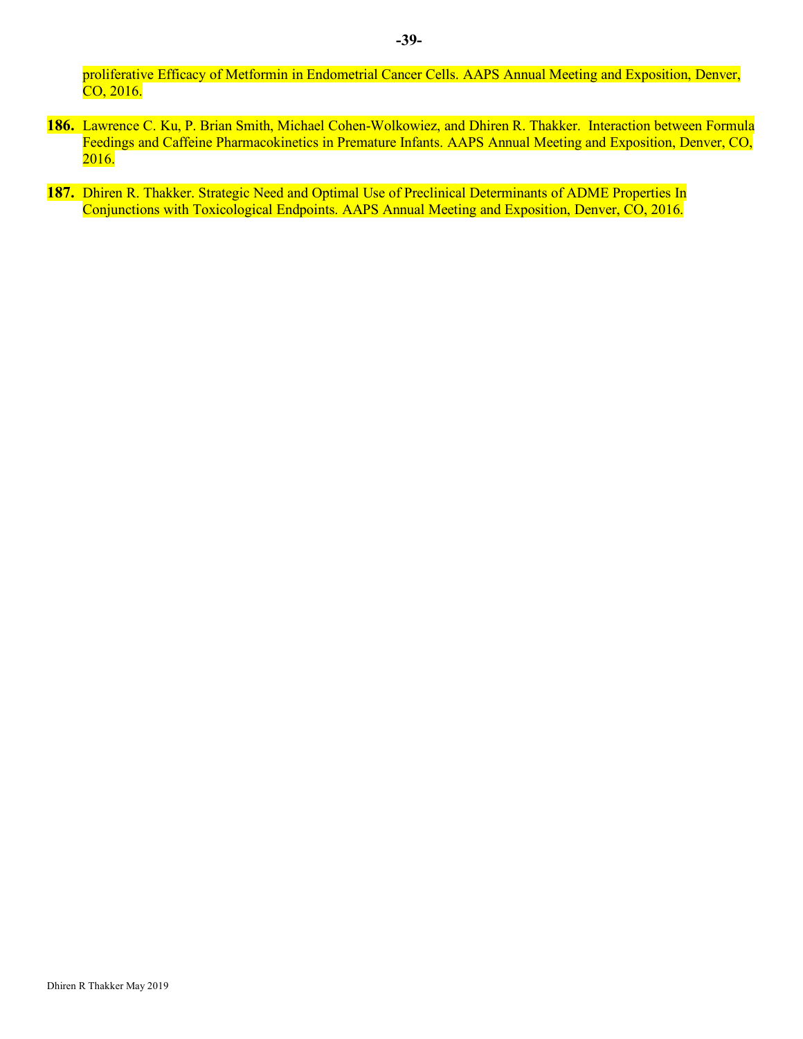proliferative Efficacy of Metformin in Endometrial Cancer Cells. AAPS Annual Meeting and Exposition, Denver, CO, 2016.

**186.** Lawrence C. Ku, P. Brian Smith, Michael Cohen-Wolkowiez, and Dhiren R. Thakker. Interaction between Formula Feedings and Caffeine Pharmacokinetics in Premature Infants. AAPS Annual Meeting and Exposition, Denver, CO, 2016.

**187.** Dhiren R. Thakker. Strategic Need and Optimal Use of Preclinical Determinants of ADME Properties In Conjunctions with Toxicological Endpoints. AAPS Annual Meeting and Exposition, Denver, CO, 2016.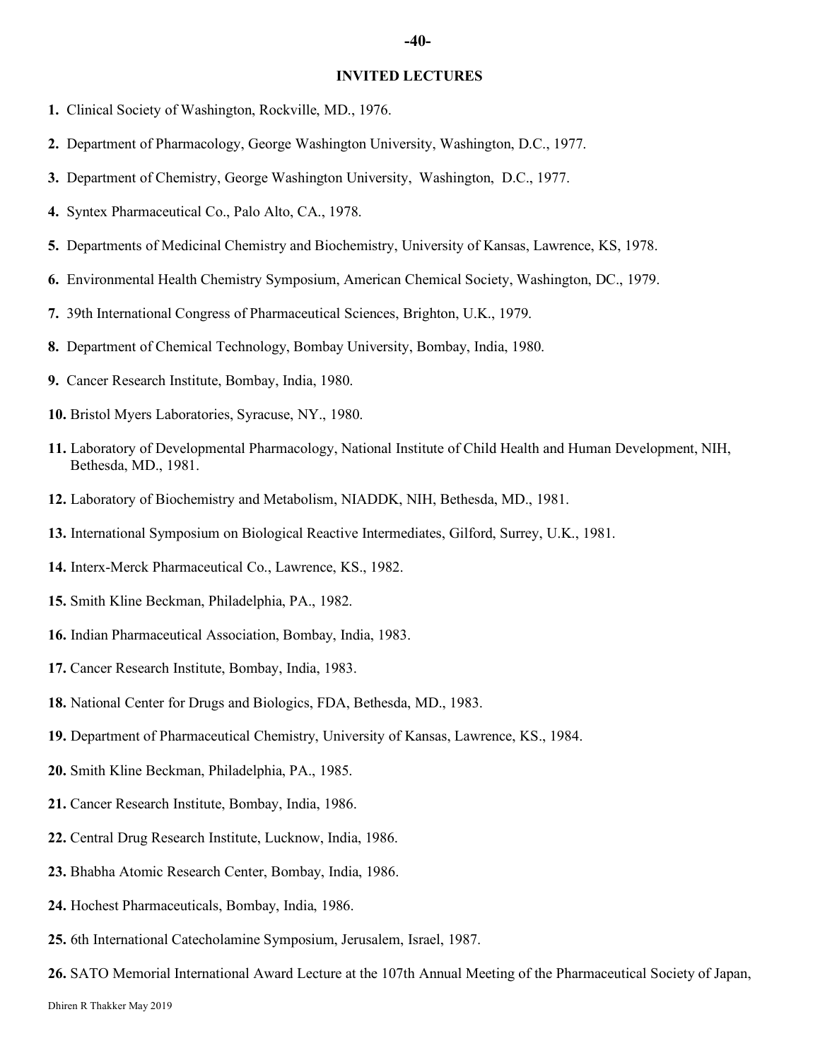## INVITED LECTURES

**1.** Clinical Society of Washington, Rockville, MD., 1976.

**2.** Department of Pharmacology, George Washington University, Washington, D.C., 1977.

**3.** Department of Chemistry, George Washington University, Washington, D.C., 1977.

**4.** Syntex Pharmaceutical Co., Palo Alto, CA., 1978.

**5.** Departments of Medicinal Chemistry and Biochemistry, University of Kansas, Lawrence, KS, 1978.

**6.** Environmental Health Chemistry Symposium, American Chemical Society, Washington, DC., 1979.

**7.** 39th International Congress of Pharmaceutical Sciences, Brighton, U.K., 1979.

**8.** Department of Chemical Technology, Bombay University, Bombay, India, 1980.

**9.** Cancer Research Institute, Bombay, India, 1980.

**10.** Bristol Myers Laboratories, Syracuse, NY., 1980.

**11.** Laboratory of Developmental Pharmacology, National Institute of Child Health and Human Development, NIH, Bethesda, MD., 1981.

**12.** Laboratory of Biochemistry and Metabolism, NIADDK, NIH, Bethesda, MD., 1981.

**13.** International Symposium on Biological Reactive Intermediates, Gilford, Surrey, U.K., 1981.

**14.** Interx-Merck Pharmaceutical Co., Lawrence, KS., 1982.

**15.** Smith Kline Beckman, Philadelphia, PA., 1982.

**16.** Indian Pharmaceutical Association, Bombay, India, 1983.

**17.** Cancer Research Institute, Bombay, India, 1983.

**18.** National Center for Drugs and Biologics, FDA, Bethesda, MD., 1983.

**19.** Department of Pharmaceutical Chemistry, University of Kansas, Lawrence, KS., 1984.

**20.** Smith Kline Beckman, Philadelphia, PA., 1985.

**21.** Cancer Research Institute, Bombay, India, 1986.

**22.** Central Drug Research Institute, Lucknow, India, 1986.

**23.** Bhabha Atomic Research Center, Bombay, India, 1986.

**24.** Hochest Pharmaceuticals, Bombay, India, 1986.

**25.** 6th International Catecholamine Symposium, Jerusalem, Israel, 1987.

**26.** SATO Memorial International Award Lecture at the 107th Annual Meeting of the Pharmaceutical Society of Japan,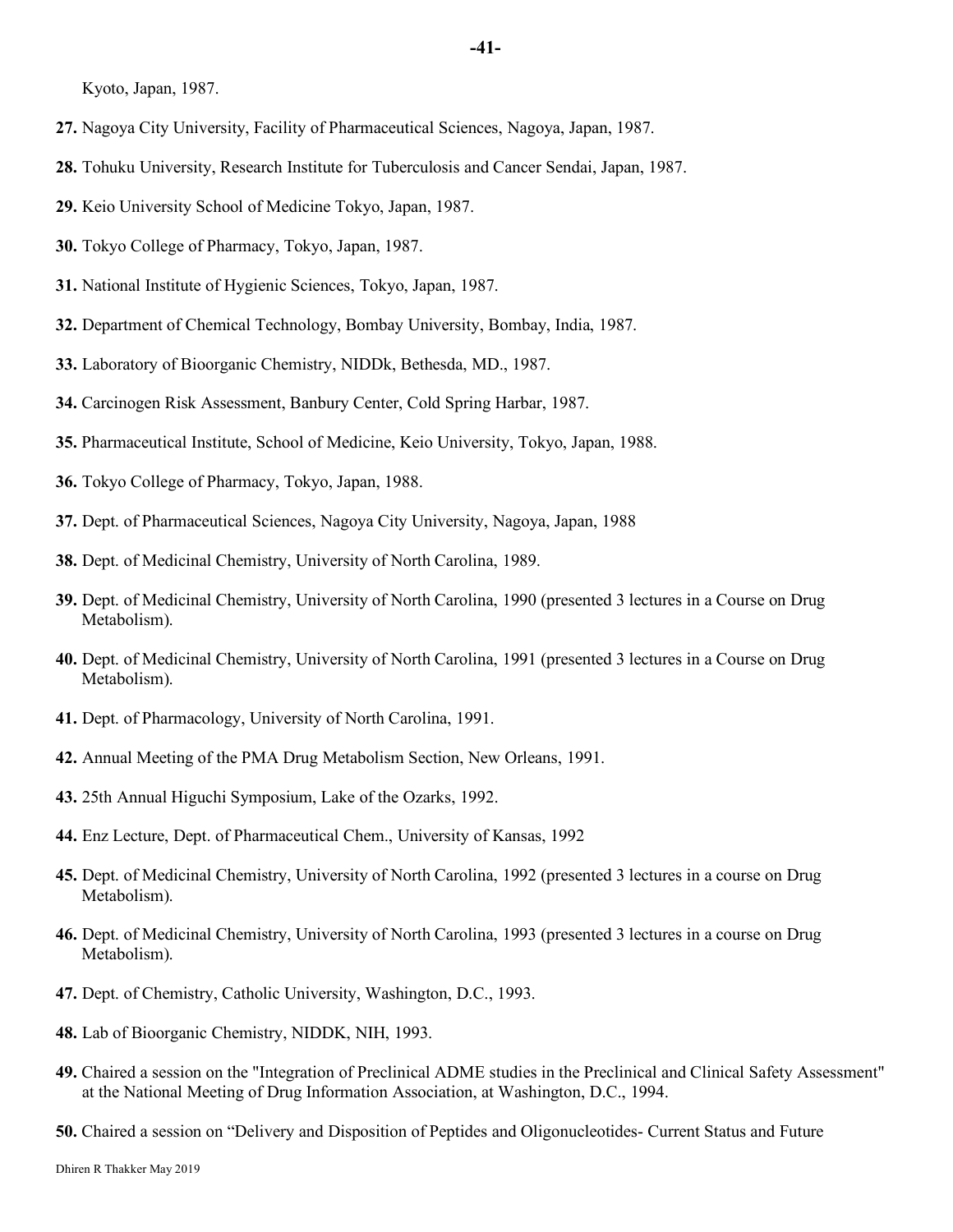Kyoto, Japan, 1987.

**27.** Nagoya City University, Facility of Pharmaceutical Sciences, Nagoya, Japan, 1987.

**28.** Tohuku University, Research Institute for Tuberculosis and Cancer Sendai, Japan, 1987.

**29.** Keio University School of Medicine Tokyo, Japan, 1987.

**30.** Tokyo College of Pharmacy, Tokyo, Japan, 1987.

**31.** National Institute of Hygienic Sciences, Tokyo, Japan, 1987.

**32.** Department of Chemical Technology, Bombay University, Bombay, India, 1987.

**33.** Laboratory of Bioorganic Chemistry, NIDDk, Bethesda, MD., 1987.

**34.** Carcinogen Risk Assessment, Banbury Center, Cold Spring Harbar, 1987.

**35.** Pharmaceutical Institute, School of Medicine, Keio University, Tokyo, Japan, 1988.

**36.** Tokyo College of Pharmacy, Tokyo, Japan, 1988.

**37.** Dept. of Pharmaceutical Sciences, Nagoya City University, Nagoya, Japan, 1988

**38.** Dept. of Medicinal Chemistry, University of North Carolina, 1989.

**39.** Dept. of Medicinal Chemistry, University of North Carolina, 1990 (presented 3 lectures in a Course on Drug Metabolism).

**40.** Dept. of Medicinal Chemistry, University of North Carolina, 1991 (presented 3 lectures in a Course on Drug Metabolism).

**41.** Dept. of Pharmacology, University of North Carolina, 1991.

**42.** Annual Meeting of the PMA Drug Metabolism Section, New Orleans, 1991.

**43.** 25th Annual Higuchi Symposium, Lake of the Ozarks, 1992.

**44.** Enz Lecture, Dept. of Pharmaceutical Chem., University of Kansas, 1992

**45.** Dept. of Medicinal Chemistry, University of North Carolina, 1992 (presented 3 lectures in a course on Drug Metabolism).

**46.** Dept. of Medicinal Chemistry, University of North Carolina, 1993 (presented 3 lectures in a course on Drug Metabolism).

**47.** Dept. of Chemistry, Catholic University, Washington, D.C., 1993.

**48.** Lab of Bioorganic Chemistry, NIDDK, NIH, 1993.

**49.** Chaired a session on the "Integration of Preclinical ADME studies in the Preclinical and Clinical Safety Assessment" at the National Meeting of Drug Information Association, at Washington, D.C., 1994.

**50.** Chaired a session on "Delivery and Disposition of Peptides and Oligonucleotides- Current Status and Future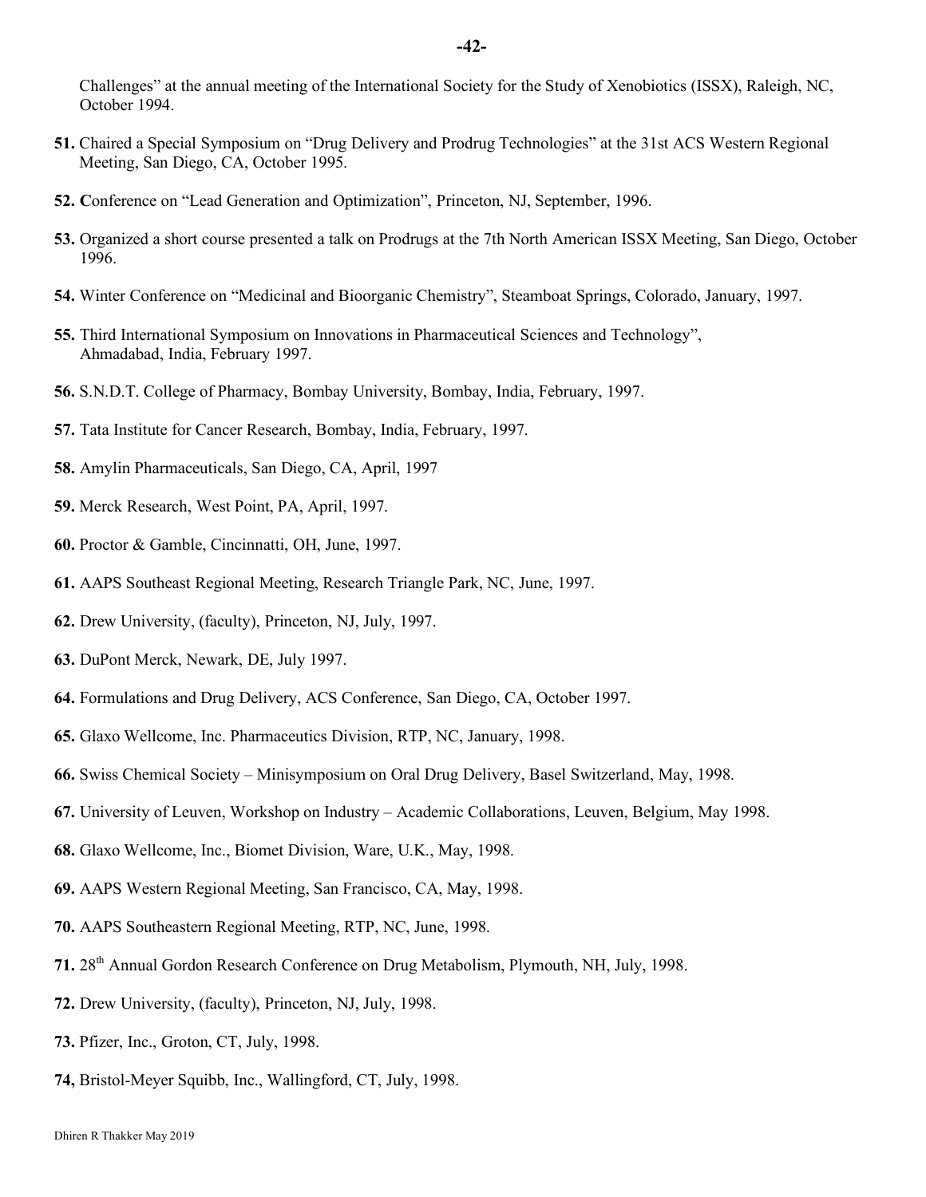Challenges" at the annual meeting of the International Society for the Study of Xenobiotics (ISSX), Raleigh, NC, October 1994.

**51.** Chaired a Special Symposium on "Drug Delivery and Prodrug Technologies" at the 31st ACS Western Regional Meeting, San Diego, CA, October 1995.

**52. C**onference on "Lead Generation and Optimization", Princeton, NJ, September, 1996.

**53.** Organized a short course presented a talk on Prodrugs at the 7th North American ISSX Meeting, San Diego, October 1996.

**54.** Winter Conference on "Medicinal and Bioorganic Chemistry", Steamboat Springs, Colorado, January, 1997.

**55.** Third International Symposium on Innovations in Pharmaceutical Sciences and Technology", Ahmadabad, India, February 1997.

**56.** S.N.D.T. College of Pharmacy, Bombay University, Bombay, India, February, 1997.

**57.** Tata Institute for Cancer Research, Bombay, India, February, 1997.

**58.** Amylin Pharmaceuticals, San Diego, CA, April, 1997

**59.** Merck Research, West Point, PA, April, 1997.

**60.** Proctor & Gamble, Cincinnatti, OH, June, 1997.

**61.** AAPS Southeast Regional Meeting, Research Triangle Park, NC, June, 1997.

**62.** Drew University, (faculty), Princeton, NJ, July, 1997.

**63.** DuPont Merck, Newark, DE, July 1997.

**64.** Formulations and Drug Delivery, ACS Conference, San Diego, CA, October 1997.

**65.** Glaxo Wellcome, Inc. Pharmaceutics Division, RTP, NC, January, 1998.

**66.** Swiss Chemical Society – Minisymposium on Oral Drug Delivery, Basel Switzerland, May, 1998.

**67.** University of Leuven, Workshop on Industry – Academic Collaborations, Leuven, Belgium, May 1998.

**68.** Glaxo Wellcome, Inc., Biomet Division, Ware, U.K., May, 1998.

**69.** AAPS Western Regional Meeting, San Francisco, CA, May, 1998.

**70.** AAPS Southeastern Regional Meeting, RTP, NC, June, 1998.

**71.** 28th Annual Gordon Research Conference on Drug Metabolism, Plymouth, NH, July, 1998.

**72.** Drew University, (faculty), Princeton, NJ, July, 1998.

**73.** Pfizer, Inc., Groton, CT, July, 1998.

**74,** Bristol-Meyer Squibb, Inc., Wallingford, CT, July, 1998.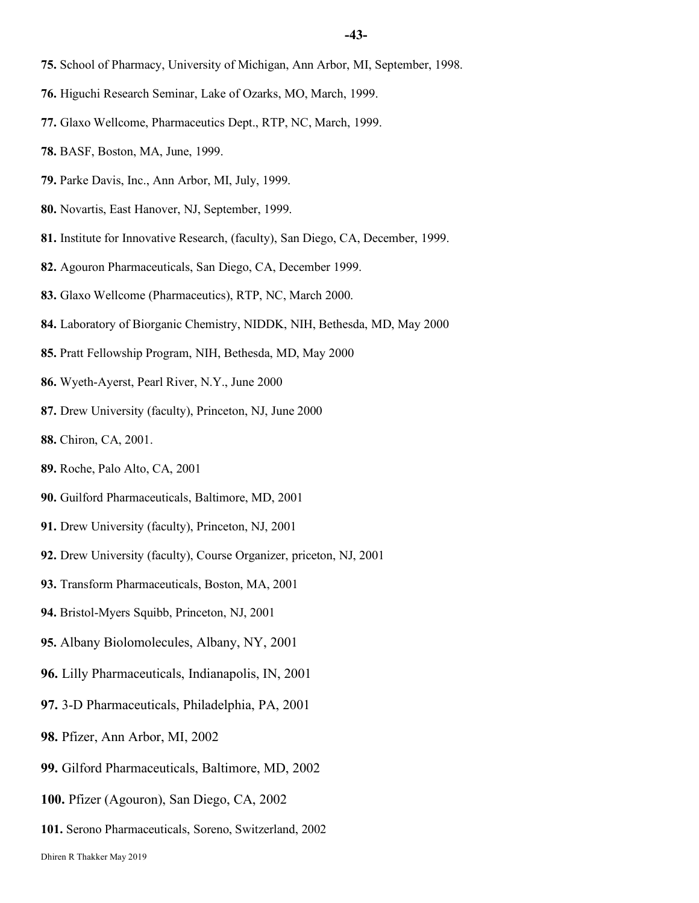**75.** School of Pharmacy, University of Michigan, Ann Arbor, MI, September, 1998.

**76.** Higuchi Research Seminar, Lake of Ozarks, MO, March, 1999.

**77.** Glaxo Wellcome, Pharmaceutics Dept., RTP, NC, March, 1999.

**78.** BASF, Boston, MA, June, 1999.

**79.** Parke Davis, Inc., Ann Arbor, MI, July, 1999.

**80.** Novartis, East Hanover, NJ, September, 1999.

**81.** Institute for Innovative Research, (faculty), San Diego, CA, December, 1999.

**82.** Agouron Pharmaceuticals, San Diego, CA, December 1999.

**83.** Glaxo Wellcome (Pharmaceutics), RTP, NC, March 2000.

**84.** Laboratory of Biorganic Chemistry, NIDDK, NIH, Bethesda, MD, May 2000

**85.** Pratt Fellowship Program, NIH, Bethesda, MD, May 2000

**86.** Wyeth-Ayerst, Pearl River, N.Y., June 2000

**87.** Drew University (faculty), Princeton, NJ, June 2000

**88.** Chiron, CA, 2001.

**89.** Roche, Palo Alto, CA, 2001

**90.** Guilford Pharmaceuticals, Baltimore, MD, 2001

**91.** Drew University (faculty), Princeton, NJ, 2001

**92.** Drew University (faculty), Course Organizer, priceton, NJ, 2001

**93.** Transform Pharmaceuticals, Boston, MA, 2001

**94.** Bristol-Myers Squibb, Princeton, NJ, 2001

**95.** Albany Biolomolecules, Albany, NY, 2001

**96.** Lilly Pharmaceuticals, Indianapolis, IN, 2001

**97.** 3-D Pharmaceuticals, Philadelphia, PA, 2001

**98.** Pfizer, Ann Arbor, MI, 2002

**99.** Gilford Pharmaceuticals, Baltimore, MD, 2002

**100.** Pfizer (Agouron), San Diego, CA, 2002

**101.** Serono Pharmaceuticals, Soreno, Switzerland, 2002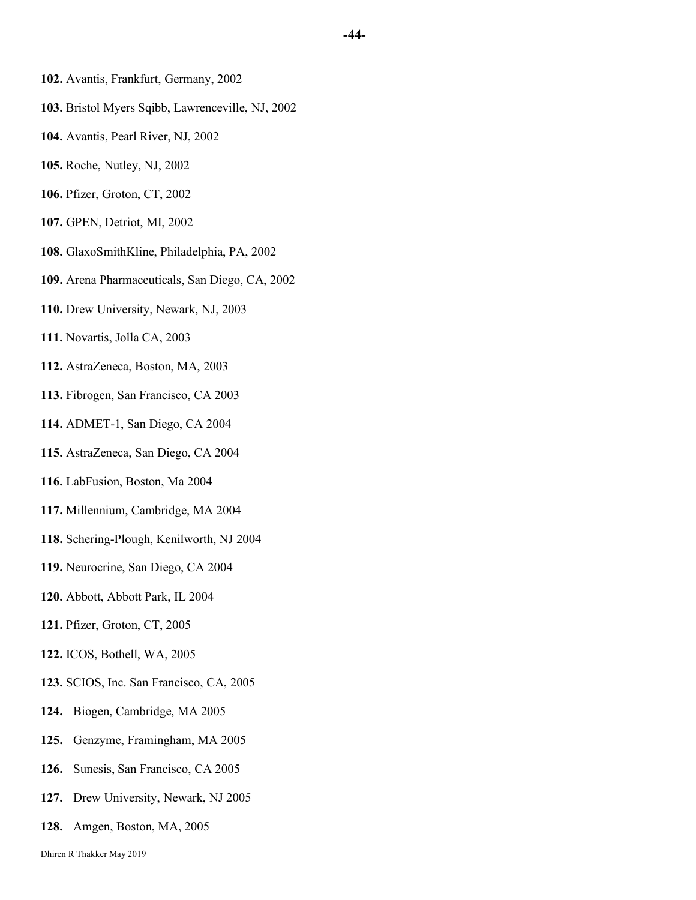**102.** Avantis, Frankfurt, Germany, 2002

**103.** Bristol Myers Sqibb, Lawrenceville, NJ, 2002

**104.** Avantis, Pearl River, NJ, 2002

**105.** Roche, Nutley, NJ, 2002

**106.** Pfizer, Groton, CT, 2002

**107.** GPEN, Detriot, MI, 2002

**108.** GlaxoSmithKline, Philadelphia, PA, 2002

**109.** Arena Pharmaceuticals, San Diego, CA, 2002

**110.** Drew University, Newark, NJ, 2003

**111.** Novartis, Jolla CA, 2003

**112.** AstraZeneca, Boston, MA, 2003

**113.** Fibrogen, San Francisco, CA 2003

**114.** ADMET-1, San Diego, CA 2004

**115.** AstraZeneca, San Diego, CA 2004

**116.** LabFusion, Boston, Ma 2004

**117.** Millennium, Cambridge, MA 2004

**118.** Schering-Plough, Kenilworth, NJ 2004

**119.** Neurocrine, San Diego, CA 2004

**120.** Abbott, Abbott Park, IL 2004

**121.** Pfizer, Groton, CT, 2005

**122.** ICOS, Bothell, WA, 2005

**123.** SCIOS, Inc. San Francisco, CA, 2005

**124.** Biogen, Cambridge, MA 2005

**125.** Genzyme, Framingham, MA 2005

**126.** Sunesis, San Francisco, CA 2005

**127.** Drew University, Newark, NJ 2005

**128.** Amgen, Boston, MA, 2005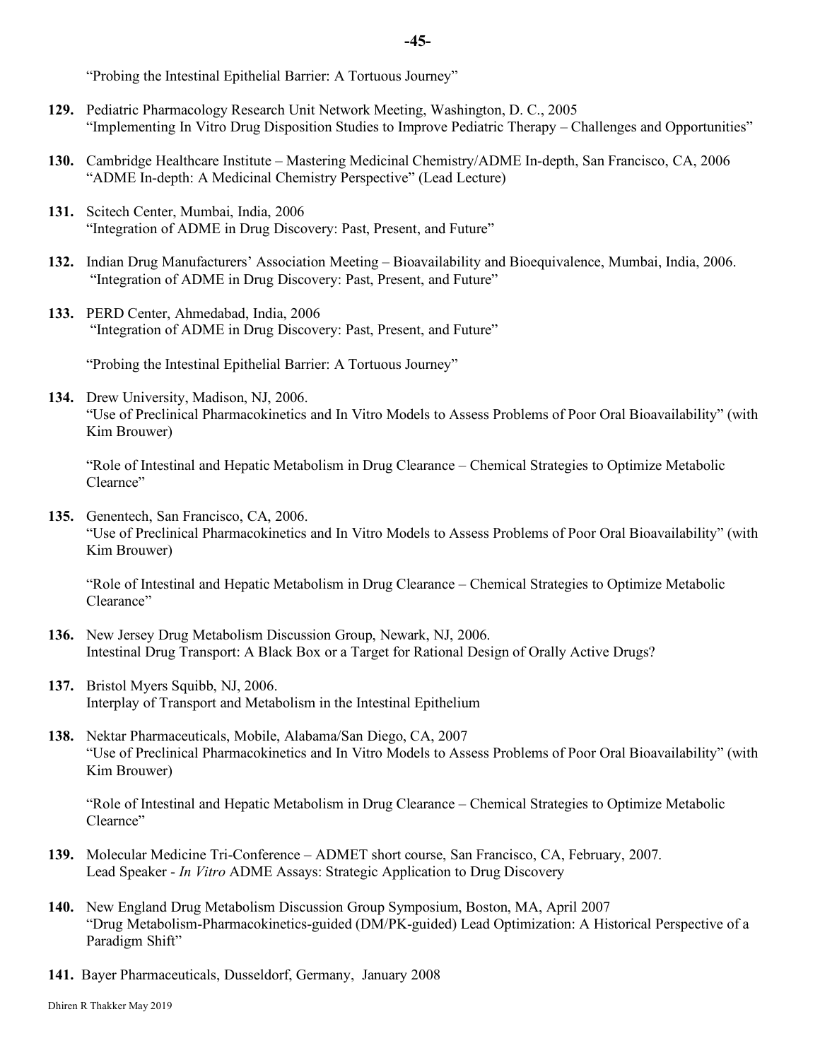"Probing the Intestinal Epithelial Barrier: A Tortuous Journey"

**129.** Pediatric Pharmacology Research Unit Network Meeting, Washington, D. C., 2005
"Implementing In Vitro Drug Disposition Studies to Improve Pediatric Therapy – Challenges and Opportunities"

**130.** Cambridge Healthcare Institute – Mastering Medicinal Chemistry/ADME In-depth, San Francisco, CA, 2006
"ADME In-depth: A Medicinal Chemistry Perspective" (Lead Lecture)

**131.** Scitech Center, Mumbai, India, 2006
"Integration of ADME in Drug Discovery: Past, Present, and Future"

**132.** Indian Drug Manufacturers' Association Meeting – Bioavailability and Bioequivalence, Mumbai, India, 2006.
"Integration of ADME in Drug Discovery: Past, Present, and Future"

**133.** PERD Center, Ahmedabad, India, 2006
"Integration of ADME in Drug Discovery: Past, Present, and Future"

"Probing the Intestinal Epithelial Barrier: A Tortuous Journey"

**134.** Drew University, Madison, NJ, 2006.
"Use of Preclinical Pharmacokinetics and In Vitro Models to Assess Problems of Poor Oral Bioavailability" (with Kim Brouwer)

"Role of Intestinal and Hepatic Metabolism in Drug Clearance – Chemical Strategies to Optimize Metabolic Clearnce"

**135.** Genentech, San Francisco, CA, 2006.
"Use of Preclinical Pharmacokinetics and In Vitro Models to Assess Problems of Poor Oral Bioavailability" (with Kim Brouwer)

"Role of Intestinal and Hepatic Metabolism in Drug Clearance – Chemical Strategies to Optimize Metabolic Clearance"

**136.** New Jersey Drug Metabolism Discussion Group, Newark, NJ, 2006.
Intestinal Drug Transport: A Black Box or a Target for Rational Design of Orally Active Drugs?

**137.** Bristol Myers Squibb, NJ, 2006.
Interplay of Transport and Metabolism in the Intestinal Epithelium

**138.** Nektar Pharmaceuticals, Mobile, Alabama/San Diego, CA, 2007
"Use of Preclinical Pharmacokinetics and In Vitro Models to Assess Problems of Poor Oral Bioavailability" (with Kim Brouwer)

"Role of Intestinal and Hepatic Metabolism in Drug Clearance – Chemical Strategies to Optimize Metabolic Clearnce"

**139.** Molecular Medicine Tri-Conference – ADMET short course, San Francisco, CA, February, 2007.
Lead Speaker - *In Vitro* ADME Assays: Strategic Application to Drug Discovery

**140.** New England Drug Metabolism Discussion Group Symposium, Boston, MA, April 2007
"Drug Metabolism-Pharmacokinetics-guided (DM/PK-guided) Lead Optimization: A Historical Perspective of a Paradigm Shift"

**141.** Bayer Pharmaceuticals, Dusseldorf, Germany, January 2008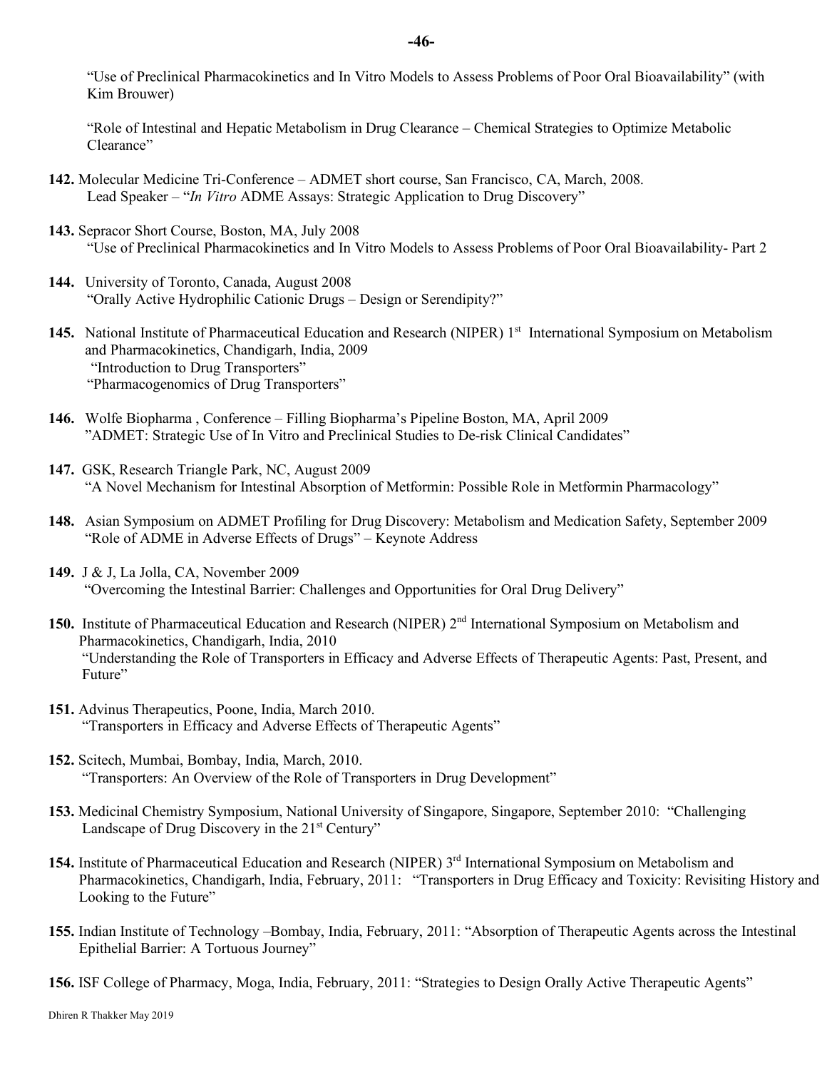"Use of Preclinical Pharmacokinetics and In Vitro Models to Assess Problems of Poor Oral Bioavailability" (with Kim Brouwer)

"Role of Intestinal and Hepatic Metabolism in Drug Clearance – Chemical Strategies to Optimize Metabolic Clearance"

**142.** Molecular Medicine Tri-Conference – ADMET short course, San Francisco, CA, March, 2008.
Lead Speaker – "*In Vitro* ADME Assays: Strategic Application to Drug Discovery"

**143.** Sepracor Short Course, Boston, MA, July 2008
"Use of Preclinical Pharmacokinetics and In Vitro Models to Assess Problems of Poor Oral Bioavailability- Part 2

**144.** University of Toronto, Canada, August 2008
"Orally Active Hydrophilic Cationic Drugs – Design or Serendipity?"

**145.** National Institute of Pharmaceutical Education and Research (NIPER) 1st International Symposium on Metabolism and Pharmacokinetics, Chandigarh, India, 2009
"Introduction to Drug Transporters"
"Pharmacogenomics of Drug Transporters"

**146.** Wolfe Biopharma , Conference – Filling Biopharma's Pipeline Boston, MA, April 2009
"ADMET: Strategic Use of In Vitro and Preclinical Studies to De-risk Clinical Candidates"

**147.** GSK, Research Triangle Park, NC, August 2009
"A Novel Mechanism for Intestinal Absorption of Metformin: Possible Role in Metformin Pharmacology"

**148.** Asian Symposium on ADMET Profiling for Drug Discovery: Metabolism and Medication Safety, September 2009
"Role of ADME in Adverse Effects of Drugs" – Keynote Address

**149.** J & J, La Jolla, CA, November 2009
"Overcoming the Intestinal Barrier: Challenges and Opportunities for Oral Drug Delivery"

**150.** Institute of Pharmaceutical Education and Research (NIPER) 2nd International Symposium on Metabolism and Pharmacokinetics, Chandigarh, India, 2010
"Understanding the Role of Transporters in Efficacy and Adverse Effects of Therapeutic Agents: Past, Present, and Future"

**151.** Advinus Therapeutics, Poone, India, March 2010.
"Transporters in Efficacy and Adverse Effects of Therapeutic Agents"

**152.** Scitech, Mumbai, Bombay, India, March, 2010.
"Transporters: An Overview of the Role of Transporters in Drug Development"

**153.** Medicinal Chemistry Symposium, National University of Singapore, Singapore, September 2010: "Challenging Landscape of Drug Discovery in the 21st Century"

**154.** Institute of Pharmaceutical Education and Research (NIPER) 3rd International Symposium on Metabolism and Pharmacokinetics, Chandigarh, India, February, 2011: "Transporters in Drug Efficacy and Toxicity: Revisiting History and Looking to the Future"

**155.** Indian Institute of Technology –Bombay, India, February, 2011: "Absorption of Therapeutic Agents across the Intestinal Epithelial Barrier: A Tortuous Journey"

**156.** ISF College of Pharmacy, Moga, India, February, 2011: "Strategies to Design Orally Active Therapeutic Agents"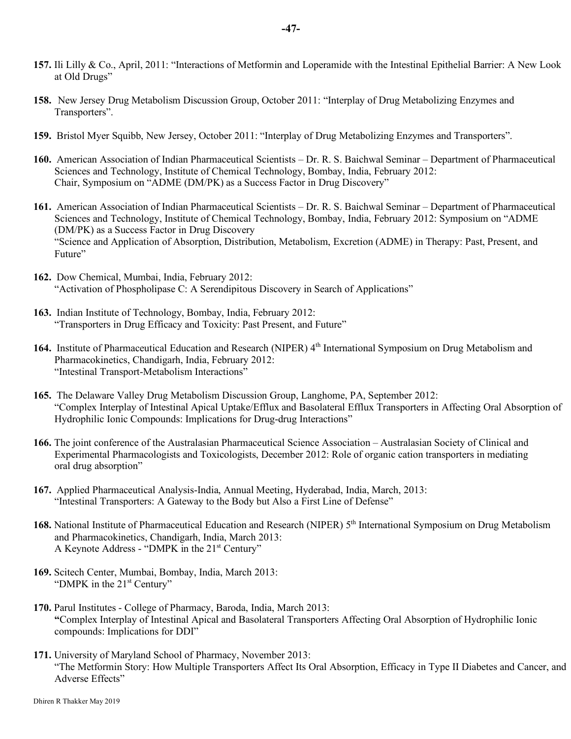**157.** Ili Lilly & Co., April, 2011: "Interactions of Metformin and Loperamide with the Intestinal Epithelial Barrier: A New Look at Old Drugs"

**158.** New Jersey Drug Metabolism Discussion Group, October 2011: "Interplay of Drug Metabolizing Enzymes and Transporters".

**159.** Bristol Myer Squibb, New Jersey, October 2011: "Interplay of Drug Metabolizing Enzymes and Transporters".

**160.** American Association of Indian Pharmaceutical Scientists – Dr. R. S. Baichwal Seminar – Department of Pharmaceutical Sciences and Technology, Institute of Chemical Technology, Bombay, India, February 2012: Chair, Symposium on "ADME (DM/PK) as a Success Factor in Drug Discovery"

**161.** American Association of Indian Pharmaceutical Scientists – Dr. R. S. Baichwal Seminar – Department of Pharmaceutical Sciences and Technology, Institute of Chemical Technology, Bombay, India, February 2012: Symposium on "ADME (DM/PK) as a Success Factor in Drug Discovery
"Science and Application of Absorption, Distribution, Metabolism, Excretion (ADME) in Therapy: Past, Present, and Future"

**162.** Dow Chemical, Mumbai, India, February 2012:
"Activation of Phospholipase C: A Serendipitous Discovery in Search of Applications"

**163.** Indian Institute of Technology, Bombay, India, February 2012:
"Transporters in Drug Efficacy and Toxicity: Past Present, and Future"

**164.** Institute of Pharmaceutical Education and Research (NIPER) 4th International Symposium on Drug Metabolism and Pharmacokinetics, Chandigarh, India, February 2012:
"Intestinal Transport-Metabolism Interactions"

**165.** The Delaware Valley Drug Metabolism Discussion Group, Langhome, PA, September 2012:
"Complex Interplay of Intestinal Apical Uptake/Efflux and Basolateral Efflux Transporters in Affecting Oral Absorption of Hydrophilic Ionic Compounds: Implications for Drug-drug Interactions"

**166.** The joint conference of the Australasian Pharmaceutical Science Association – Australasian Society of Clinical and Experimental Pharmacologists and Toxicologists, December 2012: Role of organic cation transporters in mediating oral drug absorption"

**167.** Applied Pharmaceutical Analysis-India, Annual Meeting, Hyderabad, India, March, 2013:
"Intestinal Transporters: A Gateway to the Body but Also a First Line of Defense"

**168.** National Institute of Pharmaceutical Education and Research (NIPER) 5th International Symposium on Drug Metabolism and Pharmacokinetics, Chandigarh, India, March 2013:
A Keynote Address - "DMPK in the 21st Century"

**169.** Scitech Center, Mumbai, Bombay, India, March 2013:
"DMPK in the 21st Century"

**170.** Parul Institutes - College of Pharmacy, Baroda, India, March 2013:
**"**Complex Interplay of Intestinal Apical and Basolateral Transporters Affecting Oral Absorption of Hydrophilic Ionic compounds: Implications for DDI"

**171.** University of Maryland School of Pharmacy, November 2013:
"The Metformin Story: How Multiple Transporters Affect Its Oral Absorption, Efficacy in Type II Diabetes and Cancer, and Adverse Effects"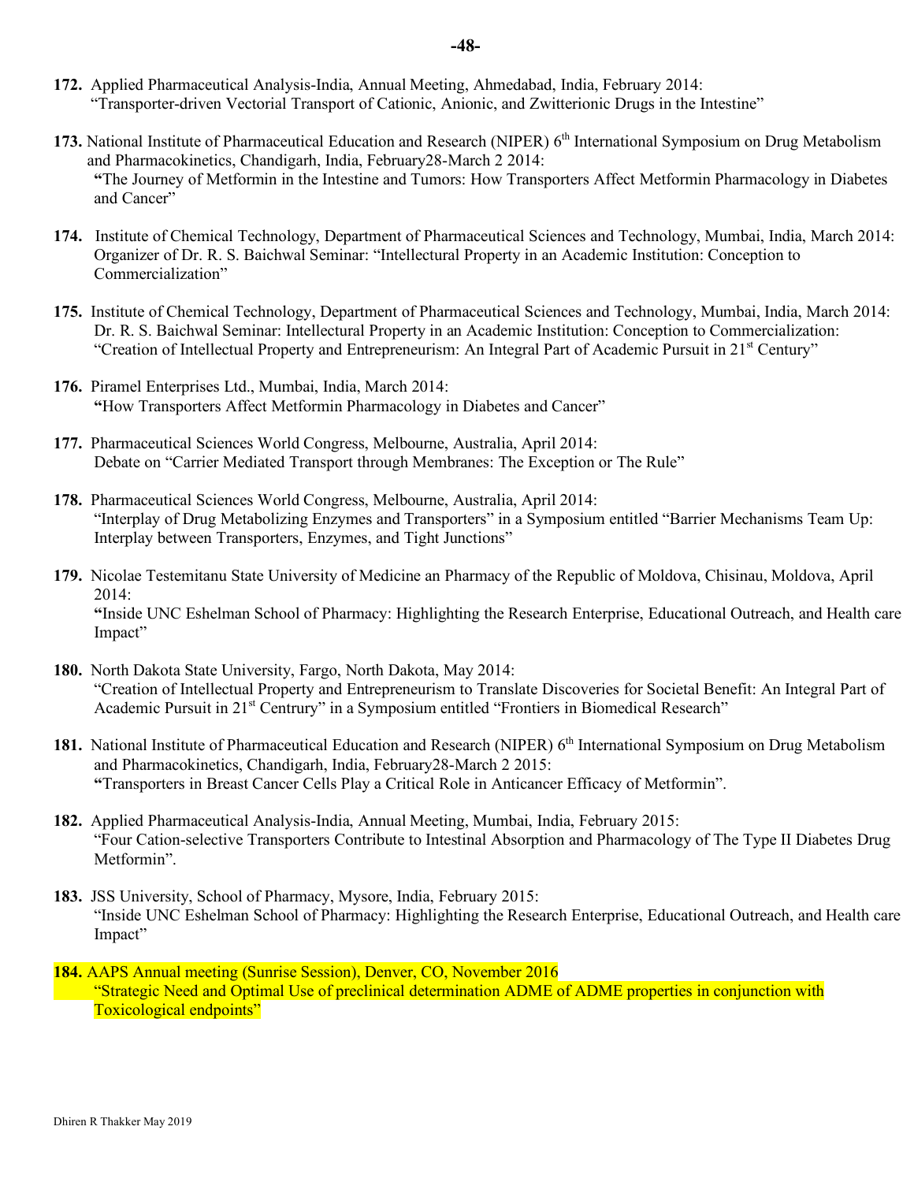**172.** Applied Pharmaceutical Analysis-India, Annual Meeting, Ahmedabad, India, February 2014:
"Transporter-driven Vectorial Transport of Cationic, Anionic, and Zwitterionic Drugs in the Intestine"

**173.** National Institute of Pharmaceutical Education and Research (NIPER) 6th International Symposium on Drug Metabolism and Pharmacokinetics, Chandigarh, India, February28-March 2 2014:
**"**The Journey of Metformin in the Intestine and Tumors: How Transporters Affect Metformin Pharmacology in Diabetes and Cancer"

**174.** Institute of Chemical Technology, Department of Pharmaceutical Sciences and Technology, Mumbai, India, March 2014: Organizer of Dr. R. S. Baichwal Seminar: "Intellectural Property in an Academic Institution: Conception to Commercialization"

**175.** Institute of Chemical Technology, Department of Pharmaceutical Sciences and Technology, Mumbai, India, March 2014: Dr. R. S. Baichwal Seminar: Intellectural Property in an Academic Institution: Conception to Commercialization: "Creation of Intellectual Property and Entrepreneurism: An Integral Part of Academic Pursuit in 21st Century"

**176.** Piramel Enterprises Ltd., Mumbai, India, March 2014:
**"**How Transporters Affect Metformin Pharmacology in Diabetes and Cancer"

**177.** Pharmaceutical Sciences World Congress, Melbourne, Australia, April 2014:
Debate on "Carrier Mediated Transport through Membranes: The Exception or The Rule"

**178.** Pharmaceutical Sciences World Congress, Melbourne, Australia, April 2014:
"Interplay of Drug Metabolizing Enzymes and Transporters" in a Symposium entitled "Barrier Mechanisms Team Up: Interplay between Transporters, Enzymes, and Tight Junctions"

**179.** Nicolae Testemitanu State University of Medicine an Pharmacy of the Republic of Moldova, Chisinau, Moldova, April 2014:
**"**Inside UNC Eshelman School of Pharmacy: Highlighting the Research Enterprise, Educational Outreach, and Health care Impact"

**180.** North Dakota State University, Fargo, North Dakota, May 2014:
"Creation of Intellectual Property and Entrepreneurism to Translate Discoveries for Societal Benefit: An Integral Part of Academic Pursuit in 21st Centrury" in a Symposium entitled "Frontiers in Biomedical Research"

**181.** National Institute of Pharmaceutical Education and Research (NIPER) 6th International Symposium on Drug Metabolism and Pharmacokinetics, Chandigarh, India, February28-March 2 2015:
**"**Transporters in Breast Cancer Cells Play a Critical Role in Anticancer Efficacy of Metformin".

**182.** Applied Pharmaceutical Analysis-India, Annual Meeting, Mumbai, India, February 2015:
"Four Cation-selective Transporters Contribute to Intestinal Absorption and Pharmacology of The Type II Diabetes Drug Metformin".

**183.** JSS University, School of Pharmacy, Mysore, India, February 2015:
"Inside UNC Eshelman School of Pharmacy: Highlighting the Research Enterprise, Educational Outreach, and Health care Impact"

**184.** AAPS Annual meeting (Sunrise Session), Denver, CO, November 2016
"Strategic Need and Optimal Use of preclinical determination ADME of ADME properties in conjunction with Toxicological endpoints"